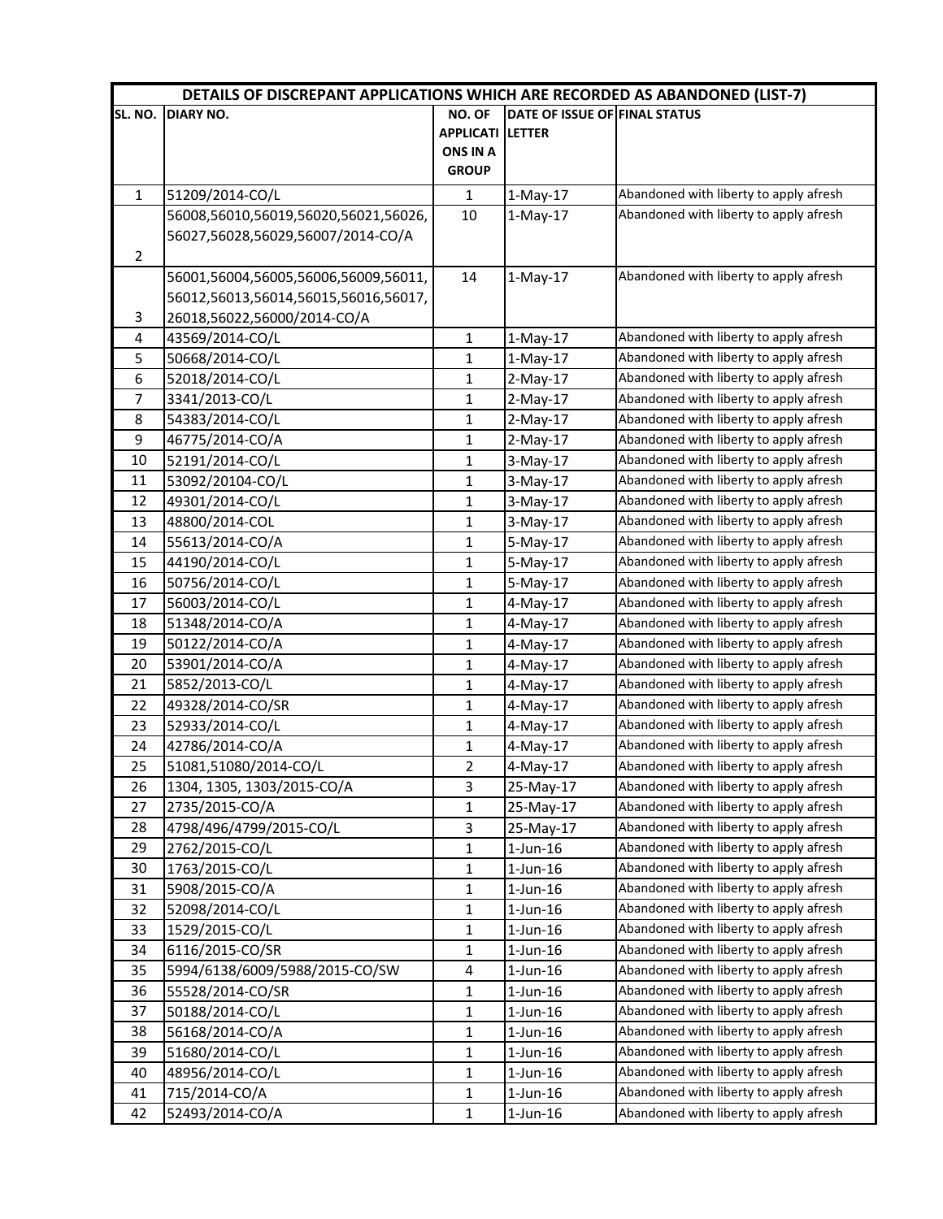| DETAILS OF DISCREPANT APPLICATIONS WHICH ARE RECORDED AS ABANDONED (LIST-7) | | | | |
|---|---|---|---|---|
| SL. NO. | DIARY NO. | NO. OF APPLICATIONS IN A GROUP | DATE OF ISSUE OF LETTER | FINAL STATUS |
| 1 | 51209/2014-CO/L | 1 | 1-May-17 | Abandoned with liberty to apply afresh |
| 2 | 56008,56010,56019,56020,56021,56026, 56027,56028,56029,56007/2014-CO/A | 10 | 1-May-17 | Abandoned with liberty to apply afresh |
| 3 | 56001,56004,56005,56006,56009,56011, 56012,56013,56014,56015,56016,56017, 26018,56022,56000/2014-CO/A | 14 | 1-May-17 | Abandoned with liberty to apply afresh |
| 4 | 43569/2014-CO/L | 1 | 1-May-17 | Abandoned with liberty to apply afresh |
| 5 | 50668/2014-CO/L | 1 | 1-May-17 | Abandoned with liberty to apply afresh |
| 6 | 52018/2014-CO/L | 1 | 2-May-17 | Abandoned with liberty to apply afresh |
| 7 | 3341/2013-CO/L | 1 | 2-May-17 | Abandoned with liberty to apply afresh |
| 8 | 54383/2014-CO/L | 1 | 2-May-17 | Abandoned with liberty to apply afresh |
| 9 | 46775/2014-CO/A | 1 | 2-May-17 | Abandoned with liberty to apply afresh |
| 10 | 52191/2014-CO/L | 1 | 3-May-17 | Abandoned with liberty to apply afresh |
| 11 | 53092/20104-CO/L | 1 | 3-May-17 | Abandoned with liberty to apply afresh |
| 12 | 49301/2014-CO/L | 1 | 3-May-17 | Abandoned with liberty to apply afresh |
| 13 | 48800/2014-COL | 1 | 3-May-17 | Abandoned with liberty to apply afresh |
| 14 | 55613/2014-CO/A | 1 | 5-May-17 | Abandoned with liberty to apply afresh |
| 15 | 44190/2014-CO/L | 1 | 5-May-17 | Abandoned with liberty to apply afresh |
| 16 | 50756/2014-CO/L | 1 | 5-May-17 | Abandoned with liberty to apply afresh |
| 17 | 56003/2014-CO/L | 1 | 4-May-17 | Abandoned with liberty to apply afresh |
| 18 | 51348/2014-CO/A | 1 | 4-May-17 | Abandoned with liberty to apply afresh |
| 19 | 50122/2014-CO/A | 1 | 4-May-17 | Abandoned with liberty to apply afresh |
| 20 | 53901/2014-CO/A | 1 | 4-May-17 | Abandoned with liberty to apply afresh |
| 21 | 5852/2013-CO/L | 1 | 4-May-17 | Abandoned with liberty to apply afresh |
| 22 | 49328/2014-CO/SR | 1 | 4-May-17 | Abandoned with liberty to apply afresh |
| 23 | 52933/2014-CO/L | 1 | 4-May-17 | Abandoned with liberty to apply afresh |
| 24 | 42786/2014-CO/A | 1 | 4-May-17 | Abandoned with liberty to apply afresh |
| 25 | 51081,51080/2014-CO/L | 2 | 4-May-17 | Abandoned with liberty to apply afresh |
| 26 | 1304, 1305, 1303/2015-CO/A | 3 | 25-May-17 | Abandoned with liberty to apply afresh |
| 27 | 2735/2015-CO/A | 1 | 25-May-17 | Abandoned with liberty to apply afresh |
| 28 | 4798/496/4799/2015-CO/L | 3 | 25-May-17 | Abandoned with liberty to apply afresh |
| 29 | 2762/2015-CO/L | 1 | 1-Jun-16 | Abandoned with liberty to apply afresh |
| 30 | 1763/2015-CO/L | 1 | 1-Jun-16 | Abandoned with liberty to apply afresh |
| 31 | 5908/2015-CO/A | 1 | 1-Jun-16 | Abandoned with liberty to apply afresh |
| 32 | 52098/2014-CO/L | 1 | 1-Jun-16 | Abandoned with liberty to apply afresh |
| 33 | 1529/2015-CO/L | 1 | 1-Jun-16 | Abandoned with liberty to apply afresh |
| 34 | 6116/2015-CO/SR | 1 | 1-Jun-16 | Abandoned with liberty to apply afresh |
| 35 | 5994/6138/6009/5988/2015-CO/SW | 4 | 1-Jun-16 | Abandoned with liberty to apply afresh |
| 36 | 55528/2014-CO/SR | 1 | 1-Jun-16 | Abandoned with liberty to apply afresh |
| 37 | 50188/2014-CO/L | 1 | 1-Jun-16 | Abandoned with liberty to apply afresh |
| 38 | 56168/2014-CO/A | 1 | 1-Jun-16 | Abandoned with liberty to apply afresh |
| 39 | 51680/2014-CO/L | 1 | 1-Jun-16 | Abandoned with liberty to apply afresh |
| 40 | 48956/2014-CO/L | 1 | 1-Jun-16 | Abandoned with liberty to apply afresh |
| 41 | 715/2014-CO/A | 1 | 1-Jun-16 | Abandoned with liberty to apply afresh |
| 42 | 52493/2014-CO/A | 1 | 1-Jun-16 | Abandoned with liberty to apply afresh |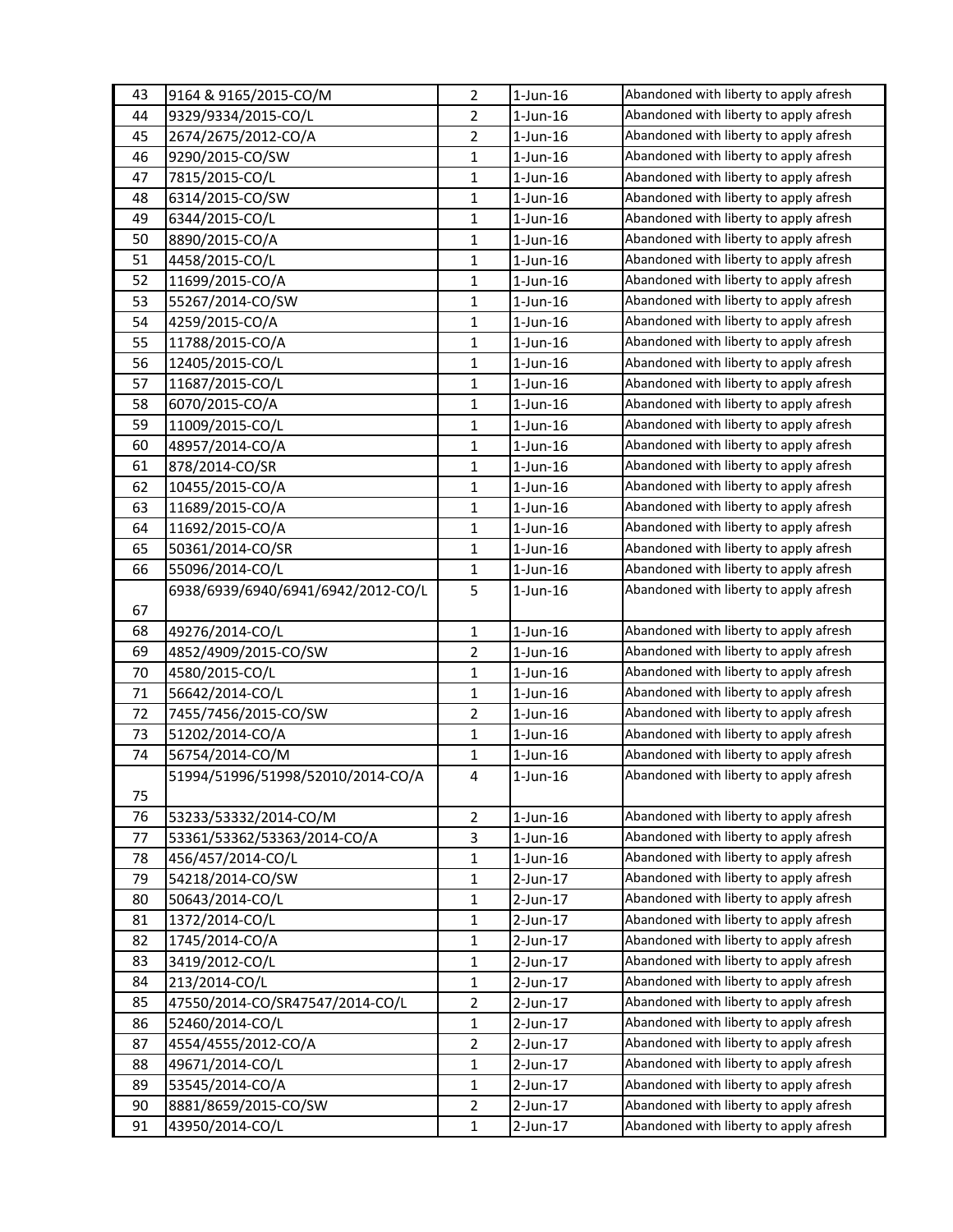| 43 | 9164 & 9165/2015-CO/M | 2 | 1-Jun-16 | Abandoned with liberty to apply afresh |
|---|---|---|---|---|
| 44 | 9329/9334/2015-CO/L | 2 | 1-Jun-16 | Abandoned with liberty to apply afresh |
| 45 | 2674/2675/2012-CO/A | 2 | 1-Jun-16 | Abandoned with liberty to apply afresh |
| 46 | 9290/2015-CO/SW | 1 | 1-Jun-16 | Abandoned with liberty to apply afresh |
| 47 | 7815/2015-CO/L | 1 | 1-Jun-16 | Abandoned with liberty to apply afresh |
| 48 | 6314/2015-CO/SW | 1 | 1-Jun-16 | Abandoned with liberty to apply afresh |
| 49 | 6344/2015-CO/L | 1 | 1-Jun-16 | Abandoned with liberty to apply afresh |
| 50 | 8890/2015-CO/A | 1 | 1-Jun-16 | Abandoned with liberty to apply afresh |
| 51 | 4458/2015-CO/L | 1 | 1-Jun-16 | Abandoned with liberty to apply afresh |
| 52 | 11699/2015-CO/A | 1 | 1-Jun-16 | Abandoned with liberty to apply afresh |
| 53 | 55267/2014-CO/SW | 1 | 1-Jun-16 | Abandoned with liberty to apply afresh |
| 54 | 4259/2015-CO/A | 1 | 1-Jun-16 | Abandoned with liberty to apply afresh |
| 55 | 11788/2015-CO/A | 1 | 1-Jun-16 | Abandoned with liberty to apply afresh |
| 56 | 12405/2015-CO/L | 1 | 1-Jun-16 | Abandoned with liberty to apply afresh |
| 57 | 11687/2015-CO/L | 1 | 1-Jun-16 | Abandoned with liberty to apply afresh |
| 58 | 6070/2015-CO/A | 1 | 1-Jun-16 | Abandoned with liberty to apply afresh |
| 59 | 11009/2015-CO/L | 1 | 1-Jun-16 | Abandoned with liberty to apply afresh |
| 60 | 48957/2014-CO/A | 1 | 1-Jun-16 | Abandoned with liberty to apply afresh |
| 61 | 878/2014-CO/SR | 1 | 1-Jun-16 | Abandoned with liberty to apply afresh |
| 62 | 10455/2015-CO/A | 1 | 1-Jun-16 | Abandoned with liberty to apply afresh |
| 63 | 11689/2015-CO/A | 1 | 1-Jun-16 | Abandoned with liberty to apply afresh |
| 64 | 11692/2015-CO/A | 1 | 1-Jun-16 | Abandoned with liberty to apply afresh |
| 65 | 50361/2014-CO/SR | 1 | 1-Jun-16 | Abandoned with liberty to apply afresh |
| 66 | 55096/2014-CO/L | 1 | 1-Jun-16 | Abandoned with liberty to apply afresh |
| 67 | 6938/6939/6940/6941/6942/2012-CO/L | 5 | 1-Jun-16 | Abandoned with liberty to apply afresh |
| 68 | 49276/2014-CO/L | 1 | 1-Jun-16 | Abandoned with liberty to apply afresh |
| 69 | 4852/4909/2015-CO/SW | 2 | 1-Jun-16 | Abandoned with liberty to apply afresh |
| 70 | 4580/2015-CO/L | 1 | 1-Jun-16 | Abandoned with liberty to apply afresh |
| 71 | 56642/2014-CO/L | 1 | 1-Jun-16 | Abandoned with liberty to apply afresh |
| 72 | 7455/7456/2015-CO/SW | 2 | 1-Jun-16 | Abandoned with liberty to apply afresh |
| 73 | 51202/2014-CO/A | 1 | 1-Jun-16 | Abandoned with liberty to apply afresh |
| 74 | 56754/2014-CO/M | 1 | 1-Jun-16 | Abandoned with liberty to apply afresh |
| 75 | 51994/51996/51998/52010/2014-CO/A | 4 | 1-Jun-16 | Abandoned with liberty to apply afresh |
| 76 | 53233/53332/2014-CO/M | 2 | 1-Jun-16 | Abandoned with liberty to apply afresh |
| 77 | 53361/53362/53363/2014-CO/A | 3 | 1-Jun-16 | Abandoned with liberty to apply afresh |
| 78 | 456/457/2014-CO/L | 1 | 1-Jun-16 | Abandoned with liberty to apply afresh |
| 79 | 54218/2014-CO/SW | 1 | 2-Jun-17 | Abandoned with liberty to apply afresh |
| 80 | 50643/2014-CO/L | 1 | 2-Jun-17 | Abandoned with liberty to apply afresh |
| 81 | 1372/2014-CO/L | 1 | 2-Jun-17 | Abandoned with liberty to apply afresh |
| 82 | 1745/2014-CO/A | 1 | 2-Jun-17 | Abandoned with liberty to apply afresh |
| 83 | 3419/2012-CO/L | 1 | 2-Jun-17 | Abandoned with liberty to apply afresh |
| 84 | 213/2014-CO/L | 1 | 2-Jun-17 | Abandoned with liberty to apply afresh |
| 85 | 47550/2014-CO/SR47547/2014-CO/L | 2 | 2-Jun-17 | Abandoned with liberty to apply afresh |
| 86 | 52460/2014-CO/L | 1 | 2-Jun-17 | Abandoned with liberty to apply afresh |
| 87 | 4554/4555/2012-CO/A | 2 | 2-Jun-17 | Abandoned with liberty to apply afresh |
| 88 | 49671/2014-CO/L | 1 | 2-Jun-17 | Abandoned with liberty to apply afresh |
| 89 | 53545/2014-CO/A | 1 | 2-Jun-17 | Abandoned with liberty to apply afresh |
| 90 | 8881/8659/2015-CO/SW | 2 | 2-Jun-17 | Abandoned with liberty to apply afresh |
| 91 | 43950/2014-CO/L | 1 | 2-Jun-17 | Abandoned with liberty to apply afresh |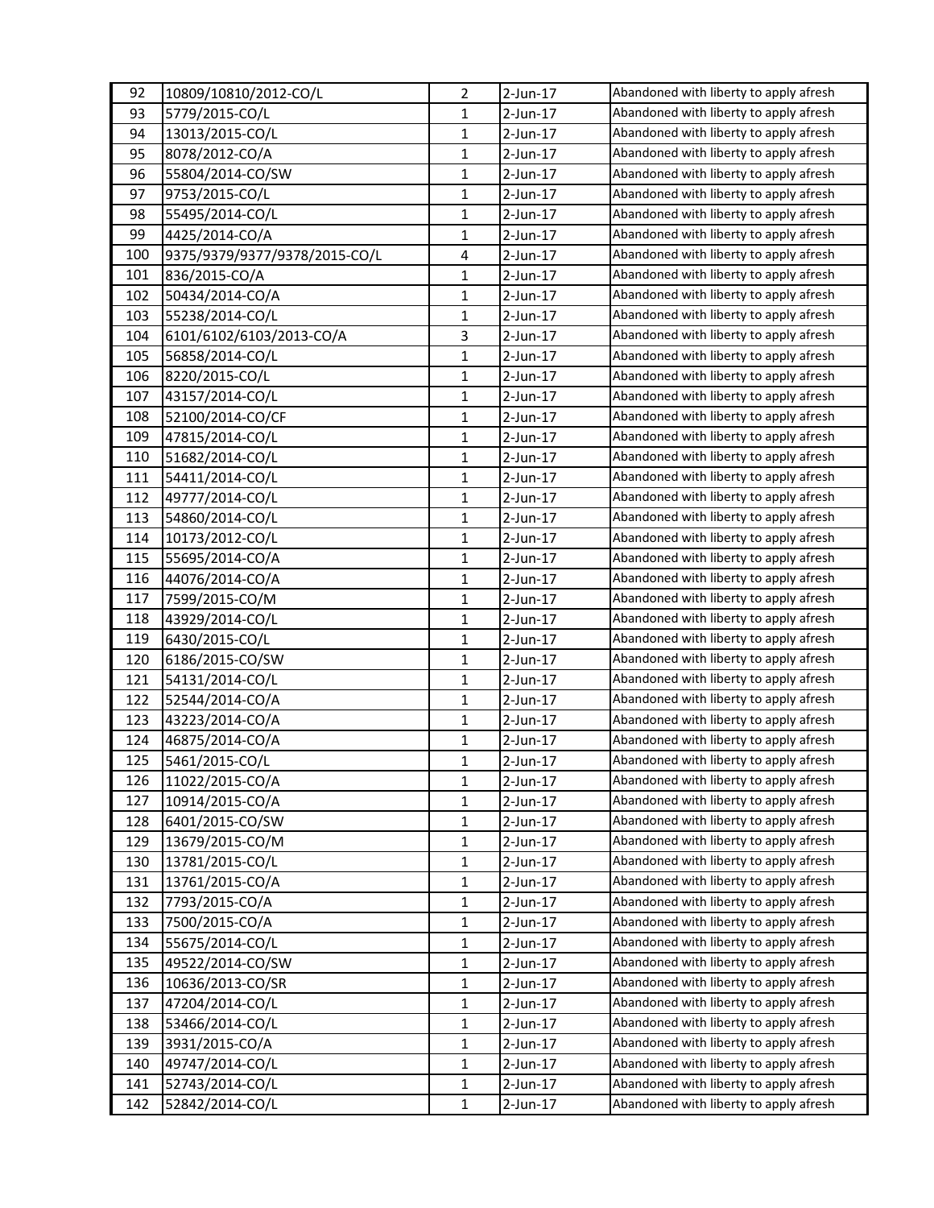| 92 | 10809/10810/2012-CO/L | 2 | 2-Jun-17 | Abandoned with liberty to apply afresh |
|---|---|---|---|---|
| 93 | 5779/2015-CO/L | 1 | 2-Jun-17 | Abandoned with liberty to apply afresh |
| 94 | 13013/2015-CO/L | 1 | 2-Jun-17 | Abandoned with liberty to apply afresh |
| 95 | 8078/2012-CO/A | 1 | 2-Jun-17 | Abandoned with liberty to apply afresh |
| 96 | 55804/2014-CO/SW | 1 | 2-Jun-17 | Abandoned with liberty to apply afresh |
| 97 | 9753/2015-CO/L | 1 | 2-Jun-17 | Abandoned with liberty to apply afresh |
| 98 | 55495/2014-CO/L | 1 | 2-Jun-17 | Abandoned with liberty to apply afresh |
| 99 | 4425/2014-CO/A | 1 | 2-Jun-17 | Abandoned with liberty to apply afresh |
| 100 | 9375/9379/9377/9378/2015-CO/L | 4 | 2-Jun-17 | Abandoned with liberty to apply afresh |
| 101 | 836/2015-CO/A | 1 | 2-Jun-17 | Abandoned with liberty to apply afresh |
| 102 | 50434/2014-CO/A | 1 | 2-Jun-17 | Abandoned with liberty to apply afresh |
| 103 | 55238/2014-CO/L | 1 | 2-Jun-17 | Abandoned with liberty to apply afresh |
| 104 | 6101/6102/6103/2013-CO/A | 3 | 2-Jun-17 | Abandoned with liberty to apply afresh |
| 105 | 56858/2014-CO/L | 1 | 2-Jun-17 | Abandoned with liberty to apply afresh |
| 106 | 8220/2015-CO/L | 1 | 2-Jun-17 | Abandoned with liberty to apply afresh |
| 107 | 43157/2014-CO/L | 1 | 2-Jun-17 | Abandoned with liberty to apply afresh |
| 108 | 52100/2014-CO/CF | 1 | 2-Jun-17 | Abandoned with liberty to apply afresh |
| 109 | 47815/2014-CO/L | 1 | 2-Jun-17 | Abandoned with liberty to apply afresh |
| 110 | 51682/2014-CO/L | 1 | 2-Jun-17 | Abandoned with liberty to apply afresh |
| 111 | 54411/2014-CO/L | 1 | 2-Jun-17 | Abandoned with liberty to apply afresh |
| 112 | 49777/2014-CO/L | 1 | 2-Jun-17 | Abandoned with liberty to apply afresh |
| 113 | 54860/2014-CO/L | 1 | 2-Jun-17 | Abandoned with liberty to apply afresh |
| 114 | 10173/2012-CO/L | 1 | 2-Jun-17 | Abandoned with liberty to apply afresh |
| 115 | 55695/2014-CO/A | 1 | 2-Jun-17 | Abandoned with liberty to apply afresh |
| 116 | 44076/2014-CO/A | 1 | 2-Jun-17 | Abandoned with liberty to apply afresh |
| 117 | 7599/2015-CO/M | 1 | 2-Jun-17 | Abandoned with liberty to apply afresh |
| 118 | 43929/2014-CO/L | 1 | 2-Jun-17 | Abandoned with liberty to apply afresh |
| 119 | 6430/2015-CO/L | 1 | 2-Jun-17 | Abandoned with liberty to apply afresh |
| 120 | 6186/2015-CO/SW | 1 | 2-Jun-17 | Abandoned with liberty to apply afresh |
| 121 | 54131/2014-CO/L | 1 | 2-Jun-17 | Abandoned with liberty to apply afresh |
| 122 | 52544/2014-CO/A | 1 | 2-Jun-17 | Abandoned with liberty to apply afresh |
| 123 | 43223/2014-CO/A | 1 | 2-Jun-17 | Abandoned with liberty to apply afresh |
| 124 | 46875/2014-CO/A | 1 | 2-Jun-17 | Abandoned with liberty to apply afresh |
| 125 | 5461/2015-CO/L | 1 | 2-Jun-17 | Abandoned with liberty to apply afresh |
| 126 | 11022/2015-CO/A | 1 | 2-Jun-17 | Abandoned with liberty to apply afresh |
| 127 | 10914/2015-CO/A | 1 | 2-Jun-17 | Abandoned with liberty to apply afresh |
| 128 | 6401/2015-CO/SW | 1 | 2-Jun-17 | Abandoned with liberty to apply afresh |
| 129 | 13679/2015-CO/M | 1 | 2-Jun-17 | Abandoned with liberty to apply afresh |
| 130 | 13781/2015-CO/L | 1 | 2-Jun-17 | Abandoned with liberty to apply afresh |
| 131 | 13761/2015-CO/A | 1 | 2-Jun-17 | Abandoned with liberty to apply afresh |
| 132 | 7793/2015-CO/A | 1 | 2-Jun-17 | Abandoned with liberty to apply afresh |
| 133 | 7500/2015-CO/A | 1 | 2-Jun-17 | Abandoned with liberty to apply afresh |
| 134 | 55675/2014-CO/L | 1 | 2-Jun-17 | Abandoned with liberty to apply afresh |
| 135 | 49522/2014-CO/SW | 1 | 2-Jun-17 | Abandoned with liberty to apply afresh |
| 136 | 10636/2013-CO/SR | 1 | 2-Jun-17 | Abandoned with liberty to apply afresh |
| 137 | 47204/2014-CO/L | 1 | 2-Jun-17 | Abandoned with liberty to apply afresh |
| 138 | 53466/2014-CO/L | 1 | 2-Jun-17 | Abandoned with liberty to apply afresh |
| 139 | 3931/2015-CO/A | 1 | 2-Jun-17 | Abandoned with liberty to apply afresh |
| 140 | 49747/2014-CO/L | 1 | 2-Jun-17 | Abandoned with liberty to apply afresh |
| 141 | 52743/2014-CO/L | 1 | 2-Jun-17 | Abandoned with liberty to apply afresh |
| 142 | 52842/2014-CO/L | 1 | 2-Jun-17 | Abandoned with liberty to apply afresh |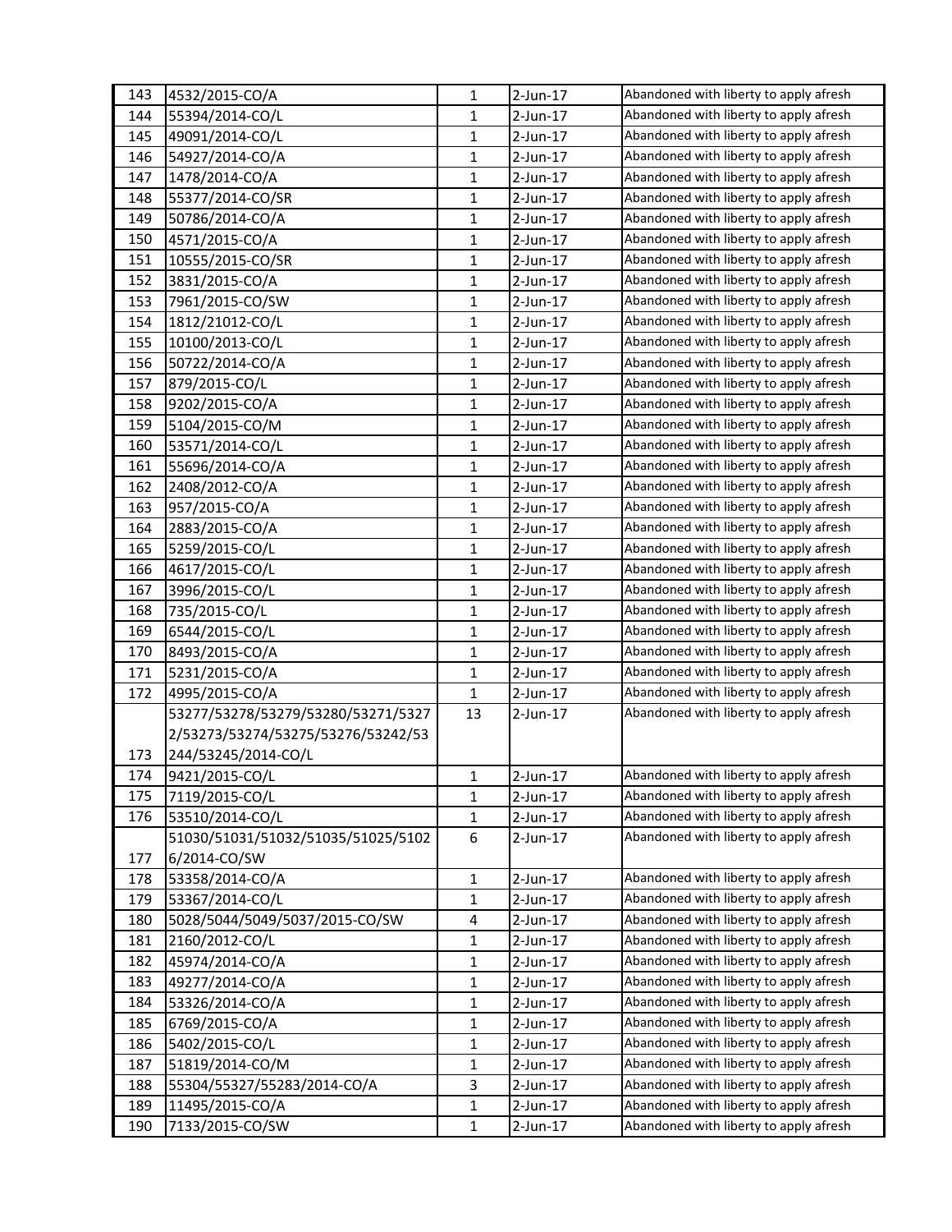| | | | | |
|---|---|---|---|---|
| 143 | 4532/2015-CO/A | 1 | 2-Jun-17 | Abandoned with liberty to apply afresh |
| 144 | 55394/2014-CO/L | 1 | 2-Jun-17 | Abandoned with liberty to apply afresh |
| 145 | 49091/2014-CO/L | 1 | 2-Jun-17 | Abandoned with liberty to apply afresh |
| 146 | 54927/2014-CO/A | 1 | 2-Jun-17 | Abandoned with liberty to apply afresh |
| 147 | 1478/2014-CO/A | 1 | 2-Jun-17 | Abandoned with liberty to apply afresh |
| 148 | 55377/2014-CO/SR | 1 | 2-Jun-17 | Abandoned with liberty to apply afresh |
| 149 | 50786/2014-CO/A | 1 | 2-Jun-17 | Abandoned with liberty to apply afresh |
| 150 | 4571/2015-CO/A | 1 | 2-Jun-17 | Abandoned with liberty to apply afresh |
| 151 | 10555/2015-CO/SR | 1 | 2-Jun-17 | Abandoned with liberty to apply afresh |
| 152 | 3831/2015-CO/A | 1 | 2-Jun-17 | Abandoned with liberty to apply afresh |
| 153 | 7961/2015-CO/SW | 1 | 2-Jun-17 | Abandoned with liberty to apply afresh |
| 154 | 1812/21012-CO/L | 1 | 2-Jun-17 | Abandoned with liberty to apply afresh |
| 155 | 10100/2013-CO/L | 1 | 2-Jun-17 | Abandoned with liberty to apply afresh |
| 156 | 50722/2014-CO/A | 1 | 2-Jun-17 | Abandoned with liberty to apply afresh |
| 157 | 879/2015-CO/L | 1 | 2-Jun-17 | Abandoned with liberty to apply afresh |
| 158 | 9202/2015-CO/A | 1 | 2-Jun-17 | Abandoned with liberty to apply afresh |
| 159 | 5104/2015-CO/M | 1 | 2-Jun-17 | Abandoned with liberty to apply afresh |
| 160 | 53571/2014-CO/L | 1 | 2-Jun-17 | Abandoned with liberty to apply afresh |
| 161 | 55696/2014-CO/A | 1 | 2-Jun-17 | Abandoned with liberty to apply afresh |
| 162 | 2408/2012-CO/A | 1 | 2-Jun-17 | Abandoned with liberty to apply afresh |
| 163 | 957/2015-CO/A | 1 | 2-Jun-17 | Abandoned with liberty to apply afresh |
| 164 | 2883/2015-CO/A | 1 | 2-Jun-17 | Abandoned with liberty to apply afresh |
| 165 | 5259/2015-CO/L | 1 | 2-Jun-17 | Abandoned with liberty to apply afresh |
| 166 | 4617/2015-CO/L | 1 | 2-Jun-17 | Abandoned with liberty to apply afresh |
| 167 | 3996/2015-CO/L | 1 | 2-Jun-17 | Abandoned with liberty to apply afresh |
| 168 | 735/2015-CO/L | 1 | 2-Jun-17 | Abandoned with liberty to apply afresh |
| 169 | 6544/2015-CO/L | 1 | 2-Jun-17 | Abandoned with liberty to apply afresh |
| 170 | 8493/2015-CO/A | 1 | 2-Jun-17 | Abandoned with liberty to apply afresh |
| 171 | 5231/2015-CO/A | 1 | 2-Jun-17 | Abandoned with liberty to apply afresh |
| 172 | 4995/2015-CO/A | 1 | 2-Jun-17 | Abandoned with liberty to apply afresh |
| 173 | 53277/53278/53279/53280/53271/53272/53273/53274/53275/53276/53242/53244/53245/2014-CO/L | 13 | 2-Jun-17 | Abandoned with liberty to apply afresh |
| 174 | 9421/2015-CO/L | 1 | 2-Jun-17 | Abandoned with liberty to apply afresh |
| 175 | 7119/2015-CO/L | 1 | 2-Jun-17 | Abandoned with liberty to apply afresh |
| 176 | 53510/2014-CO/L | 1 | 2-Jun-17 | Abandoned with liberty to apply afresh |
| 177 | 51030/51031/51032/51035/51025/51026/2014-CO/SW | 6 | 2-Jun-17 | Abandoned with liberty to apply afresh |
| 178 | 53358/2014-CO/A | 1 | 2-Jun-17 | Abandoned with liberty to apply afresh |
| 179 | 53367/2014-CO/L | 1 | 2-Jun-17 | Abandoned with liberty to apply afresh |
| 180 | 5028/5044/5049/5037/2015-CO/SW | 4 | 2-Jun-17 | Abandoned with liberty to apply afresh |
| 181 | 2160/2012-CO/L | 1 | 2-Jun-17 | Abandoned with liberty to apply afresh |
| 182 | 45974/2014-CO/A | 1 | 2-Jun-17 | Abandoned with liberty to apply afresh |
| 183 | 49277/2014-CO/A | 1 | 2-Jun-17 | Abandoned with liberty to apply afresh |
| 184 | 53326/2014-CO/A | 1 | 2-Jun-17 | Abandoned with liberty to apply afresh |
| 185 | 6769/2015-CO/A | 1 | 2-Jun-17 | Abandoned with liberty to apply afresh |
| 186 | 5402/2015-CO/L | 1 | 2-Jun-17 | Abandoned with liberty to apply afresh |
| 187 | 51819/2014-CO/M | 1 | 2-Jun-17 | Abandoned with liberty to apply afresh |
| 188 | 55304/55327/55283/2014-CO/A | 3 | 2-Jun-17 | Abandoned with liberty to apply afresh |
| 189 | 11495/2015-CO/A | 1 | 2-Jun-17 | Abandoned with liberty to apply afresh |
| 190 | 7133/2015-CO/SW | 1 | 2-Jun-17 | Abandoned with liberty to apply afresh |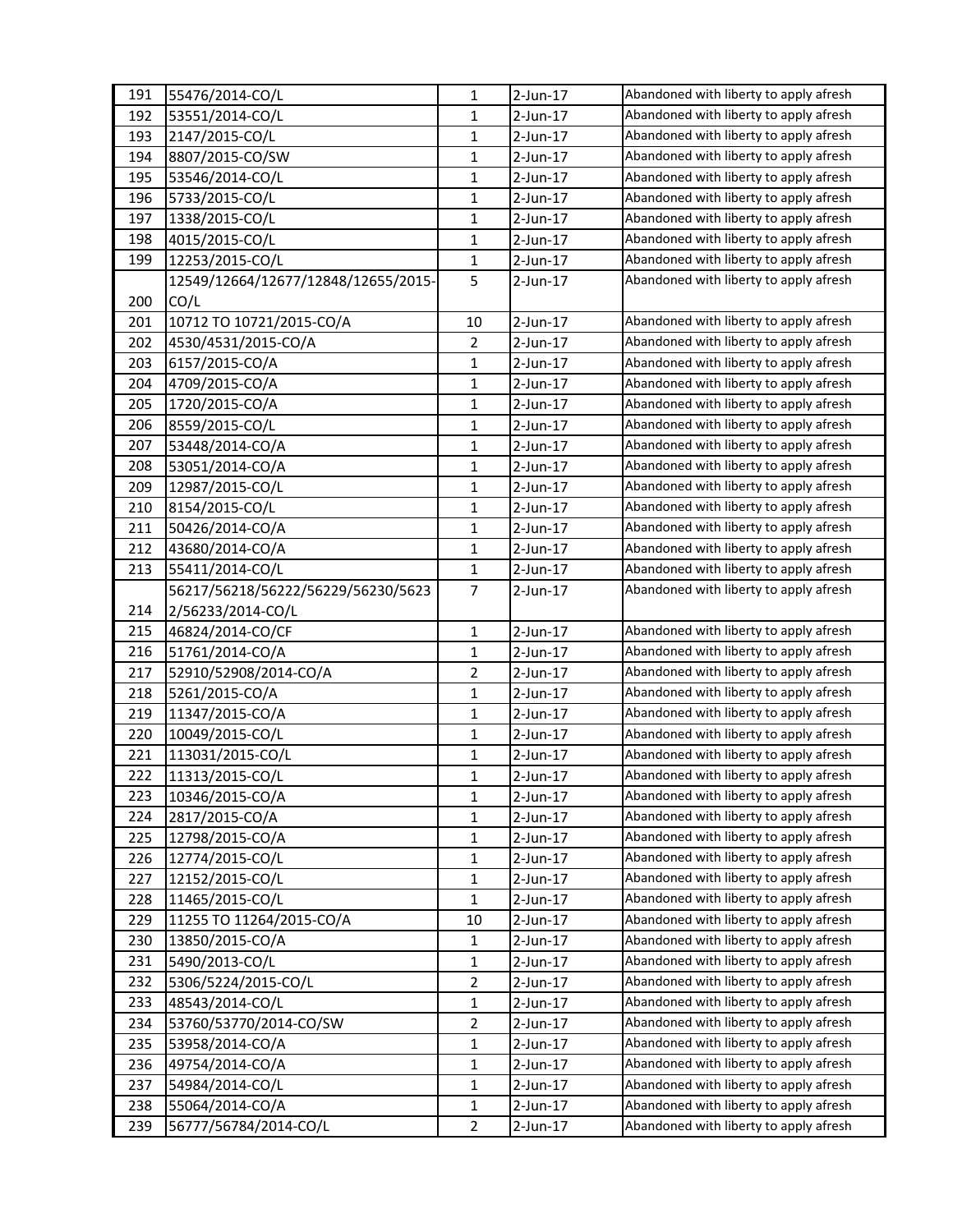| 191 | 55476/2014-CO/L | 1 | 2-Jun-17 | Abandoned with liberty to apply afresh |
|---|---|---|---|---|
| 192 | 53551/2014-CO/L | 1 | 2-Jun-17 | Abandoned with liberty to apply afresh |
| 193 | 2147/2015-CO/L | 1 | 2-Jun-17 | Abandoned with liberty to apply afresh |
| 194 | 8807/2015-CO/SW | 1 | 2-Jun-17 | Abandoned with liberty to apply afresh |
| 195 | 53546/2014-CO/L | 1 | 2-Jun-17 | Abandoned with liberty to apply afresh |
| 196 | 5733/2015-CO/L | 1 | 2-Jun-17 | Abandoned with liberty to apply afresh |
| 197 | 1338/2015-CO/L | 1 | 2-Jun-17 | Abandoned with liberty to apply afresh |
| 198 | 4015/2015-CO/L | 1 | 2-Jun-17 | Abandoned with liberty to apply afresh |
| 199 | 12253/2015-CO/L | 1 | 2-Jun-17 | Abandoned with liberty to apply afresh |
| 200 | 12549/12664/12677/12848/12655/2015-CO/L | 5 | 2-Jun-17 | Abandoned with liberty to apply afresh |
| 201 | 10712 TO 10721/2015-CO/A | 10 | 2-Jun-17 | Abandoned with liberty to apply afresh |
| 202 | 4530/4531/2015-CO/A | 2 | 2-Jun-17 | Abandoned with liberty to apply afresh |
| 203 | 6157/2015-CO/A | 1 | 2-Jun-17 | Abandoned with liberty to apply afresh |
| 204 | 4709/2015-CO/A | 1 | 2-Jun-17 | Abandoned with liberty to apply afresh |
| 205 | 1720/2015-CO/A | 1 | 2-Jun-17 | Abandoned with liberty to apply afresh |
| 206 | 8559/2015-CO/L | 1 | 2-Jun-17 | Abandoned with liberty to apply afresh |
| 207 | 53448/2014-CO/A | 1 | 2-Jun-17 | Abandoned with liberty to apply afresh |
| 208 | 53051/2014-CO/A | 1 | 2-Jun-17 | Abandoned with liberty to apply afresh |
| 209 | 12987/2015-CO/L | 1 | 2-Jun-17 | Abandoned with liberty to apply afresh |
| 210 | 8154/2015-CO/L | 1 | 2-Jun-17 | Abandoned with liberty to apply afresh |
| 211 | 50426/2014-CO/A | 1 | 2-Jun-17 | Abandoned with liberty to apply afresh |
| 212 | 43680/2014-CO/A | 1 | 2-Jun-17 | Abandoned with liberty to apply afresh |
| 213 | 55411/2014-CO/L | 1 | 2-Jun-17 | Abandoned with liberty to apply afresh |
| 214 | 56217/56218/56222/56229/56230/56232/56233/2014-CO/L | 7 | 2-Jun-17 | Abandoned with liberty to apply afresh |
| 215 | 46824/2014-CO/CF | 1 | 2-Jun-17 | Abandoned with liberty to apply afresh |
| 216 | 51761/2014-CO/A | 1 | 2-Jun-17 | Abandoned with liberty to apply afresh |
| 217 | 52910/52908/2014-CO/A | 2 | 2-Jun-17 | Abandoned with liberty to apply afresh |
| 218 | 5261/2015-CO/A | 1 | 2-Jun-17 | Abandoned with liberty to apply afresh |
| 219 | 11347/2015-CO/A | 1 | 2-Jun-17 | Abandoned with liberty to apply afresh |
| 220 | 10049/2015-CO/L | 1 | 2-Jun-17 | Abandoned with liberty to apply afresh |
| 221 | 113031/2015-CO/L | 1 | 2-Jun-17 | Abandoned with liberty to apply afresh |
| 222 | 11313/2015-CO/L | 1 | 2-Jun-17 | Abandoned with liberty to apply afresh |
| 223 | 10346/2015-CO/A | 1 | 2-Jun-17 | Abandoned with liberty to apply afresh |
| 224 | 2817/2015-CO/A | 1 | 2-Jun-17 | Abandoned with liberty to apply afresh |
| 225 | 12798/2015-CO/A | 1 | 2-Jun-17 | Abandoned with liberty to apply afresh |
| 226 | 12774/2015-CO/L | 1 | 2-Jun-17 | Abandoned with liberty to apply afresh |
| 227 | 12152/2015-CO/L | 1 | 2-Jun-17 | Abandoned with liberty to apply afresh |
| 228 | 11465/2015-CO/L | 1 | 2-Jun-17 | Abandoned with liberty to apply afresh |
| 229 | 11255 TO 11264/2015-CO/A | 10 | 2-Jun-17 | Abandoned with liberty to apply afresh |
| 230 | 13850/2015-CO/A | 1 | 2-Jun-17 | Abandoned with liberty to apply afresh |
| 231 | 5490/2013-CO/L | 1 | 2-Jun-17 | Abandoned with liberty to apply afresh |
| 232 | 5306/5224/2015-CO/L | 2 | 2-Jun-17 | Abandoned with liberty to apply afresh |
| 233 | 48543/2014-CO/L | 1 | 2-Jun-17 | Abandoned with liberty to apply afresh |
| 234 | 53760/53770/2014-CO/SW | 2 | 2-Jun-17 | Abandoned with liberty to apply afresh |
| 235 | 53958/2014-CO/A | 1 | 2-Jun-17 | Abandoned with liberty to apply afresh |
| 236 | 49754/2014-CO/A | 1 | 2-Jun-17 | Abandoned with liberty to apply afresh |
| 237 | 54984/2014-CO/L | 1 | 2-Jun-17 | Abandoned with liberty to apply afresh |
| 238 | 55064/2014-CO/A | 1 | 2-Jun-17 | Abandoned with liberty to apply afresh |
| 239 | 56777/56784/2014-CO/L | 2 | 2-Jun-17 | Abandoned with liberty to apply afresh |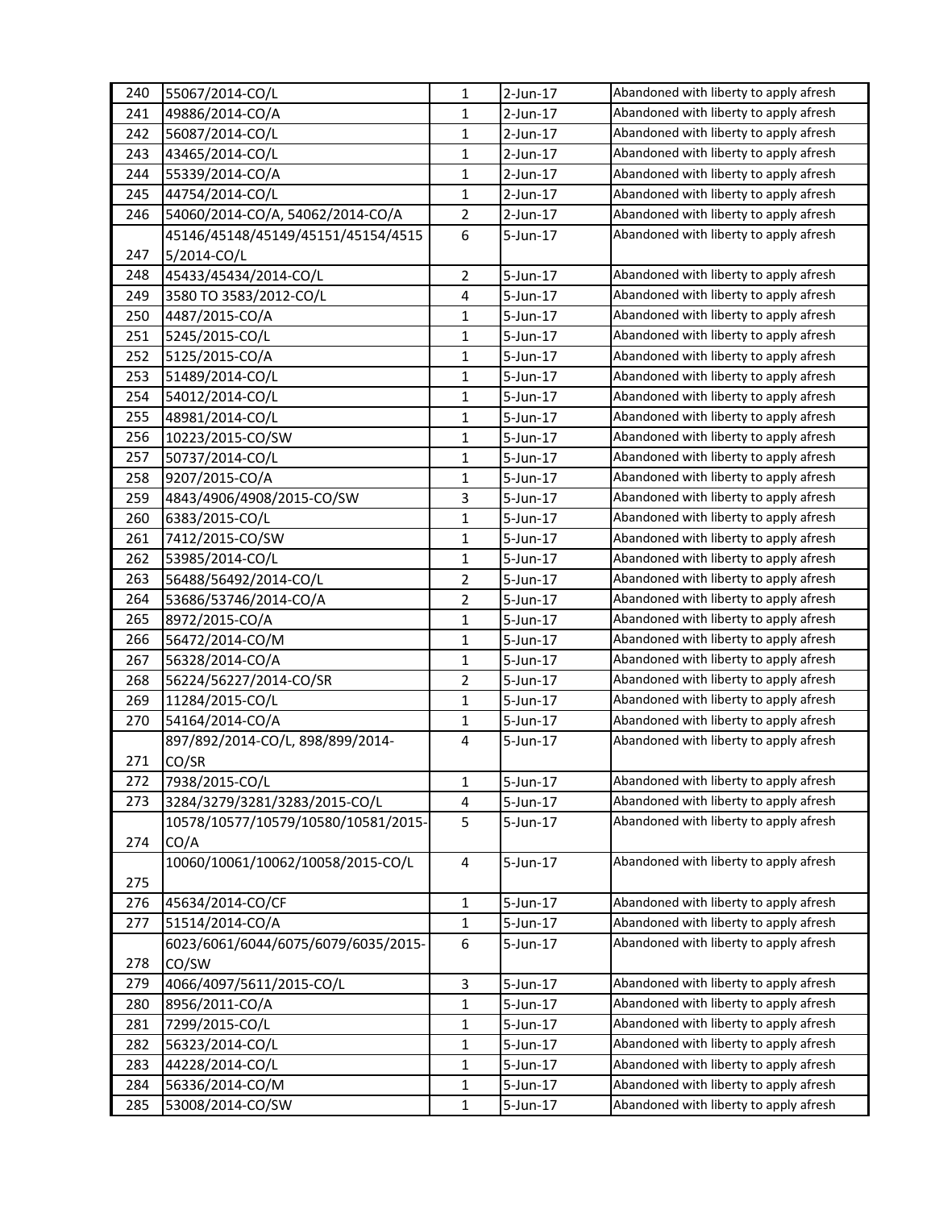| | | | | |
|---|---|---|---|---|
| 240 | 55067/2014-CO/L | 1 | 2-Jun-17 | Abandoned with liberty to apply afresh |
| 241 | 49886/2014-CO/A | 1 | 2-Jun-17 | Abandoned with liberty to apply afresh |
| 242 | 56087/2014-CO/L | 1 | 2-Jun-17 | Abandoned with liberty to apply afresh |
| 243 | 43465/2014-CO/L | 1 | 2-Jun-17 | Abandoned with liberty to apply afresh |
| 244 | 55339/2014-CO/A | 1 | 2-Jun-17 | Abandoned with liberty to apply afresh |
| 245 | 44754/2014-CO/L | 1 | 2-Jun-17 | Abandoned with liberty to apply afresh |
| 246 | 54060/2014-CO/A, 54062/2014-CO/A | 2 | 2-Jun-17 | Abandoned with liberty to apply afresh |
| 247 | 45146/45148/45149/45151/45154/45155/2014-CO/L | 6 | 5-Jun-17 | Abandoned with liberty to apply afresh |
| 248 | 45433/45434/2014-CO/L | 2 | 5-Jun-17 | Abandoned with liberty to apply afresh |
| 249 | 3580 TO 3583/2012-CO/L | 4 | 5-Jun-17 | Abandoned with liberty to apply afresh |
| 250 | 4487/2015-CO/A | 1 | 5-Jun-17 | Abandoned with liberty to apply afresh |
| 251 | 5245/2015-CO/L | 1 | 5-Jun-17 | Abandoned with liberty to apply afresh |
| 252 | 5125/2015-CO/A | 1 | 5-Jun-17 | Abandoned with liberty to apply afresh |
| 253 | 51489/2014-CO/L | 1 | 5-Jun-17 | Abandoned with liberty to apply afresh |
| 254 | 54012/2014-CO/L | 1 | 5-Jun-17 | Abandoned with liberty to apply afresh |
| 255 | 48981/2014-CO/L | 1 | 5-Jun-17 | Abandoned with liberty to apply afresh |
| 256 | 10223/2015-CO/SW | 1 | 5-Jun-17 | Abandoned with liberty to apply afresh |
| 257 | 50737/2014-CO/L | 1 | 5-Jun-17 | Abandoned with liberty to apply afresh |
| 258 | 9207/2015-CO/A | 1 | 5-Jun-17 | Abandoned with liberty to apply afresh |
| 259 | 4843/4906/4908/2015-CO/SW | 3 | 5-Jun-17 | Abandoned with liberty to apply afresh |
| 260 | 6383/2015-CO/L | 1 | 5-Jun-17 | Abandoned with liberty to apply afresh |
| 261 | 7412/2015-CO/SW | 1 | 5-Jun-17 | Abandoned with liberty to apply afresh |
| 262 | 53985/2014-CO/L | 1 | 5-Jun-17 | Abandoned with liberty to apply afresh |
| 263 | 56488/56492/2014-CO/L | 2 | 5-Jun-17 | Abandoned with liberty to apply afresh |
| 264 | 53686/53746/2014-CO/A | 2 | 5-Jun-17 | Abandoned with liberty to apply afresh |
| 265 | 8972/2015-CO/A | 1 | 5-Jun-17 | Abandoned with liberty to apply afresh |
| 266 | 56472/2014-CO/M | 1 | 5-Jun-17 | Abandoned with liberty to apply afresh |
| 267 | 56328/2014-CO/A | 1 | 5-Jun-17 | Abandoned with liberty to apply afresh |
| 268 | 56224/56227/2014-CO/SR | 2 | 5-Jun-17 | Abandoned with liberty to apply afresh |
| 269 | 11284/2015-CO/L | 1 | 5-Jun-17 | Abandoned with liberty to apply afresh |
| 270 | 54164/2014-CO/A | 1 | 5-Jun-17 | Abandoned with liberty to apply afresh |
| 271 | 897/892/2014-CO/L, 898/899/2014-CO/SR | 4 | 5-Jun-17 | Abandoned with liberty to apply afresh |
| 272 | 7938/2015-CO/L | 1 | 5-Jun-17 | Abandoned with liberty to apply afresh |
| 273 | 3284/3279/3281/3283/2015-CO/L | 4 | 5-Jun-17 | Abandoned with liberty to apply afresh |
| 274 | 10578/10577/10579/10580/10581/2015-CO/A | 5 | 5-Jun-17 | Abandoned with liberty to apply afresh |
| 275 | 10060/10061/10062/10058/2015-CO/L | 4 | 5-Jun-17 | Abandoned with liberty to apply afresh |
| 276 | 45634/2014-CO/CF | 1 | 5-Jun-17 | Abandoned with liberty to apply afresh |
| 277 | 51514/2014-CO/A | 1 | 5-Jun-17 | Abandoned with liberty to apply afresh |
| 278 | 6023/6061/6044/6075/6079/6035/2015-CO/SW | 6 | 5-Jun-17 | Abandoned with liberty to apply afresh |
| 279 | 4066/4097/5611/2015-CO/L | 3 | 5-Jun-17 | Abandoned with liberty to apply afresh |
| 280 | 8956/2011-CO/A | 1 | 5-Jun-17 | Abandoned with liberty to apply afresh |
| 281 | 7299/2015-CO/L | 1 | 5-Jun-17 | Abandoned with liberty to apply afresh |
| 282 | 56323/2014-CO/L | 1 | 5-Jun-17 | Abandoned with liberty to apply afresh |
| 283 | 44228/2014-CO/L | 1 | 5-Jun-17 | Abandoned with liberty to apply afresh |
| 284 | 56336/2014-CO/M | 1 | 5-Jun-17 | Abandoned with liberty to apply afresh |
| 285 | 53008/2014-CO/SW | 1 | 5-Jun-17 | Abandoned with liberty to apply afresh |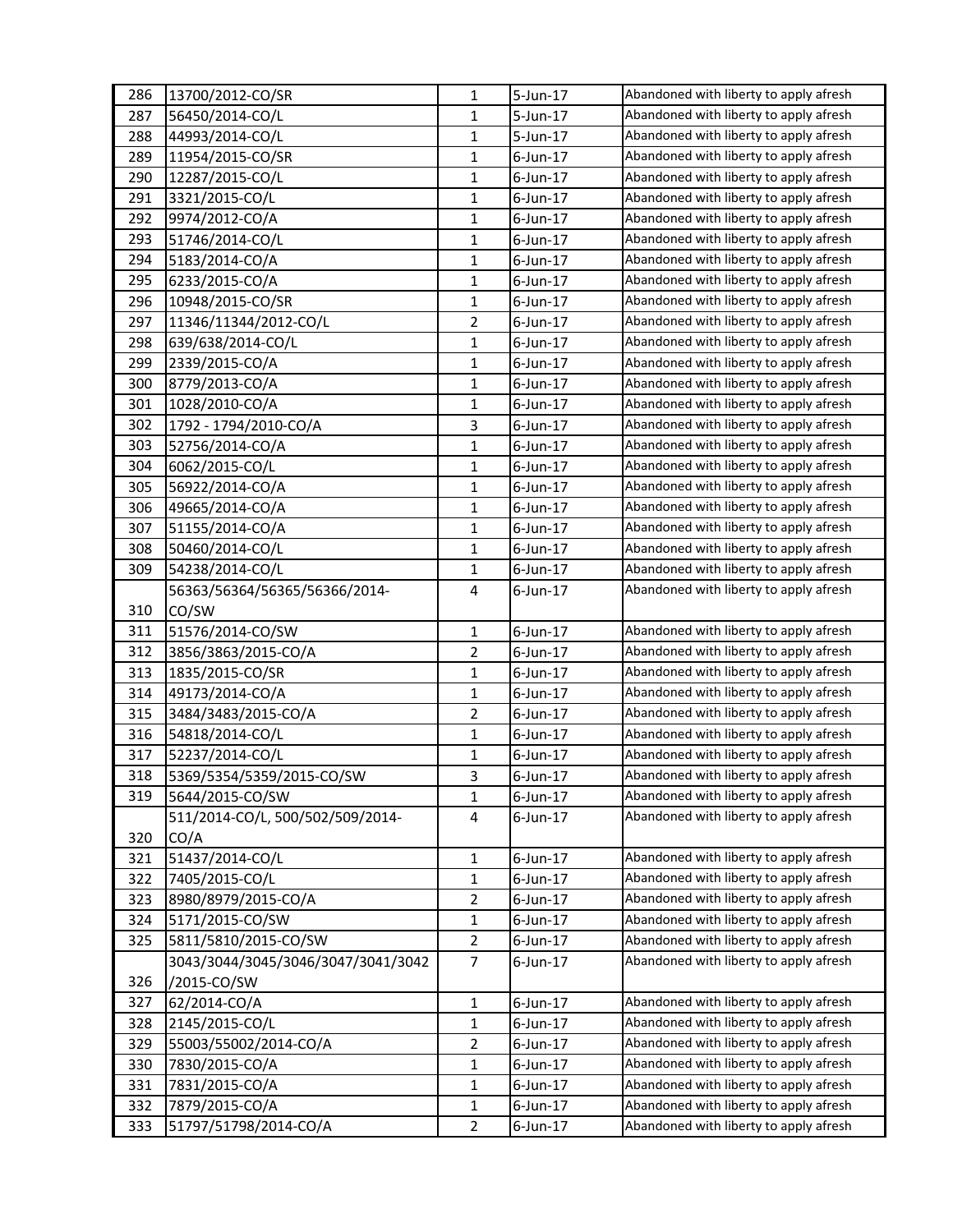| | | | | |
|---|---|---|---|---|
| 286 | 13700/2012-CO/SR | 1 | 5-Jun-17 | Abandoned with liberty to apply afresh |
| 287 | 56450/2014-CO/L | 1 | 5-Jun-17 | Abandoned with liberty to apply afresh |
| 288 | 44993/2014-CO/L | 1 | 5-Jun-17 | Abandoned with liberty to apply afresh |
| 289 | 11954/2015-CO/SR | 1 | 6-Jun-17 | Abandoned with liberty to apply afresh |
| 290 | 12287/2015-CO/L | 1 | 6-Jun-17 | Abandoned with liberty to apply afresh |
| 291 | 3321/2015-CO/L | 1 | 6-Jun-17 | Abandoned with liberty to apply afresh |
| 292 | 9974/2012-CO/A | 1 | 6-Jun-17 | Abandoned with liberty to apply afresh |
| 293 | 51746/2014-CO/L | 1 | 6-Jun-17 | Abandoned with liberty to apply afresh |
| 294 | 5183/2014-CO/A | 1 | 6-Jun-17 | Abandoned with liberty to apply afresh |
| 295 | 6233/2015-CO/A | 1 | 6-Jun-17 | Abandoned with liberty to apply afresh |
| 296 | 10948/2015-CO/SR | 1 | 6-Jun-17 | Abandoned with liberty to apply afresh |
| 297 | 11346/11344/2012-CO/L | 2 | 6-Jun-17 | Abandoned with liberty to apply afresh |
| 298 | 639/638/2014-CO/L | 1 | 6-Jun-17 | Abandoned with liberty to apply afresh |
| 299 | 2339/2015-CO/A | 1 | 6-Jun-17 | Abandoned with liberty to apply afresh |
| 300 | 8779/2013-CO/A | 1 | 6-Jun-17 | Abandoned with liberty to apply afresh |
| 301 | 1028/2010-CO/A | 1 | 6-Jun-17 | Abandoned with liberty to apply afresh |
| 302 | 1792 - 1794/2010-CO/A | 3 | 6-Jun-17 | Abandoned with liberty to apply afresh |
| 303 | 52756/2014-CO/A | 1 | 6-Jun-17 | Abandoned with liberty to apply afresh |
| 304 | 6062/2015-CO/L | 1 | 6-Jun-17 | Abandoned with liberty to apply afresh |
| 305 | 56922/2014-CO/A | 1 | 6-Jun-17 | Abandoned with liberty to apply afresh |
| 306 | 49665/2014-CO/A | 1 | 6-Jun-17 | Abandoned with liberty to apply afresh |
| 307 | 51155/2014-CO/A | 1 | 6-Jun-17 | Abandoned with liberty to apply afresh |
| 308 | 50460/2014-CO/L | 1 | 6-Jun-17 | Abandoned with liberty to apply afresh |
| 309 | 54238/2014-CO/L | 1 | 6-Jun-17 | Abandoned with liberty to apply afresh |
| 310 | 56363/56364/56365/56366/2014-CO/SW | 4 | 6-Jun-17 | Abandoned with liberty to apply afresh |
| 311 | 51576/2014-CO/SW | 1 | 6-Jun-17 | Abandoned with liberty to apply afresh |
| 312 | 3856/3863/2015-CO/A | 2 | 6-Jun-17 | Abandoned with liberty to apply afresh |
| 313 | 1835/2015-CO/SR | 1 | 6-Jun-17 | Abandoned with liberty to apply afresh |
| 314 | 49173/2014-CO/A | 1 | 6-Jun-17 | Abandoned with liberty to apply afresh |
| 315 | 3484/3483/2015-CO/A | 2 | 6-Jun-17 | Abandoned with liberty to apply afresh |
| 316 | 54818/2014-CO/L | 1 | 6-Jun-17 | Abandoned with liberty to apply afresh |
| 317 | 52237/2014-CO/L | 1 | 6-Jun-17 | Abandoned with liberty to apply afresh |
| 318 | 5369/5354/5359/2015-CO/SW | 3 | 6-Jun-17 | Abandoned with liberty to apply afresh |
| 319 | 5644/2015-CO/SW | 1 | 6-Jun-17 | Abandoned with liberty to apply afresh |
| 320 | 511/2014-CO/L, 500/502/509/2014-CO/A | 4 | 6-Jun-17 | Abandoned with liberty to apply afresh |
| 321 | 51437/2014-CO/L | 1 | 6-Jun-17 | Abandoned with liberty to apply afresh |
| 322 | 7405/2015-CO/L | 1 | 6-Jun-17 | Abandoned with liberty to apply afresh |
| 323 | 8980/8979/2015-CO/A | 2 | 6-Jun-17 | Abandoned with liberty to apply afresh |
| 324 | 5171/2015-CO/SW | 1 | 6-Jun-17 | Abandoned with liberty to apply afresh |
| 325 | 5811/5810/2015-CO/SW | 2 | 6-Jun-17 | Abandoned with liberty to apply afresh |
| 326 | 3043/3044/3045/3046/3047/3041/3042/2015-CO/SW | 7 | 6-Jun-17 | Abandoned with liberty to apply afresh |
| 327 | 62/2014-CO/A | 1 | 6-Jun-17 | Abandoned with liberty to apply afresh |
| 328 | 2145/2015-CO/L | 1 | 6-Jun-17 | Abandoned with liberty to apply afresh |
| 329 | 55003/55002/2014-CO/A | 2 | 6-Jun-17 | Abandoned with liberty to apply afresh |
| 330 | 7830/2015-CO/A | 1 | 6-Jun-17 | Abandoned with liberty to apply afresh |
| 331 | 7831/2015-CO/A | 1 | 6-Jun-17 | Abandoned with liberty to apply afresh |
| 332 | 7879/2015-CO/A | 1 | 6-Jun-17 | Abandoned with liberty to apply afresh |
| 333 | 51797/51798/2014-CO/A | 2 | 6-Jun-17 | Abandoned with liberty to apply afresh |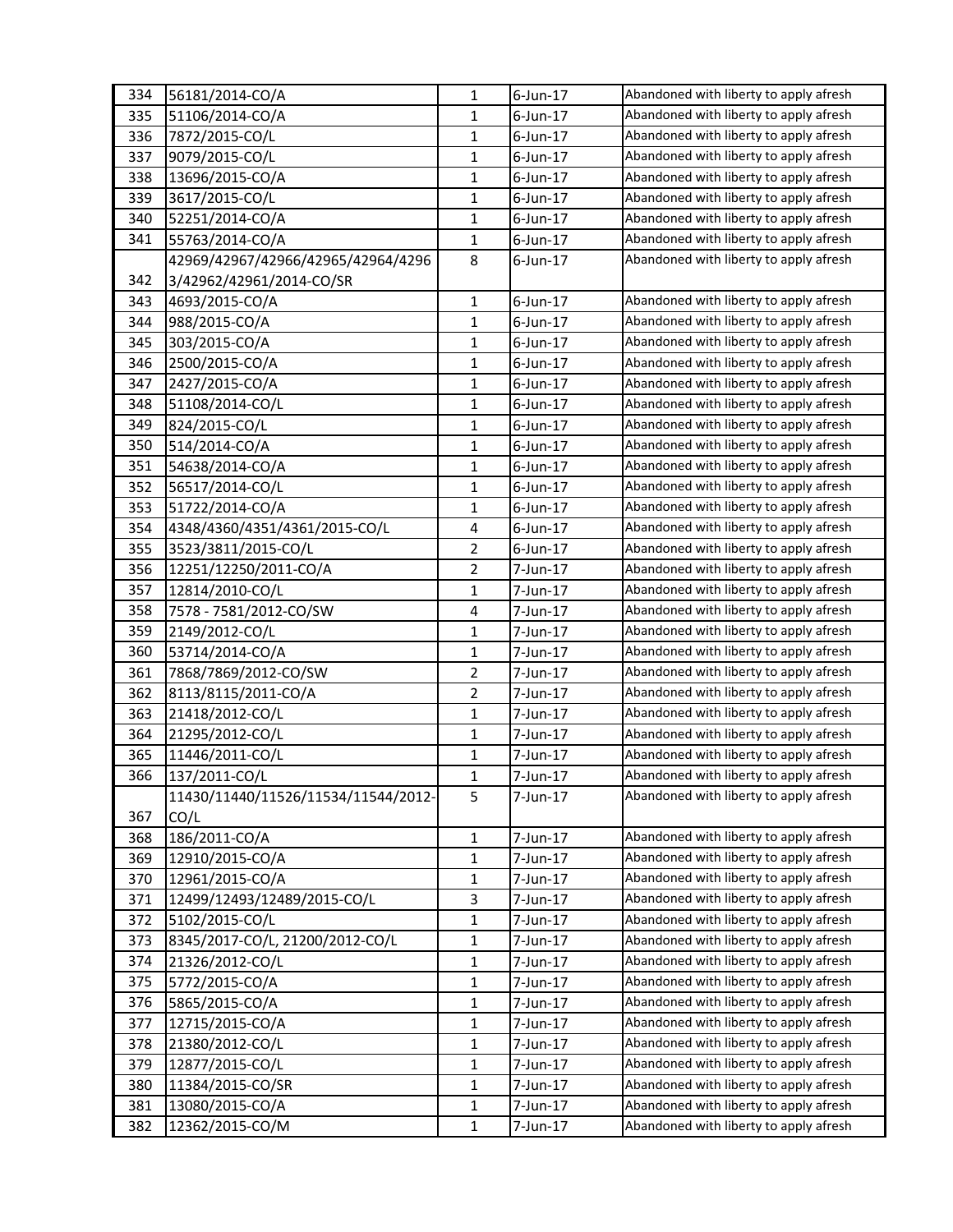| 334 | 56181/2014-CO/A | 1 | 6-Jun-17 | Abandoned with liberty to apply afresh |
|---|---|---|---|---|
| 335 | 51106/2014-CO/A | 1 | 6-Jun-17 | Abandoned with liberty to apply afresh |
| 336 | 7872/2015-CO/L | 1 | 6-Jun-17 | Abandoned with liberty to apply afresh |
| 337 | 9079/2015-CO/L | 1 | 6-Jun-17 | Abandoned with liberty to apply afresh |
| 338 | 13696/2015-CO/A | 1 | 6-Jun-17 | Abandoned with liberty to apply afresh |
| 339 | 3617/2015-CO/L | 1 | 6-Jun-17 | Abandoned with liberty to apply afresh |
| 340 | 52251/2014-CO/A | 1 | 6-Jun-17 | Abandoned with liberty to apply afresh |
| 341 | 55763/2014-CO/A | 1 | 6-Jun-17 | Abandoned with liberty to apply afresh |
| 342 | 42969/42967/42966/42965/42964/42963/42962/42961/2014-CO/SR | 8 | 6-Jun-17 | Abandoned with liberty to apply afresh |
| 343 | 4693/2015-CO/A | 1 | 6-Jun-17 | Abandoned with liberty to apply afresh |
| 344 | 988/2015-CO/A | 1 | 6-Jun-17 | Abandoned with liberty to apply afresh |
| 345 | 303/2015-CO/A | 1 | 6-Jun-17 | Abandoned with liberty to apply afresh |
| 346 | 2500/2015-CO/A | 1 | 6-Jun-17 | Abandoned with liberty to apply afresh |
| 347 | 2427/2015-CO/A | 1 | 6-Jun-17 | Abandoned with liberty to apply afresh |
| 348 | 51108/2014-CO/L | 1 | 6-Jun-17 | Abandoned with liberty to apply afresh |
| 349 | 824/2015-CO/L | 1 | 6-Jun-17 | Abandoned with liberty to apply afresh |
| 350 | 514/2014-CO/A | 1 | 6-Jun-17 | Abandoned with liberty to apply afresh |
| 351 | 54638/2014-CO/A | 1 | 6-Jun-17 | Abandoned with liberty to apply afresh |
| 352 | 56517/2014-CO/L | 1 | 6-Jun-17 | Abandoned with liberty to apply afresh |
| 353 | 51722/2014-CO/A | 1 | 6-Jun-17 | Abandoned with liberty to apply afresh |
| 354 | 4348/4360/4351/4361/2015-CO/L | 4 | 6-Jun-17 | Abandoned with liberty to apply afresh |
| 355 | 3523/3811/2015-CO/L | 2 | 6-Jun-17 | Abandoned with liberty to apply afresh |
| 356 | 12251/12250/2011-CO/A | 2 | 7-Jun-17 | Abandoned with liberty to apply afresh |
| 357 | 12814/2010-CO/L | 1 | 7-Jun-17 | Abandoned with liberty to apply afresh |
| 358 | 7578 - 7581/2012-CO/SW | 4 | 7-Jun-17 | Abandoned with liberty to apply afresh |
| 359 | 2149/2012-CO/L | 1 | 7-Jun-17 | Abandoned with liberty to apply afresh |
| 360 | 53714/2014-CO/A | 1 | 7-Jun-17 | Abandoned with liberty to apply afresh |
| 361 | 7868/7869/2012-CO/SW | 2 | 7-Jun-17 | Abandoned with liberty to apply afresh |
| 362 | 8113/8115/2011-CO/A | 2 | 7-Jun-17 | Abandoned with liberty to apply afresh |
| 363 | 21418/2012-CO/L | 1 | 7-Jun-17 | Abandoned with liberty to apply afresh |
| 364 | 21295/2012-CO/L | 1 | 7-Jun-17 | Abandoned with liberty to apply afresh |
| 365 | 11446/2011-CO/L | 1 | 7-Jun-17 | Abandoned with liberty to apply afresh |
| 366 | 137/2011-CO/L | 1 | 7-Jun-17 | Abandoned with liberty to apply afresh |
| 367 | 11430/11440/11526/11534/11544/2012-CO/L | 5 | 7-Jun-17 | Abandoned with liberty to apply afresh |
| 368 | 186/2011-CO/A | 1 | 7-Jun-17 | Abandoned with liberty to apply afresh |
| 369 | 12910/2015-CO/A | 1 | 7-Jun-17 | Abandoned with liberty to apply afresh |
| 370 | 12961/2015-CO/A | 1 | 7-Jun-17 | Abandoned with liberty to apply afresh |
| 371 | 12499/12493/12489/2015-CO/L | 3 | 7-Jun-17 | Abandoned with liberty to apply afresh |
| 372 | 5102/2015-CO/L | 1 | 7-Jun-17 | Abandoned with liberty to apply afresh |
| 373 | 8345/2017-CO/L, 21200/2012-CO/L | 1 | 7-Jun-17 | Abandoned with liberty to apply afresh |
| 374 | 21326/2012-CO/L | 1 | 7-Jun-17 | Abandoned with liberty to apply afresh |
| 375 | 5772/2015-CO/A | 1 | 7-Jun-17 | Abandoned with liberty to apply afresh |
| 376 | 5865/2015-CO/A | 1 | 7-Jun-17 | Abandoned with liberty to apply afresh |
| 377 | 12715/2015-CO/A | 1 | 7-Jun-17 | Abandoned with liberty to apply afresh |
| 378 | 21380/2012-CO/L | 1 | 7-Jun-17 | Abandoned with liberty to apply afresh |
| 379 | 12877/2015-CO/L | 1 | 7-Jun-17 | Abandoned with liberty to apply afresh |
| 380 | 11384/2015-CO/SR | 1 | 7-Jun-17 | Abandoned with liberty to apply afresh |
| 381 | 13080/2015-CO/A | 1 | 7-Jun-17 | Abandoned with liberty to apply afresh |
| 382 | 12362/2015-CO/M | 1 | 7-Jun-17 | Abandoned with liberty to apply afresh |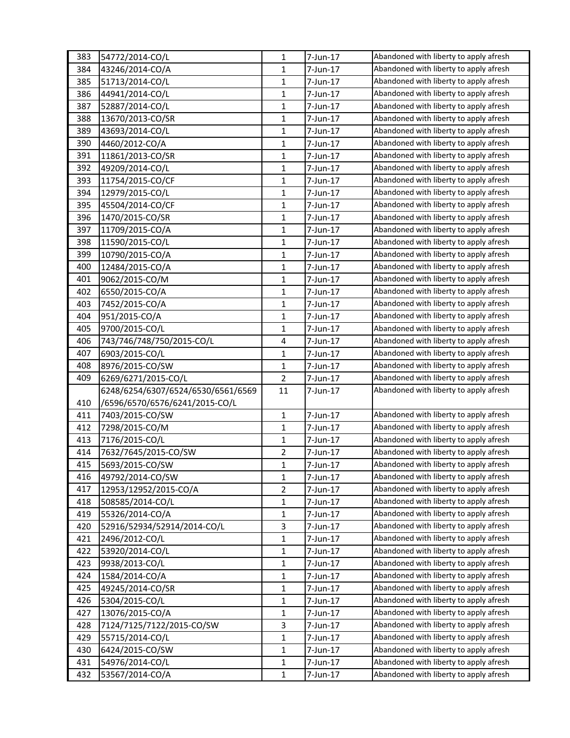| 383 | 54772/2014-CO/L | 1 | 7-Jun-17 | Abandoned with liberty to apply afresh |
|---|---|---|---|---|
| 384 | 43246/2014-CO/A | 1 | 7-Jun-17 | Abandoned with liberty to apply afresh |
| 385 | 51713/2014-CO/L | 1 | 7-Jun-17 | Abandoned with liberty to apply afresh |
| 386 | 44941/2014-CO/L | 1 | 7-Jun-17 | Abandoned with liberty to apply afresh |
| 387 | 52887/2014-CO/L | 1 | 7-Jun-17 | Abandoned with liberty to apply afresh |
| 388 | 13670/2013-CO/SR | 1 | 7-Jun-17 | Abandoned with liberty to apply afresh |
| 389 | 43693/2014-CO/L | 1 | 7-Jun-17 | Abandoned with liberty to apply afresh |
| 390 | 4460/2012-CO/A | 1 | 7-Jun-17 | Abandoned with liberty to apply afresh |
| 391 | 11861/2013-CO/SR | 1 | 7-Jun-17 | Abandoned with liberty to apply afresh |
| 392 | 49209/2014-CO/L | 1 | 7-Jun-17 | Abandoned with liberty to apply afresh |
| 393 | 11754/2015-CO/CF | 1 | 7-Jun-17 | Abandoned with liberty to apply afresh |
| 394 | 12979/2015-CO/L | 1 | 7-Jun-17 | Abandoned with liberty to apply afresh |
| 395 | 45504/2014-CO/CF | 1 | 7-Jun-17 | Abandoned with liberty to apply afresh |
| 396 | 1470/2015-CO/SR | 1 | 7-Jun-17 | Abandoned with liberty to apply afresh |
| 397 | 11709/2015-CO/A | 1 | 7-Jun-17 | Abandoned with liberty to apply afresh |
| 398 | 11590/2015-CO/L | 1 | 7-Jun-17 | Abandoned with liberty to apply afresh |
| 399 | 10790/2015-CO/A | 1 | 7-Jun-17 | Abandoned with liberty to apply afresh |
| 400 | 12484/2015-CO/A | 1 | 7-Jun-17 | Abandoned with liberty to apply afresh |
| 401 | 9062/2015-CO/M | 1 | 7-Jun-17 | Abandoned with liberty to apply afresh |
| 402 | 6550/2015-CO/A | 1 | 7-Jun-17 | Abandoned with liberty to apply afresh |
| 403 | 7452/2015-CO/A | 1 | 7-Jun-17 | Abandoned with liberty to apply afresh |
| 404 | 951/2015-CO/A | 1 | 7-Jun-17 | Abandoned with liberty to apply afresh |
| 405 | 9700/2015-CO/L | 1 | 7-Jun-17 | Abandoned with liberty to apply afresh |
| 406 | 743/746/748/750/2015-CO/L | 4 | 7-Jun-17 | Abandoned with liberty to apply afresh |
| 407 | 6903/2015-CO/L | 1 | 7-Jun-17 | Abandoned with liberty to apply afresh |
| 408 | 8976/2015-CO/SW | 1 | 7-Jun-17 | Abandoned with liberty to apply afresh |
| 409 | 6269/6271/2015-CO/L | 2 | 7-Jun-17 | Abandoned with liberty to apply afresh |
| 410 | 6248/6254/6307/6524/6530/6561/6569 /6596/6570/6576/6241/2015-CO/L | 11 | 7-Jun-17 | Abandoned with liberty to apply afresh |
| 411 | 7403/2015-CO/SW | 1 | 7-Jun-17 | Abandoned with liberty to apply afresh |
| 412 | 7298/2015-CO/M | 1 | 7-Jun-17 | Abandoned with liberty to apply afresh |
| 413 | 7176/2015-CO/L | 1 | 7-Jun-17 | Abandoned with liberty to apply afresh |
| 414 | 7632/7645/2015-CO/SW | 2 | 7-Jun-17 | Abandoned with liberty to apply afresh |
| 415 | 5693/2015-CO/SW | 1 | 7-Jun-17 | Abandoned with liberty to apply afresh |
| 416 | 49792/2014-CO/SW | 1 | 7-Jun-17 | Abandoned with liberty to apply afresh |
| 417 | 12953/12952/2015-CO/A | 2 | 7-Jun-17 | Abandoned with liberty to apply afresh |
| 418 | 508585/2014-CO/L | 1 | 7-Jun-17 | Abandoned with liberty to apply afresh |
| 419 | 55326/2014-CO/A | 1 | 7-Jun-17 | Abandoned with liberty to apply afresh |
| 420 | 52916/52934/52914/2014-CO/L | 3 | 7-Jun-17 | Abandoned with liberty to apply afresh |
| 421 | 2496/2012-CO/L | 1 | 7-Jun-17 | Abandoned with liberty to apply afresh |
| 422 | 53920/2014-CO/L | 1 | 7-Jun-17 | Abandoned with liberty to apply afresh |
| 423 | 9938/2013-CO/L | 1 | 7-Jun-17 | Abandoned with liberty to apply afresh |
| 424 | 1584/2014-CO/A | 1 | 7-Jun-17 | Abandoned with liberty to apply afresh |
| 425 | 49245/2014-CO/SR | 1 | 7-Jun-17 | Abandoned with liberty to apply afresh |
| 426 | 5304/2015-CO/L | 1 | 7-Jun-17 | Abandoned with liberty to apply afresh |
| 427 | 13076/2015-CO/A | 1 | 7-Jun-17 | Abandoned with liberty to apply afresh |
| 428 | 7124/7125/7122/2015-CO/SW | 3 | 7-Jun-17 | Abandoned with liberty to apply afresh |
| 429 | 55715/2014-CO/L | 1 | 7-Jun-17 | Abandoned with liberty to apply afresh |
| 430 | 6424/2015-CO/SW | 1 | 7-Jun-17 | Abandoned with liberty to apply afresh |
| 431 | 54976/2014-CO/L | 1 | 7-Jun-17 | Abandoned with liberty to apply afresh |
| 432 | 53567/2014-CO/A | 1 | 7-Jun-17 | Abandoned with liberty to apply afresh |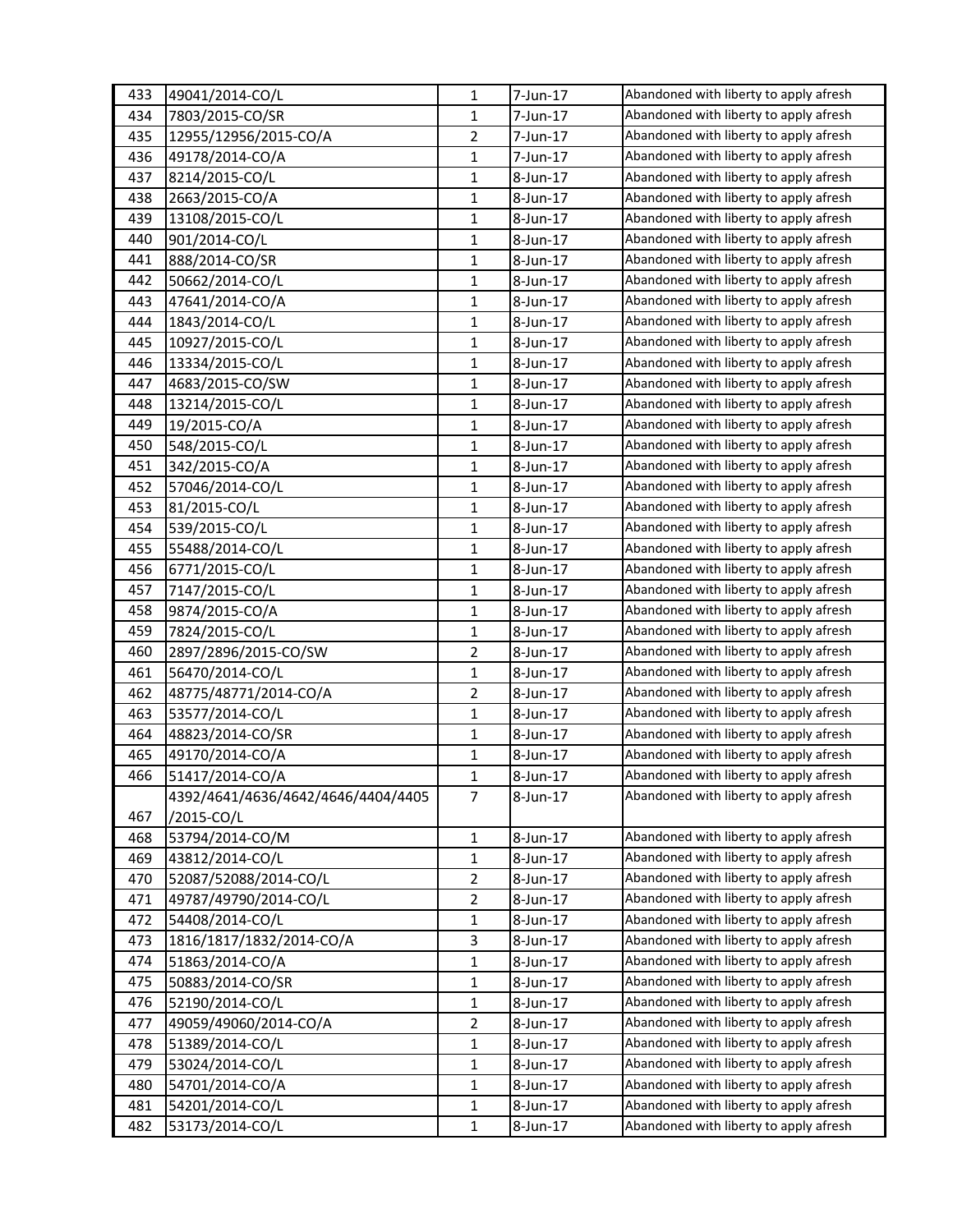| 433 | 49041/2014-CO/L | 1 | 7-Jun-17 | Abandoned with liberty to apply afresh |
|---|---|---|---|---|
| 434 | 7803/2015-CO/SR | 1 | 7-Jun-17 | Abandoned with liberty to apply afresh |
| 435 | 12955/12956/2015-CO/A | 2 | 7-Jun-17 | Abandoned with liberty to apply afresh |
| 436 | 49178/2014-CO/A | 1 | 7-Jun-17 | Abandoned with liberty to apply afresh |
| 437 | 8214/2015-CO/L | 1 | 8-Jun-17 | Abandoned with liberty to apply afresh |
| 438 | 2663/2015-CO/A | 1 | 8-Jun-17 | Abandoned with liberty to apply afresh |
| 439 | 13108/2015-CO/L | 1 | 8-Jun-17 | Abandoned with liberty to apply afresh |
| 440 | 901/2014-CO/L | 1 | 8-Jun-17 | Abandoned with liberty to apply afresh |
| 441 | 888/2014-CO/SR | 1 | 8-Jun-17 | Abandoned with liberty to apply afresh |
| 442 | 50662/2014-CO/L | 1 | 8-Jun-17 | Abandoned with liberty to apply afresh |
| 443 | 47641/2014-CO/A | 1 | 8-Jun-17 | Abandoned with liberty to apply afresh |
| 444 | 1843/2014-CO/L | 1 | 8-Jun-17 | Abandoned with liberty to apply afresh |
| 445 | 10927/2015-CO/L | 1 | 8-Jun-17 | Abandoned with liberty to apply afresh |
| 446 | 13334/2015-CO/L | 1 | 8-Jun-17 | Abandoned with liberty to apply afresh |
| 447 | 4683/2015-CO/SW | 1 | 8-Jun-17 | Abandoned with liberty to apply afresh |
| 448 | 13214/2015-CO/L | 1 | 8-Jun-17 | Abandoned with liberty to apply afresh |
| 449 | 19/2015-CO/A | 1 | 8-Jun-17 | Abandoned with liberty to apply afresh |
| 450 | 548/2015-CO/L | 1 | 8-Jun-17 | Abandoned with liberty to apply afresh |
| 451 | 342/2015-CO/A | 1 | 8-Jun-17 | Abandoned with liberty to apply afresh |
| 452 | 57046/2014-CO/L | 1 | 8-Jun-17 | Abandoned with liberty to apply afresh |
| 453 | 81/2015-CO/L | 1 | 8-Jun-17 | Abandoned with liberty to apply afresh |
| 454 | 539/2015-CO/L | 1 | 8-Jun-17 | Abandoned with liberty to apply afresh |
| 455 | 55488/2014-CO/L | 1 | 8-Jun-17 | Abandoned with liberty to apply afresh |
| 456 | 6771/2015-CO/L | 1 | 8-Jun-17 | Abandoned with liberty to apply afresh |
| 457 | 7147/2015-CO/L | 1 | 8-Jun-17 | Abandoned with liberty to apply afresh |
| 458 | 9874/2015-CO/A | 1 | 8-Jun-17 | Abandoned with liberty to apply afresh |
| 459 | 7824/2015-CO/L | 1 | 8-Jun-17 | Abandoned with liberty to apply afresh |
| 460 | 2897/2896/2015-CO/SW | 2 | 8-Jun-17 | Abandoned with liberty to apply afresh |
| 461 | 56470/2014-CO/L | 1 | 8-Jun-17 | Abandoned with liberty to apply afresh |
| 462 | 48775/48771/2014-CO/A | 2 | 8-Jun-17 | Abandoned with liberty to apply afresh |
| 463 | 53577/2014-CO/L | 1 | 8-Jun-17 | Abandoned with liberty to apply afresh |
| 464 | 48823/2014-CO/SR | 1 | 8-Jun-17 | Abandoned with liberty to apply afresh |
| 465 | 49170/2014-CO/A | 1 | 8-Jun-17 | Abandoned with liberty to apply afresh |
| 466 | 51417/2014-CO/A | 1 | 8-Jun-17 | Abandoned with liberty to apply afresh |
| 467 | 4392/4641/4636/4642/4646/4404/4405/2015-CO/L | 7 | 8-Jun-17 | Abandoned with liberty to apply afresh |
| 468 | 53794/2014-CO/M | 1 | 8-Jun-17 | Abandoned with liberty to apply afresh |
| 469 | 43812/2014-CO/L | 1 | 8-Jun-17 | Abandoned with liberty to apply afresh |
| 470 | 52087/52088/2014-CO/L | 2 | 8-Jun-17 | Abandoned with liberty to apply afresh |
| 471 | 49787/49790/2014-CO/L | 2 | 8-Jun-17 | Abandoned with liberty to apply afresh |
| 472 | 54408/2014-CO/L | 1 | 8-Jun-17 | Abandoned with liberty to apply afresh |
| 473 | 1816/1817/1832/2014-CO/A | 3 | 8-Jun-17 | Abandoned with liberty to apply afresh |
| 474 | 51863/2014-CO/A | 1 | 8-Jun-17 | Abandoned with liberty to apply afresh |
| 475 | 50883/2014-CO/SR | 1 | 8-Jun-17 | Abandoned with liberty to apply afresh |
| 476 | 52190/2014-CO/L | 1 | 8-Jun-17 | Abandoned with liberty to apply afresh |
| 477 | 49059/49060/2014-CO/A | 2 | 8-Jun-17 | Abandoned with liberty to apply afresh |
| 478 | 51389/2014-CO/L | 1 | 8-Jun-17 | Abandoned with liberty to apply afresh |
| 479 | 53024/2014-CO/L | 1 | 8-Jun-17 | Abandoned with liberty to apply afresh |
| 480 | 54701/2014-CO/A | 1 | 8-Jun-17 | Abandoned with liberty to apply afresh |
| 481 | 54201/2014-CO/L | 1 | 8-Jun-17 | Abandoned with liberty to apply afresh |
| 482 | 53173/2014-CO/L | 1 | 8-Jun-17 | Abandoned with liberty to apply afresh |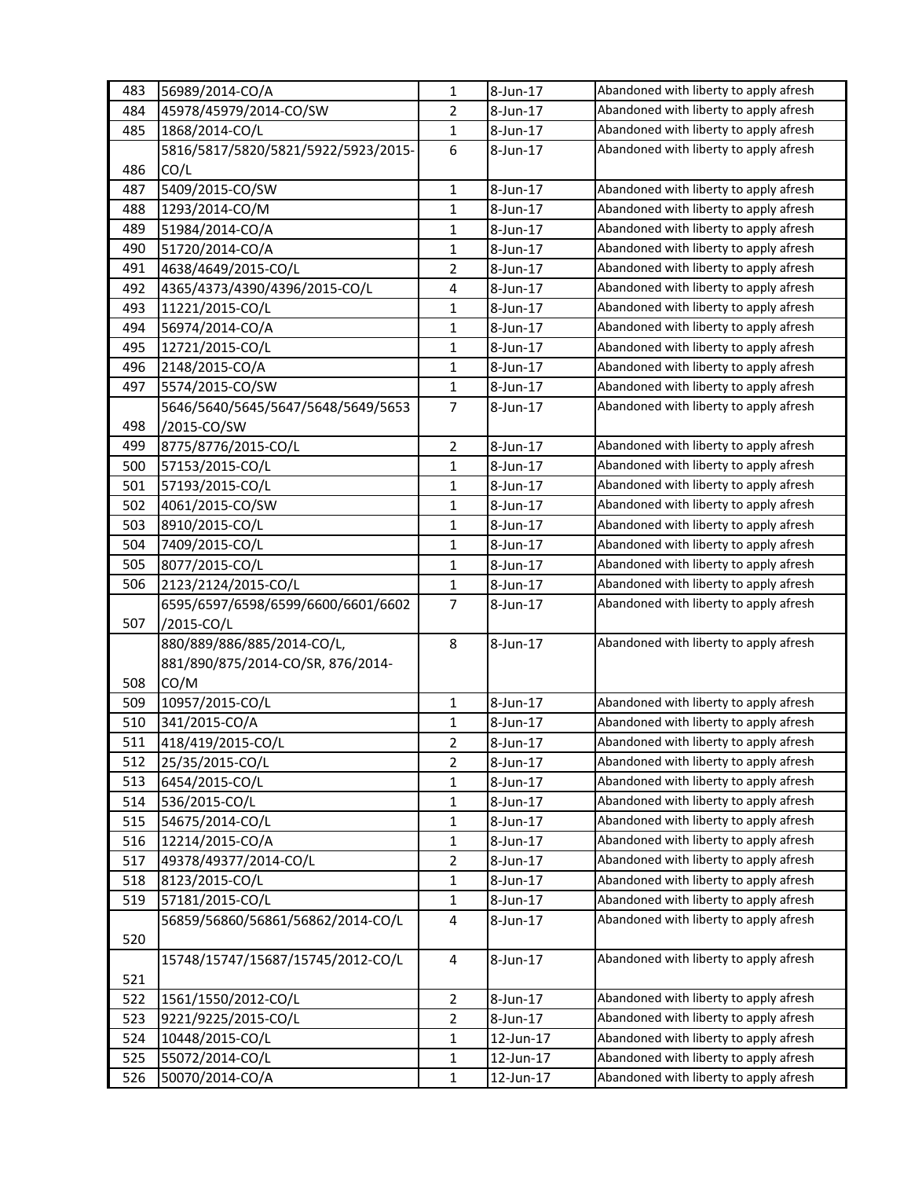| 483 | 56989/2014-CO/A | 1 | 8-Jun-17 | Abandoned with liberty to apply afresh |
|---|---|---|---|---|
| 484 | 45978/45979/2014-CO/SW | 2 | 8-Jun-17 | Abandoned with liberty to apply afresh |
| 485 | 1868/2014-CO/L | 1 | 8-Jun-17 | Abandoned with liberty to apply afresh |
| 486 | 5816/5817/5820/5821/5922/5923/2015-CO/L | 6 | 8-Jun-17 | Abandoned with liberty to apply afresh |
| 487 | 5409/2015-CO/SW | 1 | 8-Jun-17 | Abandoned with liberty to apply afresh |
| 488 | 1293/2014-CO/M | 1 | 8-Jun-17 | Abandoned with liberty to apply afresh |
| 489 | 51984/2014-CO/A | 1 | 8-Jun-17 | Abandoned with liberty to apply afresh |
| 490 | 51720/2014-CO/A | 1 | 8-Jun-17 | Abandoned with liberty to apply afresh |
| 491 | 4638/4649/2015-CO/L | 2 | 8-Jun-17 | Abandoned with liberty to apply afresh |
| 492 | 4365/4373/4390/4396/2015-CO/L | 4 | 8-Jun-17 | Abandoned with liberty to apply afresh |
| 493 | 11221/2015-CO/L | 1 | 8-Jun-17 | Abandoned with liberty to apply afresh |
| 494 | 56974/2014-CO/A | 1 | 8-Jun-17 | Abandoned with liberty to apply afresh |
| 495 | 12721/2015-CO/L | 1 | 8-Jun-17 | Abandoned with liberty to apply afresh |
| 496 | 2148/2015-CO/A | 1 | 8-Jun-17 | Abandoned with liberty to apply afresh |
| 497 | 5574/2015-CO/SW | 1 | 8-Jun-17 | Abandoned with liberty to apply afresh |
| 498 | 5646/5640/5645/5647/5648/5649/5653/2015-CO/SW | 7 | 8-Jun-17 | Abandoned with liberty to apply afresh |
| 499 | 8775/8776/2015-CO/L | 2 | 8-Jun-17 | Abandoned with liberty to apply afresh |
| 500 | 57153/2015-CO/L | 1 | 8-Jun-17 | Abandoned with liberty to apply afresh |
| 501 | 57193/2015-CO/L | 1 | 8-Jun-17 | Abandoned with liberty to apply afresh |
| 502 | 4061/2015-CO/SW | 1 | 8-Jun-17 | Abandoned with liberty to apply afresh |
| 503 | 8910/2015-CO/L | 1 | 8-Jun-17 | Abandoned with liberty to apply afresh |
| 504 | 7409/2015-CO/L | 1 | 8-Jun-17 | Abandoned with liberty to apply afresh |
| 505 | 8077/2015-CO/L | 1 | 8-Jun-17 | Abandoned with liberty to apply afresh |
| 506 | 2123/2124/2015-CO/L | 1 | 8-Jun-17 | Abandoned with liberty to apply afresh |
| 507 | 6595/6597/6598/6599/6600/6601/6602/2015-CO/L | 7 | 8-Jun-17 | Abandoned with liberty to apply afresh |
| 508 | 880/889/886/885/2014-CO/L, 881/890/875/2014-CO/SR, 876/2014-CO/M | 8 | 8-Jun-17 | Abandoned with liberty to apply afresh |
| 509 | 10957/2015-CO/L | 1 | 8-Jun-17 | Abandoned with liberty to apply afresh |
| 510 | 341/2015-CO/A | 1 | 8-Jun-17 | Abandoned with liberty to apply afresh |
| 511 | 418/419/2015-CO/L | 2 | 8-Jun-17 | Abandoned with liberty to apply afresh |
| 512 | 25/35/2015-CO/L | 2 | 8-Jun-17 | Abandoned with liberty to apply afresh |
| 513 | 6454/2015-CO/L | 1 | 8-Jun-17 | Abandoned with liberty to apply afresh |
| 514 | 536/2015-CO/L | 1 | 8-Jun-17 | Abandoned with liberty to apply afresh |
| 515 | 54675/2014-CO/L | 1 | 8-Jun-17 | Abandoned with liberty to apply afresh |
| 516 | 12214/2015-CO/A | 1 | 8-Jun-17 | Abandoned with liberty to apply afresh |
| 517 | 49378/49377/2014-CO/L | 2 | 8-Jun-17 | Abandoned with liberty to apply afresh |
| 518 | 8123/2015-CO/L | 1 | 8-Jun-17 | Abandoned with liberty to apply afresh |
| 519 | 57181/2015-CO/L | 1 | 8-Jun-17 | Abandoned with liberty to apply afresh |
| 520 | 56859/56860/56861/56862/2014-CO/L | 4 | 8-Jun-17 | Abandoned with liberty to apply afresh |
| 521 | 15748/15747/15687/15745/2012-CO/L | 4 | 8-Jun-17 | Abandoned with liberty to apply afresh |
| 522 | 1561/1550/2012-CO/L | 2 | 8-Jun-17 | Abandoned with liberty to apply afresh |
| 523 | 9221/9225/2015-CO/L | 2 | 8-Jun-17 | Abandoned with liberty to apply afresh |
| 524 | 10448/2015-CO/L | 1 | 12-Jun-17 | Abandoned with liberty to apply afresh |
| 525 | 55072/2014-CO/L | 1 | 12-Jun-17 | Abandoned with liberty to apply afresh |
| 526 | 50070/2014-CO/A | 1 | 12-Jun-17 | Abandoned with liberty to apply afresh |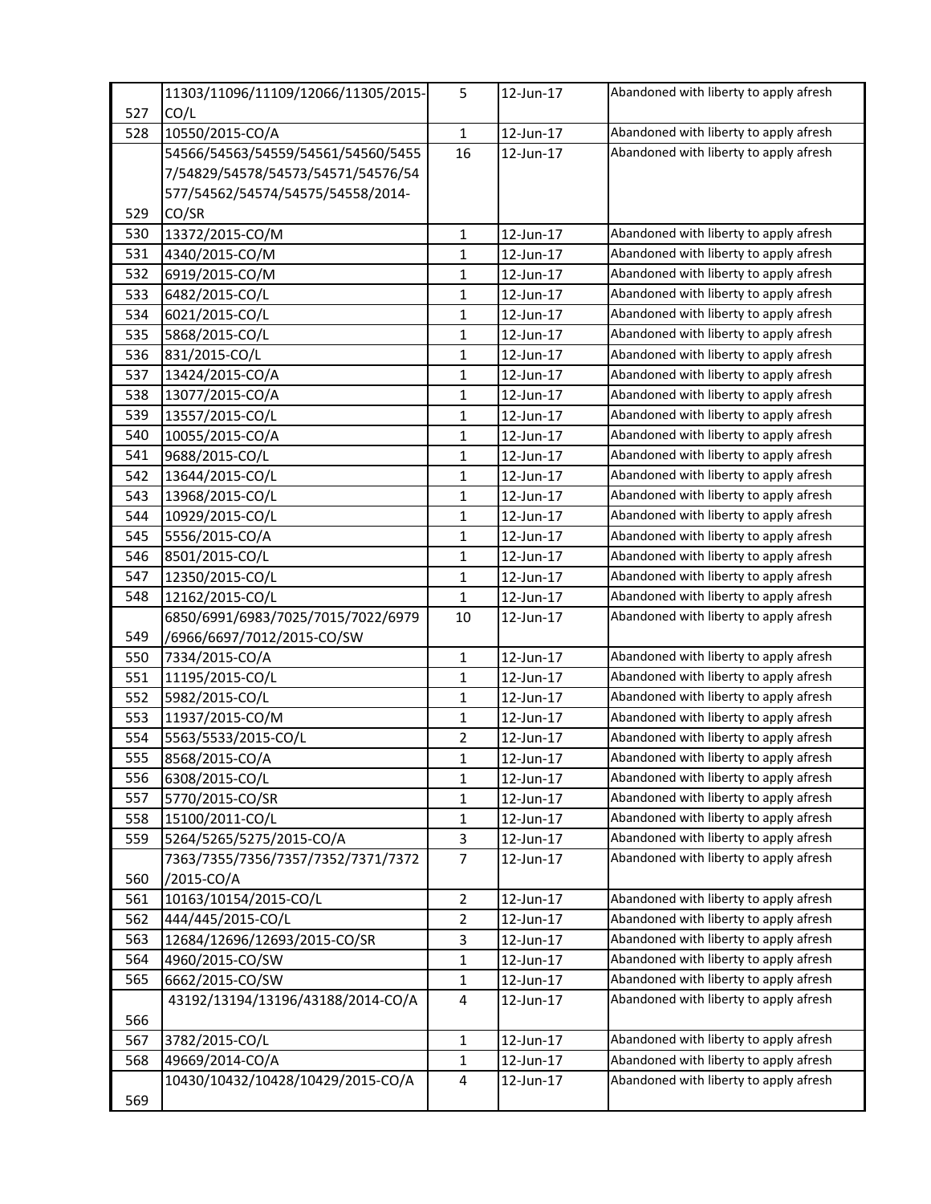| | | | | |
|---|---|---|---|---|
| 527 | 11303/11096/11109/12066/11305/2015-CO/L | 5 | 12-Jun-17 | Abandoned with liberty to apply afresh |
| 528 | 10550/2015-CO/A | 1 | 12-Jun-17 | Abandoned with liberty to apply afresh |
| 529 | 54566/54563/54559/54561/54560/54557/54829/54578/54573/54571/54576/54577/54562/54574/54575/54558/2014-CO/SR | 16 | 12-Jun-17 | Abandoned with liberty to apply afresh |
| 530 | 13372/2015-CO/M | 1 | 12-Jun-17 | Abandoned with liberty to apply afresh |
| 531 | 4340/2015-CO/M | 1 | 12-Jun-17 | Abandoned with liberty to apply afresh |
| 532 | 6919/2015-CO/M | 1 | 12-Jun-17 | Abandoned with liberty to apply afresh |
| 533 | 6482/2015-CO/L | 1 | 12-Jun-17 | Abandoned with liberty to apply afresh |
| 534 | 6021/2015-CO/L | 1 | 12-Jun-17 | Abandoned with liberty to apply afresh |
| 535 | 5868/2015-CO/L | 1 | 12-Jun-17 | Abandoned with liberty to apply afresh |
| 536 | 831/2015-CO/L | 1 | 12-Jun-17 | Abandoned with liberty to apply afresh |
| 537 | 13424/2015-CO/A | 1 | 12-Jun-17 | Abandoned with liberty to apply afresh |
| 538 | 13077/2015-CO/A | 1 | 12-Jun-17 | Abandoned with liberty to apply afresh |
| 539 | 13557/2015-CO/L | 1 | 12-Jun-17 | Abandoned with liberty to apply afresh |
| 540 | 10055/2015-CO/A | 1 | 12-Jun-17 | Abandoned with liberty to apply afresh |
| 541 | 9688/2015-CO/L | 1 | 12-Jun-17 | Abandoned with liberty to apply afresh |
| 542 | 13644/2015-CO/L | 1 | 12-Jun-17 | Abandoned with liberty to apply afresh |
| 543 | 13968/2015-CO/L | 1 | 12-Jun-17 | Abandoned with liberty to apply afresh |
| 544 | 10929/2015-CO/L | 1 | 12-Jun-17 | Abandoned with liberty to apply afresh |
| 545 | 5556/2015-CO/A | 1 | 12-Jun-17 | Abandoned with liberty to apply afresh |
| 546 | 8501/2015-CO/L | 1 | 12-Jun-17 | Abandoned with liberty to apply afresh |
| 547 | 12350/2015-CO/L | 1 | 12-Jun-17 | Abandoned with liberty to apply afresh |
| 548 | 12162/2015-CO/L | 1 | 12-Jun-17 | Abandoned with liberty to apply afresh |
| 549 | 6850/6991/6983/7025/7015/7022/6979/6966/6697/7012/2015-CO/SW | 10 | 12-Jun-17 | Abandoned with liberty to apply afresh |
| 550 | 7334/2015-CO/A | 1 | 12-Jun-17 | Abandoned with liberty to apply afresh |
| 551 | 11195/2015-CO/L | 1 | 12-Jun-17 | Abandoned with liberty to apply afresh |
| 552 | 5982/2015-CO/L | 1 | 12-Jun-17 | Abandoned with liberty to apply afresh |
| 553 | 11937/2015-CO/M | 1 | 12-Jun-17 | Abandoned with liberty to apply afresh |
| 554 | 5563/5533/2015-CO/L | 2 | 12-Jun-17 | Abandoned with liberty to apply afresh |
| 555 | 8568/2015-CO/A | 1 | 12-Jun-17 | Abandoned with liberty to apply afresh |
| 556 | 6308/2015-CO/L | 1 | 12-Jun-17 | Abandoned with liberty to apply afresh |
| 557 | 5770/2015-CO/SR | 1 | 12-Jun-17 | Abandoned with liberty to apply afresh |
| 558 | 15100/2011-CO/L | 1 | 12-Jun-17 | Abandoned with liberty to apply afresh |
| 559 | 5264/5265/5275/2015-CO/A | 3 | 12-Jun-17 | Abandoned with liberty to apply afresh |
| 560 | 7363/7355/7356/7357/7352/7371/7372/2015-CO/A | 7 | 12-Jun-17 | Abandoned with liberty to apply afresh |
| 561 | 10163/10154/2015-CO/L | 2 | 12-Jun-17 | Abandoned with liberty to apply afresh |
| 562 | 444/445/2015-CO/L | 2 | 12-Jun-17 | Abandoned with liberty to apply afresh |
| 563 | 12684/12696/12693/2015-CO/SR | 3 | 12-Jun-17 | Abandoned with liberty to apply afresh |
| 564 | 4960/2015-CO/SW | 1 | 12-Jun-17 | Abandoned with liberty to apply afresh |
| 565 | 6662/2015-CO/SW | 1 | 12-Jun-17 | Abandoned with liberty to apply afresh |
| 566 | 43192/13194/13196/43188/2014-CO/A | 4 | 12-Jun-17 | Abandoned with liberty to apply afresh |
| 567 | 3782/2015-CO/L | 1 | 12-Jun-17 | Abandoned with liberty to apply afresh |
| 568 | 49669/2014-CO/A | 1 | 12-Jun-17 | Abandoned with liberty to apply afresh |
| 569 | 10430/10432/10428/10429/2015-CO/A | 4 | 12-Jun-17 | Abandoned with liberty to apply afresh |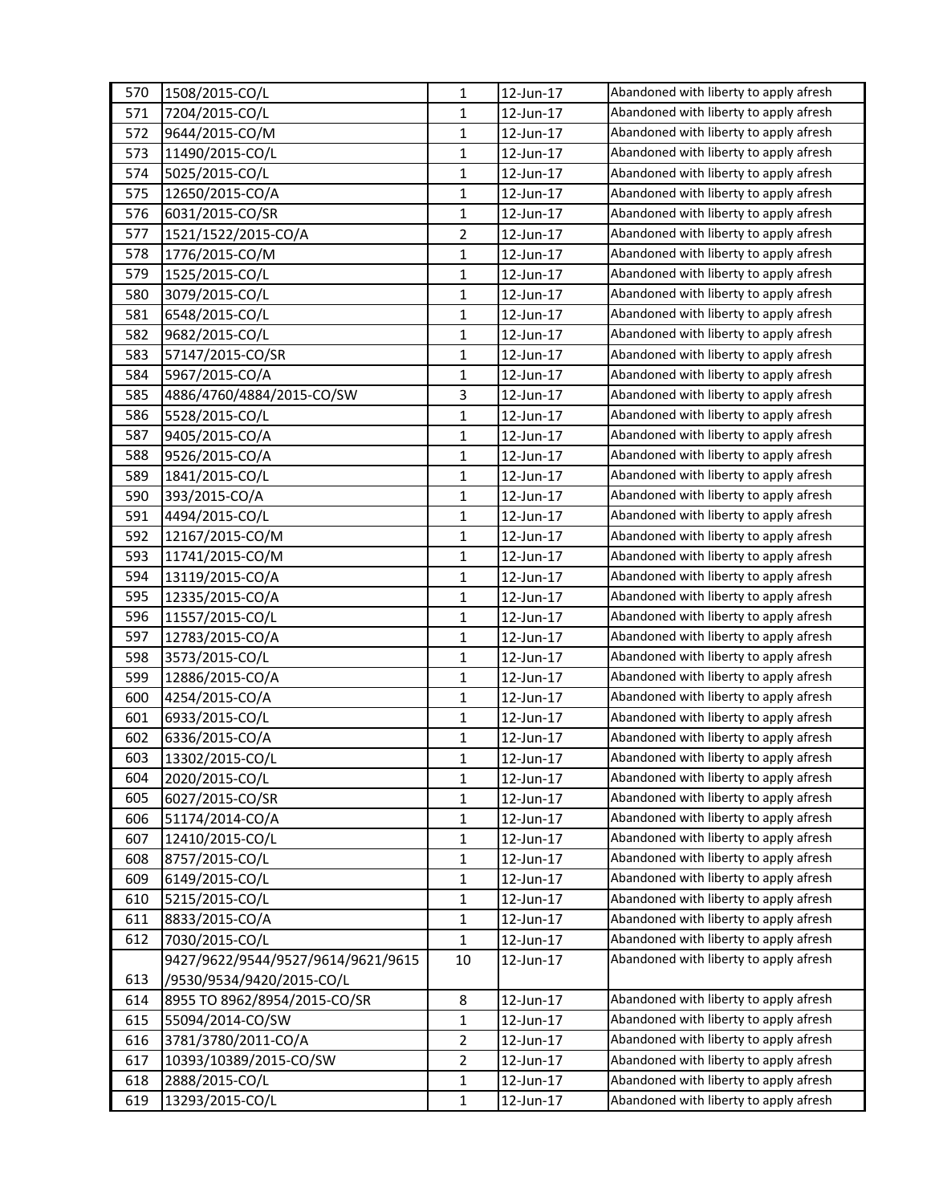| 570 | 1508/2015-CO/L | 1 | 12-Jun-17 | Abandoned with liberty to apply afresh |
|---|---|---|---|---|
| 571 | 7204/2015-CO/L | 1 | 12-Jun-17 | Abandoned with liberty to apply afresh |
| 572 | 9644/2015-CO/M | 1 | 12-Jun-17 | Abandoned with liberty to apply afresh |
| 573 | 11490/2015-CO/L | 1 | 12-Jun-17 | Abandoned with liberty to apply afresh |
| 574 | 5025/2015-CO/L | 1 | 12-Jun-17 | Abandoned with liberty to apply afresh |
| 575 | 12650/2015-CO/A | 1 | 12-Jun-17 | Abandoned with liberty to apply afresh |
| 576 | 6031/2015-CO/SR | 1 | 12-Jun-17 | Abandoned with liberty to apply afresh |
| 577 | 1521/1522/2015-CO/A | 2 | 12-Jun-17 | Abandoned with liberty to apply afresh |
| 578 | 1776/2015-CO/M | 1 | 12-Jun-17 | Abandoned with liberty to apply afresh |
| 579 | 1525/2015-CO/L | 1 | 12-Jun-17 | Abandoned with liberty to apply afresh |
| 580 | 3079/2015-CO/L | 1 | 12-Jun-17 | Abandoned with liberty to apply afresh |
| 581 | 6548/2015-CO/L | 1 | 12-Jun-17 | Abandoned with liberty to apply afresh |
| 582 | 9682/2015-CO/L | 1 | 12-Jun-17 | Abandoned with liberty to apply afresh |
| 583 | 57147/2015-CO/SR | 1 | 12-Jun-17 | Abandoned with liberty to apply afresh |
| 584 | 5967/2015-CO/A | 1 | 12-Jun-17 | Abandoned with liberty to apply afresh |
| 585 | 4886/4760/4884/2015-CO/SW | 3 | 12-Jun-17 | Abandoned with liberty to apply afresh |
| 586 | 5528/2015-CO/L | 1 | 12-Jun-17 | Abandoned with liberty to apply afresh |
| 587 | 9405/2015-CO/A | 1 | 12-Jun-17 | Abandoned with liberty to apply afresh |
| 588 | 9526/2015-CO/A | 1 | 12-Jun-17 | Abandoned with liberty to apply afresh |
| 589 | 1841/2015-CO/L | 1 | 12-Jun-17 | Abandoned with liberty to apply afresh |
| 590 | 393/2015-CO/A | 1 | 12-Jun-17 | Abandoned with liberty to apply afresh |
| 591 | 4494/2015-CO/L | 1 | 12-Jun-17 | Abandoned with liberty to apply afresh |
| 592 | 12167/2015-CO/M | 1 | 12-Jun-17 | Abandoned with liberty to apply afresh |
| 593 | 11741/2015-CO/M | 1 | 12-Jun-17 | Abandoned with liberty to apply afresh |
| 594 | 13119/2015-CO/A | 1 | 12-Jun-17 | Abandoned with liberty to apply afresh |
| 595 | 12335/2015-CO/A | 1 | 12-Jun-17 | Abandoned with liberty to apply afresh |
| 596 | 11557/2015-CO/L | 1 | 12-Jun-17 | Abandoned with liberty to apply afresh |
| 597 | 12783/2015-CO/A | 1 | 12-Jun-17 | Abandoned with liberty to apply afresh |
| 598 | 3573/2015-CO/L | 1 | 12-Jun-17 | Abandoned with liberty to apply afresh |
| 599 | 12886/2015-CO/A | 1 | 12-Jun-17 | Abandoned with liberty to apply afresh |
| 600 | 4254/2015-CO/A | 1 | 12-Jun-17 | Abandoned with liberty to apply afresh |
| 601 | 6933/2015-CO/L | 1 | 12-Jun-17 | Abandoned with liberty to apply afresh |
| 602 | 6336/2015-CO/A | 1 | 12-Jun-17 | Abandoned with liberty to apply afresh |
| 603 | 13302/2015-CO/L | 1 | 12-Jun-17 | Abandoned with liberty to apply afresh |
| 604 | 2020/2015-CO/L | 1 | 12-Jun-17 | Abandoned with liberty to apply afresh |
| 605 | 6027/2015-CO/SR | 1 | 12-Jun-17 | Abandoned with liberty to apply afresh |
| 606 | 51174/2014-CO/A | 1 | 12-Jun-17 | Abandoned with liberty to apply afresh |
| 607 | 12410/2015-CO/L | 1 | 12-Jun-17 | Abandoned with liberty to apply afresh |
| 608 | 8757/2015-CO/L | 1 | 12-Jun-17 | Abandoned with liberty to apply afresh |
| 609 | 6149/2015-CO/L | 1 | 12-Jun-17 | Abandoned with liberty to apply afresh |
| 610 | 5215/2015-CO/L | 1 | 12-Jun-17 | Abandoned with liberty to apply afresh |
| 611 | 8833/2015-CO/A | 1 | 12-Jun-17 | Abandoned with liberty to apply afresh |
| 612 | 7030/2015-CO/L | 1 | 12-Jun-17 | Abandoned with liberty to apply afresh |
| 613 | 9427/9622/9544/9527/9614/9621/9615 /9530/9534/9420/2015-CO/L | 10 | 12-Jun-17 | Abandoned with liberty to apply afresh |
| 614 | 8955 TO 8962/8954/2015-CO/SR | 8 | 12-Jun-17 | Abandoned with liberty to apply afresh |
| 615 | 55094/2014-CO/SW | 1 | 12-Jun-17 | Abandoned with liberty to apply afresh |
| 616 | 3781/3780/2011-CO/A | 2 | 12-Jun-17 | Abandoned with liberty to apply afresh |
| 617 | 10393/10389/2015-CO/SW | 2 | 12-Jun-17 | Abandoned with liberty to apply afresh |
| 618 | 2888/2015-CO/L | 1 | 12-Jun-17 | Abandoned with liberty to apply afresh |
| 619 | 13293/2015-CO/L | 1 | 12-Jun-17 | Abandoned with liberty to apply afresh |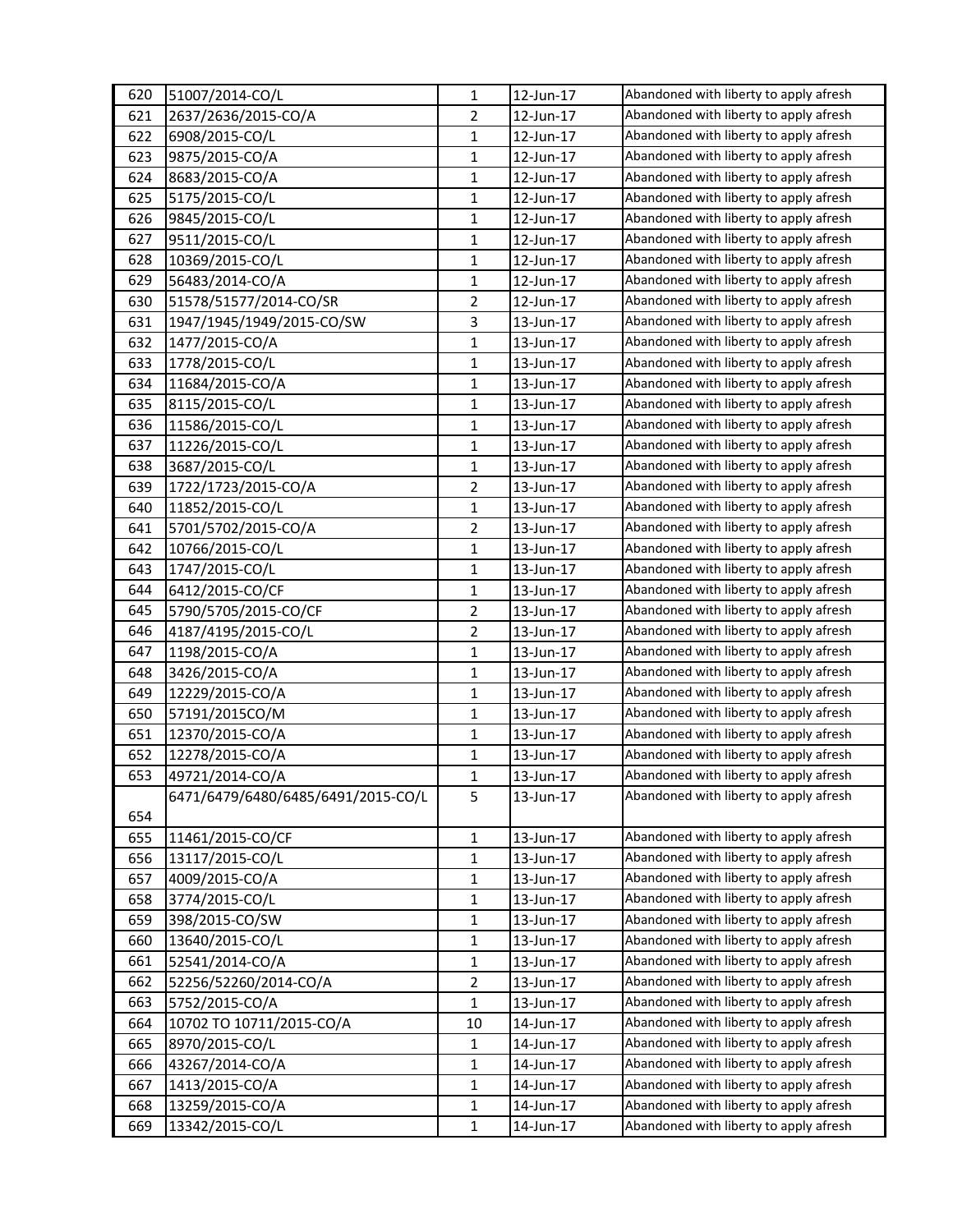| | | | | |
|---|---|---|---|---|
| 620 | 51007/2014-CO/L | 1 | 12-Jun-17 | Abandoned with liberty to apply afresh |
| 621 | 2637/2636/2015-CO/A | 2 | 12-Jun-17 | Abandoned with liberty to apply afresh |
| 622 | 6908/2015-CO/L | 1 | 12-Jun-17 | Abandoned with liberty to apply afresh |
| 623 | 9875/2015-CO/A | 1 | 12-Jun-17 | Abandoned with liberty to apply afresh |
| 624 | 8683/2015-CO/A | 1 | 12-Jun-17 | Abandoned with liberty to apply afresh |
| 625 | 5175/2015-CO/L | 1 | 12-Jun-17 | Abandoned with liberty to apply afresh |
| 626 | 9845/2015-CO/L | 1 | 12-Jun-17 | Abandoned with liberty to apply afresh |
| 627 | 9511/2015-CO/L | 1 | 12-Jun-17 | Abandoned with liberty to apply afresh |
| 628 | 10369/2015-CO/L | 1 | 12-Jun-17 | Abandoned with liberty to apply afresh |
| 629 | 56483/2014-CO/A | 1 | 12-Jun-17 | Abandoned with liberty to apply afresh |
| 630 | 51578/51577/2014-CO/SR | 2 | 12-Jun-17 | Abandoned with liberty to apply afresh |
| 631 | 1947/1945/1949/2015-CO/SW | 3 | 13-Jun-17 | Abandoned with liberty to apply afresh |
| 632 | 1477/2015-CO/A | 1 | 13-Jun-17 | Abandoned with liberty to apply afresh |
| 633 | 1778/2015-CO/L | 1 | 13-Jun-17 | Abandoned with liberty to apply afresh |
| 634 | 11684/2015-CO/A | 1 | 13-Jun-17 | Abandoned with liberty to apply afresh |
| 635 | 8115/2015-CO/L | 1 | 13-Jun-17 | Abandoned with liberty to apply afresh |
| 636 | 11586/2015-CO/L | 1 | 13-Jun-17 | Abandoned with liberty to apply afresh |
| 637 | 11226/2015-CO/L | 1 | 13-Jun-17 | Abandoned with liberty to apply afresh |
| 638 | 3687/2015-CO/L | 1 | 13-Jun-17 | Abandoned with liberty to apply afresh |
| 639 | 1722/1723/2015-CO/A | 2 | 13-Jun-17 | Abandoned with liberty to apply afresh |
| 640 | 11852/2015-CO/L | 1 | 13-Jun-17 | Abandoned with liberty to apply afresh |
| 641 | 5701/5702/2015-CO/A | 2 | 13-Jun-17 | Abandoned with liberty to apply afresh |
| 642 | 10766/2015-CO/L | 1 | 13-Jun-17 | Abandoned with liberty to apply afresh |
| 643 | 1747/2015-CO/L | 1 | 13-Jun-17 | Abandoned with liberty to apply afresh |
| 644 | 6412/2015-CO/CF | 1 | 13-Jun-17 | Abandoned with liberty to apply afresh |
| 645 | 5790/5705/2015-CO/CF | 2 | 13-Jun-17 | Abandoned with liberty to apply afresh |
| 646 | 4187/4195/2015-CO/L | 2 | 13-Jun-17 | Abandoned with liberty to apply afresh |
| 647 | 1198/2015-CO/A | 1 | 13-Jun-17 | Abandoned with liberty to apply afresh |
| 648 | 3426/2015-CO/A | 1 | 13-Jun-17 | Abandoned with liberty to apply afresh |
| 649 | 12229/2015-CO/A | 1 | 13-Jun-17 | Abandoned with liberty to apply afresh |
| 650 | 57191/2015CO/M | 1 | 13-Jun-17 | Abandoned with liberty to apply afresh |
| 651 | 12370/2015-CO/A | 1 | 13-Jun-17 | Abandoned with liberty to apply afresh |
| 652 | 12278/2015-CO/A | 1 | 13-Jun-17 | Abandoned with liberty to apply afresh |
| 653 | 49721/2014-CO/A | 1 | 13-Jun-17 | Abandoned with liberty to apply afresh |
| 654 | 6471/6479/6480/6485/6491/2015-CO/L | 5 | 13-Jun-17 | Abandoned with liberty to apply afresh |
| 655 | 11461/2015-CO/CF | 1 | 13-Jun-17 | Abandoned with liberty to apply afresh |
| 656 | 13117/2015-CO/L | 1 | 13-Jun-17 | Abandoned with liberty to apply afresh |
| 657 | 4009/2015-CO/A | 1 | 13-Jun-17 | Abandoned with liberty to apply afresh |
| 658 | 3774/2015-CO/L | 1 | 13-Jun-17 | Abandoned with liberty to apply afresh |
| 659 | 398/2015-CO/SW | 1 | 13-Jun-17 | Abandoned with liberty to apply afresh |
| 660 | 13640/2015-CO/L | 1 | 13-Jun-17 | Abandoned with liberty to apply afresh |
| 661 | 52541/2014-CO/A | 1 | 13-Jun-17 | Abandoned with liberty to apply afresh |
| 662 | 52256/52260/2014-CO/A | 2 | 13-Jun-17 | Abandoned with liberty to apply afresh |
| 663 | 5752/2015-CO/A | 1 | 13-Jun-17 | Abandoned with liberty to apply afresh |
| 664 | 10702 TO 10711/2015-CO/A | 10 | 14-Jun-17 | Abandoned with liberty to apply afresh |
| 665 | 8970/2015-CO/L | 1 | 14-Jun-17 | Abandoned with liberty to apply afresh |
| 666 | 43267/2014-CO/A | 1 | 14-Jun-17 | Abandoned with liberty to apply afresh |
| 667 | 1413/2015-CO/A | 1 | 14-Jun-17 | Abandoned with liberty to apply afresh |
| 668 | 13259/2015-CO/A | 1 | 14-Jun-17 | Abandoned with liberty to apply afresh |
| 669 | 13342/2015-CO/L | 1 | 14-Jun-17 | Abandoned with liberty to apply afresh |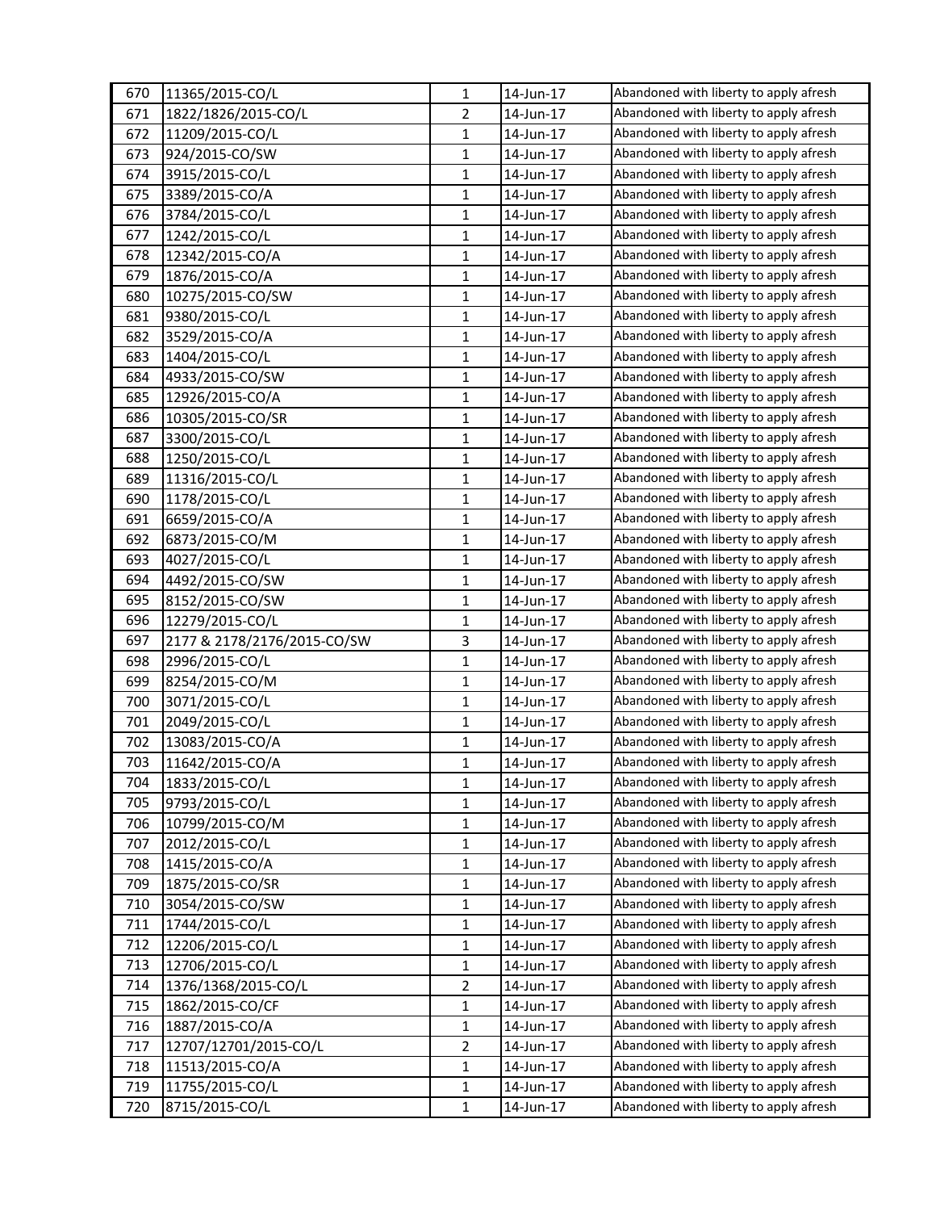| | | | | |
|---|---|---|---|---|
| 670 | 11365/2015-CO/L | 1 | 14-Jun-17 | Abandoned with liberty to apply afresh |
| 671 | 1822/1826/2015-CO/L | 2 | 14-Jun-17 | Abandoned with liberty to apply afresh |
| 672 | 11209/2015-CO/L | 1 | 14-Jun-17 | Abandoned with liberty to apply afresh |
| 673 | 924/2015-CO/SW | 1 | 14-Jun-17 | Abandoned with liberty to apply afresh |
| 674 | 3915/2015-CO/L | 1 | 14-Jun-17 | Abandoned with liberty to apply afresh |
| 675 | 3389/2015-CO/A | 1 | 14-Jun-17 | Abandoned with liberty to apply afresh |
| 676 | 3784/2015-CO/L | 1 | 14-Jun-17 | Abandoned with liberty to apply afresh |
| 677 | 1242/2015-CO/L | 1 | 14-Jun-17 | Abandoned with liberty to apply afresh |
| 678 | 12342/2015-CO/A | 1 | 14-Jun-17 | Abandoned with liberty to apply afresh |
| 679 | 1876/2015-CO/A | 1 | 14-Jun-17 | Abandoned with liberty to apply afresh |
| 680 | 10275/2015-CO/SW | 1 | 14-Jun-17 | Abandoned with liberty to apply afresh |
| 681 | 9380/2015-CO/L | 1 | 14-Jun-17 | Abandoned with liberty to apply afresh |
| 682 | 3529/2015-CO/A | 1 | 14-Jun-17 | Abandoned with liberty to apply afresh |
| 683 | 1404/2015-CO/L | 1 | 14-Jun-17 | Abandoned with liberty to apply afresh |
| 684 | 4933/2015-CO/SW | 1 | 14-Jun-17 | Abandoned with liberty to apply afresh |
| 685 | 12926/2015-CO/A | 1 | 14-Jun-17 | Abandoned with liberty to apply afresh |
| 686 | 10305/2015-CO/SR | 1 | 14-Jun-17 | Abandoned with liberty to apply afresh |
| 687 | 3300/2015-CO/L | 1 | 14-Jun-17 | Abandoned with liberty to apply afresh |
| 688 | 1250/2015-CO/L | 1 | 14-Jun-17 | Abandoned with liberty to apply afresh |
| 689 | 11316/2015-CO/L | 1 | 14-Jun-17 | Abandoned with liberty to apply afresh |
| 690 | 1178/2015-CO/L | 1 | 14-Jun-17 | Abandoned with liberty to apply afresh |
| 691 | 6659/2015-CO/A | 1 | 14-Jun-17 | Abandoned with liberty to apply afresh |
| 692 | 6873/2015-CO/M | 1 | 14-Jun-17 | Abandoned with liberty to apply afresh |
| 693 | 4027/2015-CO/L | 1 | 14-Jun-17 | Abandoned with liberty to apply afresh |
| 694 | 4492/2015-CO/SW | 1 | 14-Jun-17 | Abandoned with liberty to apply afresh |
| 695 | 8152/2015-CO/SW | 1 | 14-Jun-17 | Abandoned with liberty to apply afresh |
| 696 | 12279/2015-CO/L | 1 | 14-Jun-17 | Abandoned with liberty to apply afresh |
| 697 | 2177 & 2178/2176/2015-CO/SW | 3 | 14-Jun-17 | Abandoned with liberty to apply afresh |
| 698 | 2996/2015-CO/L | 1 | 14-Jun-17 | Abandoned with liberty to apply afresh |
| 699 | 8254/2015-CO/M | 1 | 14-Jun-17 | Abandoned with liberty to apply afresh |
| 700 | 3071/2015-CO/L | 1 | 14-Jun-17 | Abandoned with liberty to apply afresh |
| 701 | 2049/2015-CO/L | 1 | 14-Jun-17 | Abandoned with liberty to apply afresh |
| 702 | 13083/2015-CO/A | 1 | 14-Jun-17 | Abandoned with liberty to apply afresh |
| 703 | 11642/2015-CO/A | 1 | 14-Jun-17 | Abandoned with liberty to apply afresh |
| 704 | 1833/2015-CO/L | 1 | 14-Jun-17 | Abandoned with liberty to apply afresh |
| 705 | 9793/2015-CO/L | 1 | 14-Jun-17 | Abandoned with liberty to apply afresh |
| 706 | 10799/2015-CO/M | 1 | 14-Jun-17 | Abandoned with liberty to apply afresh |
| 707 | 2012/2015-CO/L | 1 | 14-Jun-17 | Abandoned with liberty to apply afresh |
| 708 | 1415/2015-CO/A | 1 | 14-Jun-17 | Abandoned with liberty to apply afresh |
| 709 | 1875/2015-CO/SR | 1 | 14-Jun-17 | Abandoned with liberty to apply afresh |
| 710 | 3054/2015-CO/SW | 1 | 14-Jun-17 | Abandoned with liberty to apply afresh |
| 711 | 1744/2015-CO/L | 1 | 14-Jun-17 | Abandoned with liberty to apply afresh |
| 712 | 12206/2015-CO/L | 1 | 14-Jun-17 | Abandoned with liberty to apply afresh |
| 713 | 12706/2015-CO/L | 1 | 14-Jun-17 | Abandoned with liberty to apply afresh |
| 714 | 1376/1368/2015-CO/L | 2 | 14-Jun-17 | Abandoned with liberty to apply afresh |
| 715 | 1862/2015-CO/CF | 1 | 14-Jun-17 | Abandoned with liberty to apply afresh |
| 716 | 1887/2015-CO/A | 1 | 14-Jun-17 | Abandoned with liberty to apply afresh |
| 717 | 12707/12701/2015-CO/L | 2 | 14-Jun-17 | Abandoned with liberty to apply afresh |
| 718 | 11513/2015-CO/A | 1 | 14-Jun-17 | Abandoned with liberty to apply afresh |
| 719 | 11755/2015-CO/L | 1 | 14-Jun-17 | Abandoned with liberty to apply afresh |
| 720 | 8715/2015-CO/L | 1 | 14-Jun-17 | Abandoned with liberty to apply afresh |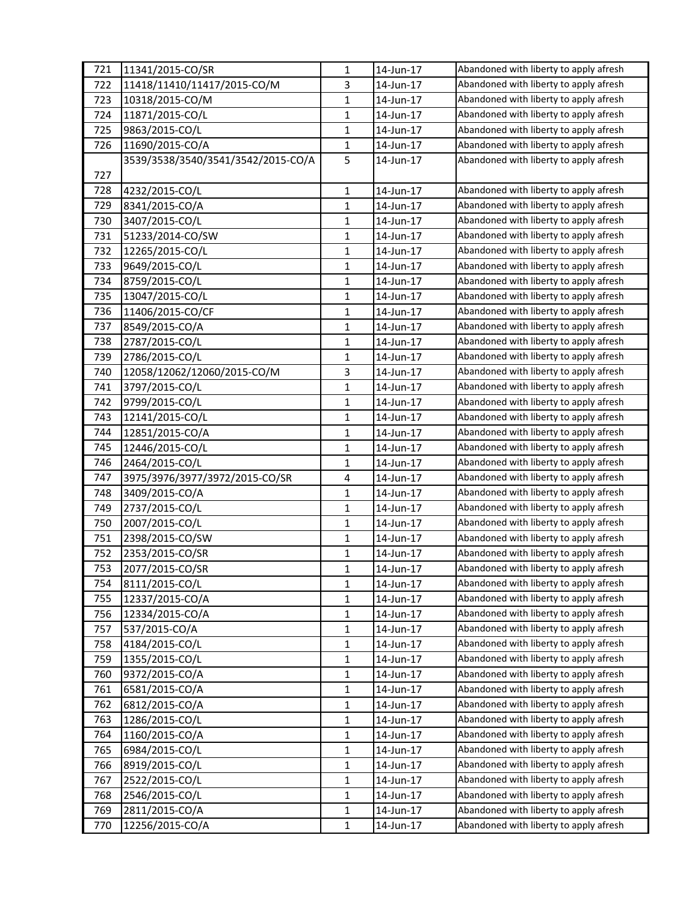| 721 | 11341/2015-CO/SR | 1 | 14-Jun-17 | Abandoned with liberty to apply afresh |
|---|---|---|---|---|
| 722 | 11418/11410/11417/2015-CO/M | 3 | 14-Jun-17 | Abandoned with liberty to apply afresh |
| 723 | 10318/2015-CO/M | 1 | 14-Jun-17 | Abandoned with liberty to apply afresh |
| 724 | 11871/2015-CO/L | 1 | 14-Jun-17 | Abandoned with liberty to apply afresh |
| 725 | 9863/2015-CO/L | 1 | 14-Jun-17 | Abandoned with liberty to apply afresh |
| 726 | 11690/2015-CO/A | 1 | 14-Jun-17 | Abandoned with liberty to apply afresh |
| 727 | 3539/3538/3540/3541/3542/2015-CO/A | 5 | 14-Jun-17 | Abandoned with liberty to apply afresh |
| 728 | 4232/2015-CO/L | 1 | 14-Jun-17 | Abandoned with liberty to apply afresh |
| 729 | 8341/2015-CO/A | 1 | 14-Jun-17 | Abandoned with liberty to apply afresh |
| 730 | 3407/2015-CO/L | 1 | 14-Jun-17 | Abandoned with liberty to apply afresh |
| 731 | 51233/2014-CO/SW | 1 | 14-Jun-17 | Abandoned with liberty to apply afresh |
| 732 | 12265/2015-CO/L | 1 | 14-Jun-17 | Abandoned with liberty to apply afresh |
| 733 | 9649/2015-CO/L | 1 | 14-Jun-17 | Abandoned with liberty to apply afresh |
| 734 | 8759/2015-CO/L | 1 | 14-Jun-17 | Abandoned with liberty to apply afresh |
| 735 | 13047/2015-CO/L | 1 | 14-Jun-17 | Abandoned with liberty to apply afresh |
| 736 | 11406/2015-CO/CF | 1 | 14-Jun-17 | Abandoned with liberty to apply afresh |
| 737 | 8549/2015-CO/A | 1 | 14-Jun-17 | Abandoned with liberty to apply afresh |
| 738 | 2787/2015-CO/L | 1 | 14-Jun-17 | Abandoned with liberty to apply afresh |
| 739 | 2786/2015-CO/L | 1 | 14-Jun-17 | Abandoned with liberty to apply afresh |
| 740 | 12058/12062/12060/2015-CO/M | 3 | 14-Jun-17 | Abandoned with liberty to apply afresh |
| 741 | 3797/2015-CO/L | 1 | 14-Jun-17 | Abandoned with liberty to apply afresh |
| 742 | 9799/2015-CO/L | 1 | 14-Jun-17 | Abandoned with liberty to apply afresh |
| 743 | 12141/2015-CO/L | 1 | 14-Jun-17 | Abandoned with liberty to apply afresh |
| 744 | 12851/2015-CO/A | 1 | 14-Jun-17 | Abandoned with liberty to apply afresh |
| 745 | 12446/2015-CO/L | 1 | 14-Jun-17 | Abandoned with liberty to apply afresh |
| 746 | 2464/2015-CO/L | 1 | 14-Jun-17 | Abandoned with liberty to apply afresh |
| 747 | 3975/3976/3977/3972/2015-CO/SR | 4 | 14-Jun-17 | Abandoned with liberty to apply afresh |
| 748 | 3409/2015-CO/A | 1 | 14-Jun-17 | Abandoned with liberty to apply afresh |
| 749 | 2737/2015-CO/L | 1 | 14-Jun-17 | Abandoned with liberty to apply afresh |
| 750 | 2007/2015-CO/L | 1 | 14-Jun-17 | Abandoned with liberty to apply afresh |
| 751 | 2398/2015-CO/SW | 1 | 14-Jun-17 | Abandoned with liberty to apply afresh |
| 752 | 2353/2015-CO/SR | 1 | 14-Jun-17 | Abandoned with liberty to apply afresh |
| 753 | 2077/2015-CO/SR | 1 | 14-Jun-17 | Abandoned with liberty to apply afresh |
| 754 | 8111/2015-CO/L | 1 | 14-Jun-17 | Abandoned with liberty to apply afresh |
| 755 | 12337/2015-CO/A | 1 | 14-Jun-17 | Abandoned with liberty to apply afresh |
| 756 | 12334/2015-CO/A | 1 | 14-Jun-17 | Abandoned with liberty to apply afresh |
| 757 | 537/2015-CO/A | 1 | 14-Jun-17 | Abandoned with liberty to apply afresh |
| 758 | 4184/2015-CO/L | 1 | 14-Jun-17 | Abandoned with liberty to apply afresh |
| 759 | 1355/2015-CO/L | 1 | 14-Jun-17 | Abandoned with liberty to apply afresh |
| 760 | 9372/2015-CO/A | 1 | 14-Jun-17 | Abandoned with liberty to apply afresh |
| 761 | 6581/2015-CO/A | 1 | 14-Jun-17 | Abandoned with liberty to apply afresh |
| 762 | 6812/2015-CO/A | 1 | 14-Jun-17 | Abandoned with liberty to apply afresh |
| 763 | 1286/2015-CO/L | 1 | 14-Jun-17 | Abandoned with liberty to apply afresh |
| 764 | 1160/2015-CO/A | 1 | 14-Jun-17 | Abandoned with liberty to apply afresh |
| 765 | 6984/2015-CO/L | 1 | 14-Jun-17 | Abandoned with liberty to apply afresh |
| 766 | 8919/2015-CO/L | 1 | 14-Jun-17 | Abandoned with liberty to apply afresh |
| 767 | 2522/2015-CO/L | 1 | 14-Jun-17 | Abandoned with liberty to apply afresh |
| 768 | 2546/2015-CO/L | 1 | 14-Jun-17 | Abandoned with liberty to apply afresh |
| 769 | 2811/2015-CO/A | 1 | 14-Jun-17 | Abandoned with liberty to apply afresh |
| 770 | 12256/2015-CO/A | 1 | 14-Jun-17 | Abandoned with liberty to apply afresh |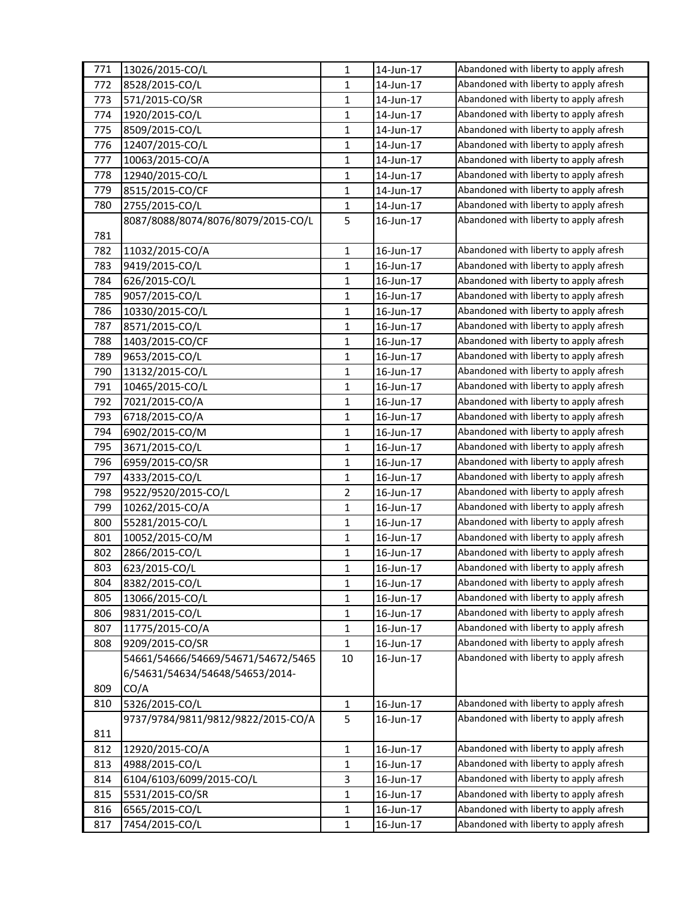| | | | | |
|---|---|---|---|---|
| 771 | 13026/2015-CO/L | 1 | 14-Jun-17 | Abandoned with liberty to apply afresh |
| 772 | 8528/2015-CO/L | 1 | 14-Jun-17 | Abandoned with liberty to apply afresh |
| 773 | 571/2015-CO/SR | 1 | 14-Jun-17 | Abandoned with liberty to apply afresh |
| 774 | 1920/2015-CO/L | 1 | 14-Jun-17 | Abandoned with liberty to apply afresh |
| 775 | 8509/2015-CO/L | 1 | 14-Jun-17 | Abandoned with liberty to apply afresh |
| 776 | 12407/2015-CO/L | 1 | 14-Jun-17 | Abandoned with liberty to apply afresh |
| 777 | 10063/2015-CO/A | 1 | 14-Jun-17 | Abandoned with liberty to apply afresh |
| 778 | 12940/2015-CO/L | 1 | 14-Jun-17 | Abandoned with liberty to apply afresh |
| 779 | 8515/2015-CO/CF | 1 | 14-Jun-17 | Abandoned with liberty to apply afresh |
| 780 | 2755/2015-CO/L | 1 | 14-Jun-17 | Abandoned with liberty to apply afresh |
| 781 | 8087/8088/8074/8076/8079/2015-CO/L | 5 | 16-Jun-17 | Abandoned with liberty to apply afresh |
| 782 | 11032/2015-CO/A | 1 | 16-Jun-17 | Abandoned with liberty to apply afresh |
| 783 | 9419/2015-CO/L | 1 | 16-Jun-17 | Abandoned with liberty to apply afresh |
| 784 | 626/2015-CO/L | 1 | 16-Jun-17 | Abandoned with liberty to apply afresh |
| 785 | 9057/2015-CO/L | 1 | 16-Jun-17 | Abandoned with liberty to apply afresh |
| 786 | 10330/2015-CO/L | 1 | 16-Jun-17 | Abandoned with liberty to apply afresh |
| 787 | 8571/2015-CO/L | 1 | 16-Jun-17 | Abandoned with liberty to apply afresh |
| 788 | 1403/2015-CO/CF | 1 | 16-Jun-17 | Abandoned with liberty to apply afresh |
| 789 | 9653/2015-CO/L | 1 | 16-Jun-17 | Abandoned with liberty to apply afresh |
| 790 | 13132/2015-CO/L | 1 | 16-Jun-17 | Abandoned with liberty to apply afresh |
| 791 | 10465/2015-CO/L | 1 | 16-Jun-17 | Abandoned with liberty to apply afresh |
| 792 | 7021/2015-CO/A | 1 | 16-Jun-17 | Abandoned with liberty to apply afresh |
| 793 | 6718/2015-CO/A | 1 | 16-Jun-17 | Abandoned with liberty to apply afresh |
| 794 | 6902/2015-CO/M | 1 | 16-Jun-17 | Abandoned with liberty to apply afresh |
| 795 | 3671/2015-CO/L | 1 | 16-Jun-17 | Abandoned with liberty to apply afresh |
| 796 | 6959/2015-CO/SR | 1 | 16-Jun-17 | Abandoned with liberty to apply afresh |
| 797 | 4333/2015-CO/L | 1 | 16-Jun-17 | Abandoned with liberty to apply afresh |
| 798 | 9522/9520/2015-CO/L | 2 | 16-Jun-17 | Abandoned with liberty to apply afresh |
| 799 | 10262/2015-CO/A | 1 | 16-Jun-17 | Abandoned with liberty to apply afresh |
| 800 | 55281/2015-CO/L | 1 | 16-Jun-17 | Abandoned with liberty to apply afresh |
| 801 | 10052/2015-CO/M | 1 | 16-Jun-17 | Abandoned with liberty to apply afresh |
| 802 | 2866/2015-CO/L | 1 | 16-Jun-17 | Abandoned with liberty to apply afresh |
| 803 | 623/2015-CO/L | 1 | 16-Jun-17 | Abandoned with liberty to apply afresh |
| 804 | 8382/2015-CO/L | 1 | 16-Jun-17 | Abandoned with liberty to apply afresh |
| 805 | 13066/2015-CO/L | 1 | 16-Jun-17 | Abandoned with liberty to apply afresh |
| 806 | 9831/2015-CO/L | 1 | 16-Jun-17 | Abandoned with liberty to apply afresh |
| 807 | 11775/2015-CO/A | 1 | 16-Jun-17 | Abandoned with liberty to apply afresh |
| 808 | 9209/2015-CO/SR | 1 | 16-Jun-17 | Abandoned with liberty to apply afresh |
| 809 | 54661/54666/54669/54671/54672/54656/54631/54634/54648/54653/2014-CO/A | 10 | 16-Jun-17 | Abandoned with liberty to apply afresh |
| 810 | 5326/2015-CO/L | 1 | 16-Jun-17 | Abandoned with liberty to apply afresh |
| 811 | 9737/9784/9811/9812/9822/2015-CO/A | 5 | 16-Jun-17 | Abandoned with liberty to apply afresh |
| 812 | 12920/2015-CO/A | 1 | 16-Jun-17 | Abandoned with liberty to apply afresh |
| 813 | 4988/2015-CO/L | 1 | 16-Jun-17 | Abandoned with liberty to apply afresh |
| 814 | 6104/6103/6099/2015-CO/L | 3 | 16-Jun-17 | Abandoned with liberty to apply afresh |
| 815 | 5531/2015-CO/SR | 1 | 16-Jun-17 | Abandoned with liberty to apply afresh |
| 816 | 6565/2015-CO/L | 1 | 16-Jun-17 | Abandoned with liberty to apply afresh |
| 817 | 7454/2015-CO/L | 1 | 16-Jun-17 | Abandoned with liberty to apply afresh |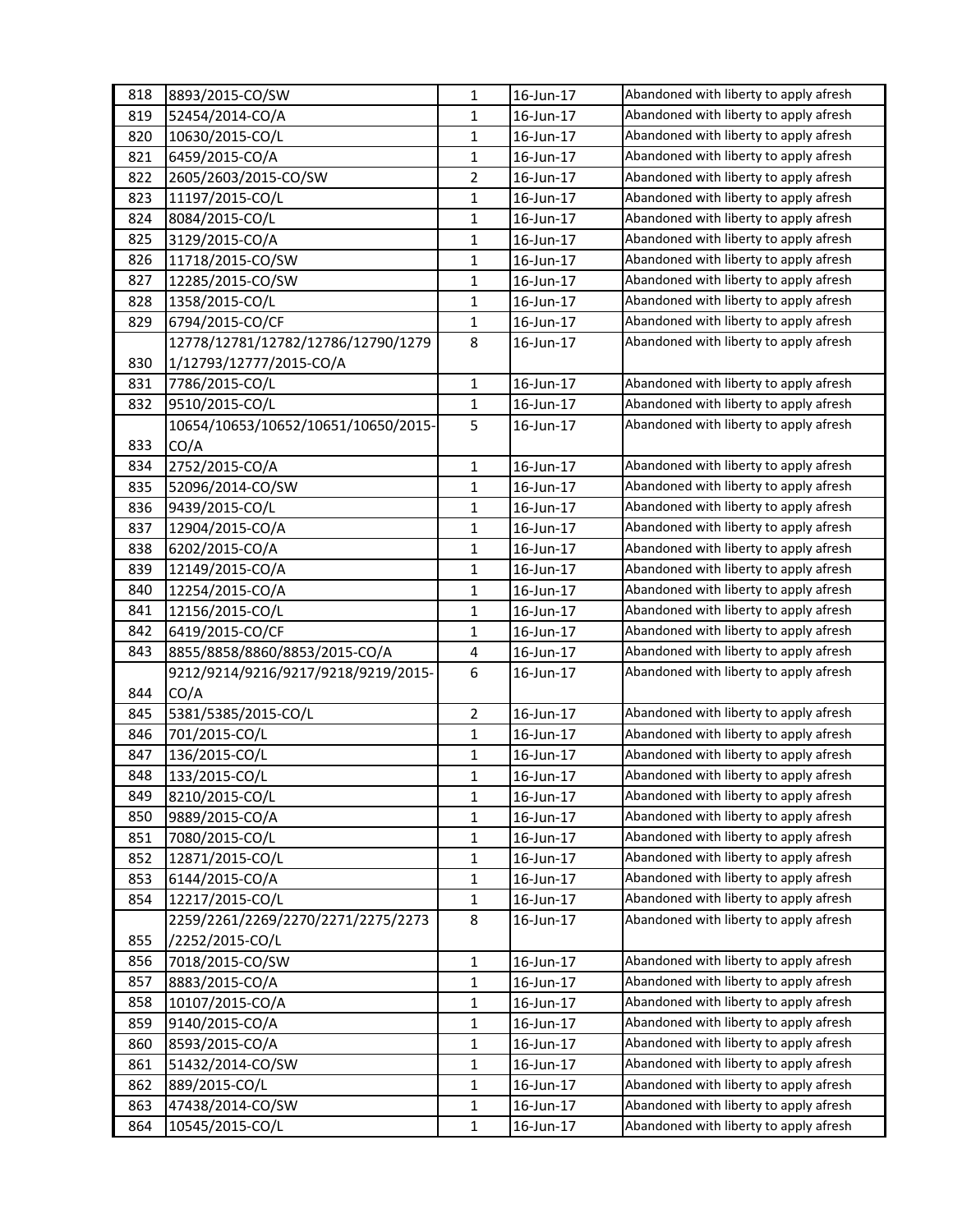| 818 | 8893/2015-CO/SW | 1 | 16-Jun-17 | Abandoned with liberty to apply afresh |
|---|---|---|---|---|
| 819 | 52454/2014-CO/A | 1 | 16-Jun-17 | Abandoned with liberty to apply afresh |
| 820 | 10630/2015-CO/L | 1 | 16-Jun-17 | Abandoned with liberty to apply afresh |
| 821 | 6459/2015-CO/A | 1 | 16-Jun-17 | Abandoned with liberty to apply afresh |
| 822 | 2605/2603/2015-CO/SW | 2 | 16-Jun-17 | Abandoned with liberty to apply afresh |
| 823 | 11197/2015-CO/L | 1 | 16-Jun-17 | Abandoned with liberty to apply afresh |
| 824 | 8084/2015-CO/L | 1 | 16-Jun-17 | Abandoned with liberty to apply afresh |
| 825 | 3129/2015-CO/A | 1 | 16-Jun-17 | Abandoned with liberty to apply afresh |
| 826 | 11718/2015-CO/SW | 1 | 16-Jun-17 | Abandoned with liberty to apply afresh |
| 827 | 12285/2015-CO/SW | 1 | 16-Jun-17 | Abandoned with liberty to apply afresh |
| 828 | 1358/2015-CO/L | 1 | 16-Jun-17 | Abandoned with liberty to apply afresh |
| 829 | 6794/2015-CO/CF | 1 | 16-Jun-17 | Abandoned with liberty to apply afresh |
| 830 | 12778/12781/12782/12786/12790/12791/12793/12777/2015-CO/A | 8 | 16-Jun-17 | Abandoned with liberty to apply afresh |
| 831 | 7786/2015-CO/L | 1 | 16-Jun-17 | Abandoned with liberty to apply afresh |
| 832 | 9510/2015-CO/L | 1 | 16-Jun-17 | Abandoned with liberty to apply afresh |
| 833 | 10654/10653/10652/10651/10650/2015-CO/A | 5 | 16-Jun-17 | Abandoned with liberty to apply afresh |
| 834 | 2752/2015-CO/A | 1 | 16-Jun-17 | Abandoned with liberty to apply afresh |
| 835 | 52096/2014-CO/SW | 1 | 16-Jun-17 | Abandoned with liberty to apply afresh |
| 836 | 9439/2015-CO/L | 1 | 16-Jun-17 | Abandoned with liberty to apply afresh |
| 837 | 12904/2015-CO/A | 1 | 16-Jun-17 | Abandoned with liberty to apply afresh |
| 838 | 6202/2015-CO/A | 1 | 16-Jun-17 | Abandoned with liberty to apply afresh |
| 839 | 12149/2015-CO/A | 1 | 16-Jun-17 | Abandoned with liberty to apply afresh |
| 840 | 12254/2015-CO/A | 1 | 16-Jun-17 | Abandoned with liberty to apply afresh |
| 841 | 12156/2015-CO/L | 1 | 16-Jun-17 | Abandoned with liberty to apply afresh |
| 842 | 6419/2015-CO/CF | 1 | 16-Jun-17 | Abandoned with liberty to apply afresh |
| 843 | 8855/8858/8860/8853/2015-CO/A | 4 | 16-Jun-17 | Abandoned with liberty to apply afresh |
| 844 | 9212/9214/9216/9217/9218/9219/2015-CO/A | 6 | 16-Jun-17 | Abandoned with liberty to apply afresh |
| 845 | 5381/5385/2015-CO/L | 2 | 16-Jun-17 | Abandoned with liberty to apply afresh |
| 846 | 701/2015-CO/L | 1 | 16-Jun-17 | Abandoned with liberty to apply afresh |
| 847 | 136/2015-CO/L | 1 | 16-Jun-17 | Abandoned with liberty to apply afresh |
| 848 | 133/2015-CO/L | 1 | 16-Jun-17 | Abandoned with liberty to apply afresh |
| 849 | 8210/2015-CO/L | 1 | 16-Jun-17 | Abandoned with liberty to apply afresh |
| 850 | 9889/2015-CO/A | 1 | 16-Jun-17 | Abandoned with liberty to apply afresh |
| 851 | 7080/2015-CO/L | 1 | 16-Jun-17 | Abandoned with liberty to apply afresh |
| 852 | 12871/2015-CO/L | 1 | 16-Jun-17 | Abandoned with liberty to apply afresh |
| 853 | 6144/2015-CO/A | 1 | 16-Jun-17 | Abandoned with liberty to apply afresh |
| 854 | 12217/2015-CO/L | 1 | 16-Jun-17 | Abandoned with liberty to apply afresh |
| 855 | 2259/2261/2269/2270/2271/2275/2273/2252/2015-CO/L | 8 | 16-Jun-17 | Abandoned with liberty to apply afresh |
| 856 | 7018/2015-CO/SW | 1 | 16-Jun-17 | Abandoned with liberty to apply afresh |
| 857 | 8883/2015-CO/A | 1 | 16-Jun-17 | Abandoned with liberty to apply afresh |
| 858 | 10107/2015-CO/A | 1 | 16-Jun-17 | Abandoned with liberty to apply afresh |
| 859 | 9140/2015-CO/A | 1 | 16-Jun-17 | Abandoned with liberty to apply afresh |
| 860 | 8593/2015-CO/A | 1 | 16-Jun-17 | Abandoned with liberty to apply afresh |
| 861 | 51432/2014-CO/SW | 1 | 16-Jun-17 | Abandoned with liberty to apply afresh |
| 862 | 889/2015-CO/L | 1 | 16-Jun-17 | Abandoned with liberty to apply afresh |
| 863 | 47438/2014-CO/SW | 1 | 16-Jun-17 | Abandoned with liberty to apply afresh |
| 864 | 10545/2015-CO/L | 1 | 16-Jun-17 | Abandoned with liberty to apply afresh |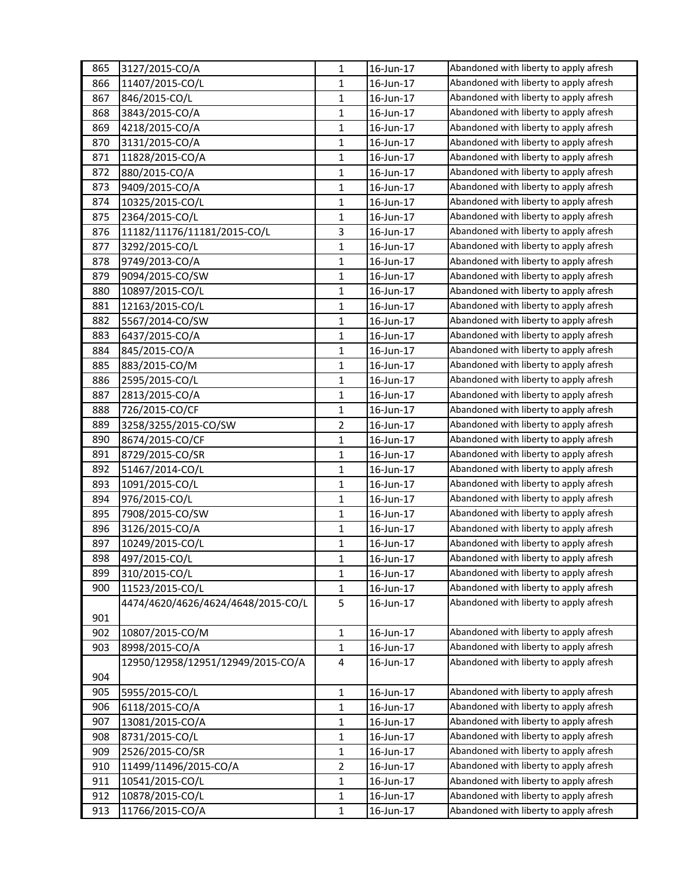| | | | | |
|---|---|---|---|---|
| 865 | 3127/2015-CO/A | 1 | 16-Jun-17 | Abandoned with liberty to apply afresh |
| 866 | 11407/2015-CO/L | 1 | 16-Jun-17 | Abandoned with liberty to apply afresh |
| 867 | 846/2015-CO/L | 1 | 16-Jun-17 | Abandoned with liberty to apply afresh |
| 868 | 3843/2015-CO/A | 1 | 16-Jun-17 | Abandoned with liberty to apply afresh |
| 869 | 4218/2015-CO/A | 1 | 16-Jun-17 | Abandoned with liberty to apply afresh |
| 870 | 3131/2015-CO/A | 1 | 16-Jun-17 | Abandoned with liberty to apply afresh |
| 871 | 11828/2015-CO/A | 1 | 16-Jun-17 | Abandoned with liberty to apply afresh |
| 872 | 880/2015-CO/A | 1 | 16-Jun-17 | Abandoned with liberty to apply afresh |
| 873 | 9409/2015-CO/A | 1 | 16-Jun-17 | Abandoned with liberty to apply afresh |
| 874 | 10325/2015-CO/L | 1 | 16-Jun-17 | Abandoned with liberty to apply afresh |
| 875 | 2364/2015-CO/L | 1 | 16-Jun-17 | Abandoned with liberty to apply afresh |
| 876 | 11182/11176/11181/2015-CO/L | 3 | 16-Jun-17 | Abandoned with liberty to apply afresh |
| 877 | 3292/2015-CO/L | 1 | 16-Jun-17 | Abandoned with liberty to apply afresh |
| 878 | 9749/2013-CO/A | 1 | 16-Jun-17 | Abandoned with liberty to apply afresh |
| 879 | 9094/2015-CO/SW | 1 | 16-Jun-17 | Abandoned with liberty to apply afresh |
| 880 | 10897/2015-CO/L | 1 | 16-Jun-17 | Abandoned with liberty to apply afresh |
| 881 | 12163/2015-CO/L | 1 | 16-Jun-17 | Abandoned with liberty to apply afresh |
| 882 | 5567/2014-CO/SW | 1 | 16-Jun-17 | Abandoned with liberty to apply afresh |
| 883 | 6437/2015-CO/A | 1 | 16-Jun-17 | Abandoned with liberty to apply afresh |
| 884 | 845/2015-CO/A | 1 | 16-Jun-17 | Abandoned with liberty to apply afresh |
| 885 | 883/2015-CO/M | 1 | 16-Jun-17 | Abandoned with liberty to apply afresh |
| 886 | 2595/2015-CO/L | 1 | 16-Jun-17 | Abandoned with liberty to apply afresh |
| 887 | 2813/2015-CO/A | 1 | 16-Jun-17 | Abandoned with liberty to apply afresh |
| 888 | 726/2015-CO/CF | 1 | 16-Jun-17 | Abandoned with liberty to apply afresh |
| 889 | 3258/3255/2015-CO/SW | 2 | 16-Jun-17 | Abandoned with liberty to apply afresh |
| 890 | 8674/2015-CO/CF | 1 | 16-Jun-17 | Abandoned with liberty to apply afresh |
| 891 | 8729/2015-CO/SR | 1 | 16-Jun-17 | Abandoned with liberty to apply afresh |
| 892 | 51467/2014-CO/L | 1 | 16-Jun-17 | Abandoned with liberty to apply afresh |
| 893 | 1091/2015-CO/L | 1 | 16-Jun-17 | Abandoned with liberty to apply afresh |
| 894 | 976/2015-CO/L | 1 | 16-Jun-17 | Abandoned with liberty to apply afresh |
| 895 | 7908/2015-CO/SW | 1 | 16-Jun-17 | Abandoned with liberty to apply afresh |
| 896 | 3126/2015-CO/A | 1 | 16-Jun-17 | Abandoned with liberty to apply afresh |
| 897 | 10249/2015-CO/L | 1 | 16-Jun-17 | Abandoned with liberty to apply afresh |
| 898 | 497/2015-CO/L | 1 | 16-Jun-17 | Abandoned with liberty to apply afresh |
| 899 | 310/2015-CO/L | 1 | 16-Jun-17 | Abandoned with liberty to apply afresh |
| 900 | 11523/2015-CO/L | 1 | 16-Jun-17 | Abandoned with liberty to apply afresh |
| 901 | 4474/4620/4626/4624/4648/2015-CO/L | 5 | 16-Jun-17 | Abandoned with liberty to apply afresh |
| 902 | 10807/2015-CO/M | 1 | 16-Jun-17 | Abandoned with liberty to apply afresh |
| 903 | 8998/2015-CO/A | 1 | 16-Jun-17 | Abandoned with liberty to apply afresh |
| 904 | 12950/12958/12951/12949/2015-CO/A | 4 | 16-Jun-17 | Abandoned with liberty to apply afresh |
| 905 | 5955/2015-CO/L | 1 | 16-Jun-17 | Abandoned with liberty to apply afresh |
| 906 | 6118/2015-CO/A | 1 | 16-Jun-17 | Abandoned with liberty to apply afresh |
| 907 | 13081/2015-CO/A | 1 | 16-Jun-17 | Abandoned with liberty to apply afresh |
| 908 | 8731/2015-CO/L | 1 | 16-Jun-17 | Abandoned with liberty to apply afresh |
| 909 | 2526/2015-CO/SR | 1 | 16-Jun-17 | Abandoned with liberty to apply afresh |
| 910 | 11499/11496/2015-CO/A | 2 | 16-Jun-17 | Abandoned with liberty to apply afresh |
| 911 | 10541/2015-CO/L | 1 | 16-Jun-17 | Abandoned with liberty to apply afresh |
| 912 | 10878/2015-CO/L | 1 | 16-Jun-17 | Abandoned with liberty to apply afresh |
| 913 | 11766/2015-CO/A | 1 | 16-Jun-17 | Abandoned with liberty to apply afresh |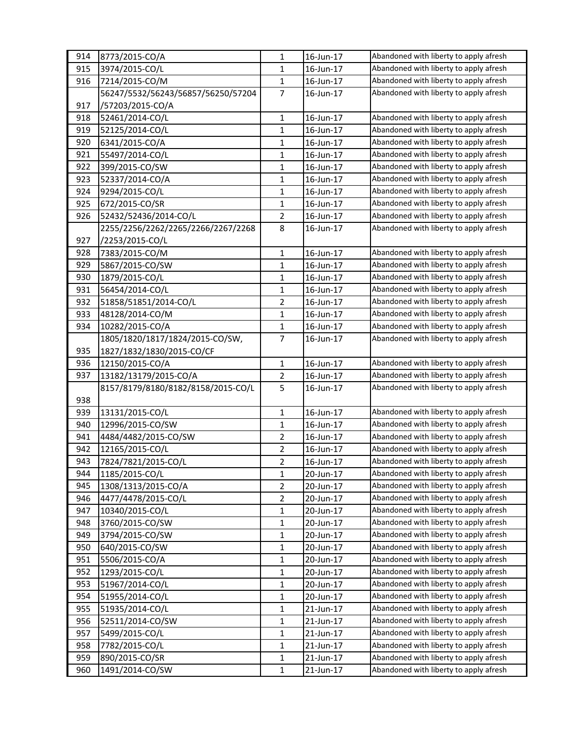| | | | | |
|---|---|---|---|---|
| 914 | 8773/2015-CO/A | 1 | 16-Jun-17 | Abandoned with liberty to apply afresh |
| 915 | 3974/2015-CO/L | 1 | 16-Jun-17 | Abandoned with liberty to apply afresh |
| 916 | 7214/2015-CO/M | 1 | 16-Jun-17 | Abandoned with liberty to apply afresh |
| 917 | 56247/5532/56243/56857/56250/57204 /57203/2015-CO/A | 7 | 16-Jun-17 | Abandoned with liberty to apply afresh |
| 918 | 52461/2014-CO/L | 1 | 16-Jun-17 | Abandoned with liberty to apply afresh |
| 919 | 52125/2014-CO/L | 1 | 16-Jun-17 | Abandoned with liberty to apply afresh |
| 920 | 6341/2015-CO/A | 1 | 16-Jun-17 | Abandoned with liberty to apply afresh |
| 921 | 55497/2014-CO/L | 1 | 16-Jun-17 | Abandoned with liberty to apply afresh |
| 922 | 399/2015-CO/SW | 1 | 16-Jun-17 | Abandoned with liberty to apply afresh |
| 923 | 52337/2014-CO/A | 1 | 16-Jun-17 | Abandoned with liberty to apply afresh |
| 924 | 9294/2015-CO/L | 1 | 16-Jun-17 | Abandoned with liberty to apply afresh |
| 925 | 672/2015-CO/SR | 1 | 16-Jun-17 | Abandoned with liberty to apply afresh |
| 926 | 52432/52436/2014-CO/L | 2 | 16-Jun-17 | Abandoned with liberty to apply afresh |
| 927 | 2255/2256/2262/2265/2266/2267/2268 /2253/2015-CO/L | 8 | 16-Jun-17 | Abandoned with liberty to apply afresh |
| 928 | 7383/2015-CO/M | 1 | 16-Jun-17 | Abandoned with liberty to apply afresh |
| 929 | 5867/2015-CO/SW | 1 | 16-Jun-17 | Abandoned with liberty to apply afresh |
| 930 | 1879/2015-CO/L | 1 | 16-Jun-17 | Abandoned with liberty to apply afresh |
| 931 | 56454/2014-CO/L | 1 | 16-Jun-17 | Abandoned with liberty to apply afresh |
| 932 | 51858/51851/2014-CO/L | 2 | 16-Jun-17 | Abandoned with liberty to apply afresh |
| 933 | 48128/2014-CO/M | 1 | 16-Jun-17 | Abandoned with liberty to apply afresh |
| 934 | 10282/2015-CO/A | 1 | 16-Jun-17 | Abandoned with liberty to apply afresh |
| 935 | 1805/1820/1817/1824/2015-CO/SW, 1827/1832/1830/2015-CO/CF | 7 | 16-Jun-17 | Abandoned with liberty to apply afresh |
| 936 | 12150/2015-CO/A | 1 | 16-Jun-17 | Abandoned with liberty to apply afresh |
| 937 | 13182/13179/2015-CO/A | 2 | 16-Jun-17 | Abandoned with liberty to apply afresh |
| 938 | 8157/8179/8180/8182/8158/2015-CO/L | 5 | 16-Jun-17 | Abandoned with liberty to apply afresh |
| 939 | 13131/2015-CO/L | 1 | 16-Jun-17 | Abandoned with liberty to apply afresh |
| 940 | 12996/2015-CO/SW | 1 | 16-Jun-17 | Abandoned with liberty to apply afresh |
| 941 | 4484/4482/2015-CO/SW | 2 | 16-Jun-17 | Abandoned with liberty to apply afresh |
| 942 | 12165/2015-CO/L | 2 | 16-Jun-17 | Abandoned with liberty to apply afresh |
| 943 | 7824/7821/2015-CO/L | 2 | 16-Jun-17 | Abandoned with liberty to apply afresh |
| 944 | 1185/2015-CO/L | 1 | 20-Jun-17 | Abandoned with liberty to apply afresh |
| 945 | 1308/1313/2015-CO/A | 2 | 20-Jun-17 | Abandoned with liberty to apply afresh |
| 946 | 4477/4478/2015-CO/L | 2 | 20-Jun-17 | Abandoned with liberty to apply afresh |
| 947 | 10340/2015-CO/L | 1 | 20-Jun-17 | Abandoned with liberty to apply afresh |
| 948 | 3760/2015-CO/SW | 1 | 20-Jun-17 | Abandoned with liberty to apply afresh |
| 949 | 3794/2015-CO/SW | 1 | 20-Jun-17 | Abandoned with liberty to apply afresh |
| 950 | 640/2015-CO/SW | 1 | 20-Jun-17 | Abandoned with liberty to apply afresh |
| 951 | 5506/2015-CO/A | 1 | 20-Jun-17 | Abandoned with liberty to apply afresh |
| 952 | 1293/2015-CO/L | 1 | 20-Jun-17 | Abandoned with liberty to apply afresh |
| 953 | 51967/2014-CO/L | 1 | 20-Jun-17 | Abandoned with liberty to apply afresh |
| 954 | 51955/2014-CO/L | 1 | 20-Jun-17 | Abandoned with liberty to apply afresh |
| 955 | 51935/2014-CO/L | 1 | 21-Jun-17 | Abandoned with liberty to apply afresh |
| 956 | 52511/2014-CO/SW | 1 | 21-Jun-17 | Abandoned with liberty to apply afresh |
| 957 | 5499/2015-CO/L | 1 | 21-Jun-17 | Abandoned with liberty to apply afresh |
| 958 | 7782/2015-CO/L | 1 | 21-Jun-17 | Abandoned with liberty to apply afresh |
| 959 | 890/2015-CO/SR | 1 | 21-Jun-17 | Abandoned with liberty to apply afresh |
| 960 | 1491/2014-CO/SW | 1 | 21-Jun-17 | Abandoned with liberty to apply afresh |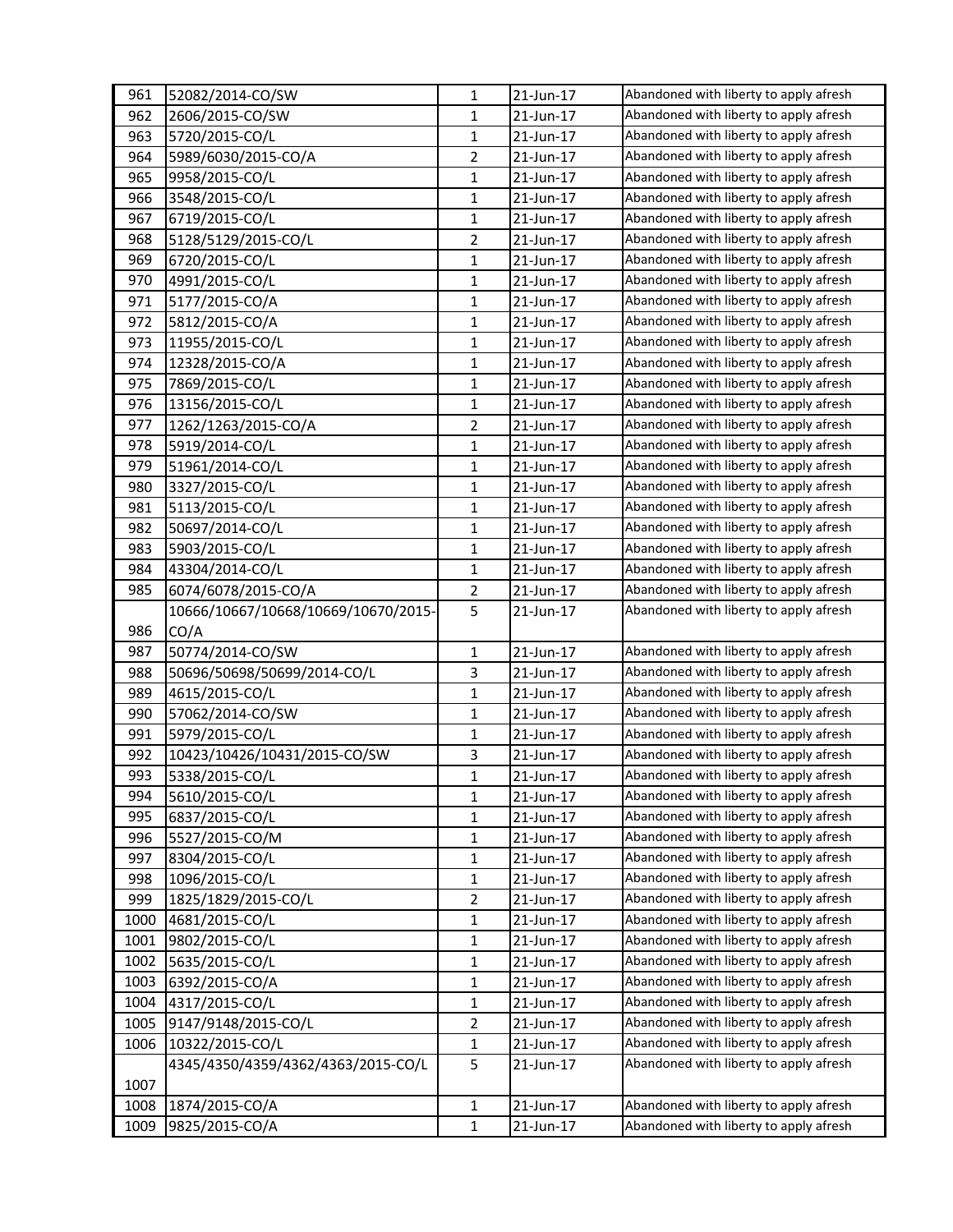| | | | | |
|---|---|---|---|---|
| 961 | 52082/2014-CO/SW | 1 | 21-Jun-17 | Abandoned with liberty to apply afresh |
| 962 | 2606/2015-CO/SW | 1 | 21-Jun-17 | Abandoned with liberty to apply afresh |
| 963 | 5720/2015-CO/L | 1 | 21-Jun-17 | Abandoned with liberty to apply afresh |
| 964 | 5989/6030/2015-CO/A | 2 | 21-Jun-17 | Abandoned with liberty to apply afresh |
| 965 | 9958/2015-CO/L | 1 | 21-Jun-17 | Abandoned with liberty to apply afresh |
| 966 | 3548/2015-CO/L | 1 | 21-Jun-17 | Abandoned with liberty to apply afresh |
| 967 | 6719/2015-CO/L | 1 | 21-Jun-17 | Abandoned with liberty to apply afresh |
| 968 | 5128/5129/2015-CO/L | 2 | 21-Jun-17 | Abandoned with liberty to apply afresh |
| 969 | 6720/2015-CO/L | 1 | 21-Jun-17 | Abandoned with liberty to apply afresh |
| 970 | 4991/2015-CO/L | 1 | 21-Jun-17 | Abandoned with liberty to apply afresh |
| 971 | 5177/2015-CO/A | 1 | 21-Jun-17 | Abandoned with liberty to apply afresh |
| 972 | 5812/2015-CO/A | 1 | 21-Jun-17 | Abandoned with liberty to apply afresh |
| 973 | 11955/2015-CO/L | 1 | 21-Jun-17 | Abandoned with liberty to apply afresh |
| 974 | 12328/2015-CO/A | 1 | 21-Jun-17 | Abandoned with liberty to apply afresh |
| 975 | 7869/2015-CO/L | 1 | 21-Jun-17 | Abandoned with liberty to apply afresh |
| 976 | 13156/2015-CO/L | 1 | 21-Jun-17 | Abandoned with liberty to apply afresh |
| 977 | 1262/1263/2015-CO/A | 2 | 21-Jun-17 | Abandoned with liberty to apply afresh |
| 978 | 5919/2014-CO/L | 1 | 21-Jun-17 | Abandoned with liberty to apply afresh |
| 979 | 51961/2014-CO/L | 1 | 21-Jun-17 | Abandoned with liberty to apply afresh |
| 980 | 3327/2015-CO/L | 1 | 21-Jun-17 | Abandoned with liberty to apply afresh |
| 981 | 5113/2015-CO/L | 1 | 21-Jun-17 | Abandoned with liberty to apply afresh |
| 982 | 50697/2014-CO/L | 1 | 21-Jun-17 | Abandoned with liberty to apply afresh |
| 983 | 5903/2015-CO/L | 1 | 21-Jun-17 | Abandoned with liberty to apply afresh |
| 984 | 43304/2014-CO/L | 1 | 21-Jun-17 | Abandoned with liberty to apply afresh |
| 985 | 6074/6078/2015-CO/A | 2 | 21-Jun-17 | Abandoned with liberty to apply afresh |
| 986 | 10666/10667/10668/10669/10670/2015-CO/A | 5 | 21-Jun-17 | Abandoned with liberty to apply afresh |
| 987 | 50774/2014-CO/SW | 1 | 21-Jun-17 | Abandoned with liberty to apply afresh |
| 988 | 50696/50698/50699/2014-CO/L | 3 | 21-Jun-17 | Abandoned with liberty to apply afresh |
| 989 | 4615/2015-CO/L | 1 | 21-Jun-17 | Abandoned with liberty to apply afresh |
| 990 | 57062/2014-CO/SW | 1 | 21-Jun-17 | Abandoned with liberty to apply afresh |
| 991 | 5979/2015-CO/L | 1 | 21-Jun-17 | Abandoned with liberty to apply afresh |
| 992 | 10423/10426/10431/2015-CO/SW | 3 | 21-Jun-17 | Abandoned with liberty to apply afresh |
| 993 | 5338/2015-CO/L | 1 | 21-Jun-17 | Abandoned with liberty to apply afresh |
| 994 | 5610/2015-CO/L | 1 | 21-Jun-17 | Abandoned with liberty to apply afresh |
| 995 | 6837/2015-CO/L | 1 | 21-Jun-17 | Abandoned with liberty to apply afresh |
| 996 | 5527/2015-CO/M | 1 | 21-Jun-17 | Abandoned with liberty to apply afresh |
| 997 | 8304/2015-CO/L | 1 | 21-Jun-17 | Abandoned with liberty to apply afresh |
| 998 | 1096/2015-CO/L | 1 | 21-Jun-17 | Abandoned with liberty to apply afresh |
| 999 | 1825/1829/2015-CO/L | 2 | 21-Jun-17 | Abandoned with liberty to apply afresh |
| 1000 | 4681/2015-CO/L | 1 | 21-Jun-17 | Abandoned with liberty to apply afresh |
| 1001 | 9802/2015-CO/L | 1 | 21-Jun-17 | Abandoned with liberty to apply afresh |
| 1002 | 5635/2015-CO/L | 1 | 21-Jun-17 | Abandoned with liberty to apply afresh |
| 1003 | 6392/2015-CO/A | 1 | 21-Jun-17 | Abandoned with liberty to apply afresh |
| 1004 | 4317/2015-CO/L | 1 | 21-Jun-17 | Abandoned with liberty to apply afresh |
| 1005 | 9147/9148/2015-CO/L | 2 | 21-Jun-17 | Abandoned with liberty to apply afresh |
| 1006 | 10322/2015-CO/L | 1 | 21-Jun-17 | Abandoned with liberty to apply afresh |
| 1007 | 4345/4350/4359/4362/4363/2015-CO/L | 5 | 21-Jun-17 | Abandoned with liberty to apply afresh |
| 1008 | 1874/2015-CO/A | 1 | 21-Jun-17 | Abandoned with liberty to apply afresh |
| 1009 | 9825/2015-CO/A | 1 | 21-Jun-17 | Abandoned with liberty to apply afresh |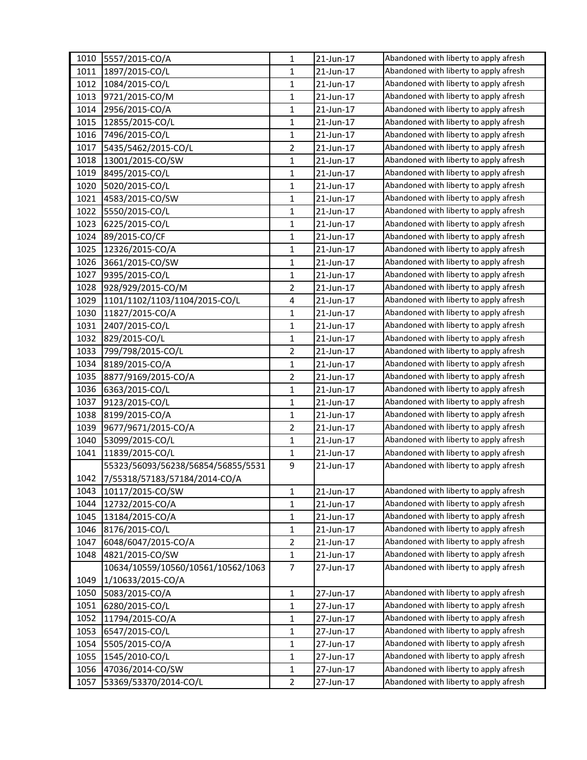| | | | | |
|---|---|---|---|---|
| 1010 | 5557/2015-CO/A | 1 | 21-Jun-17 | Abandoned with liberty to apply afresh |
| 1011 | 1897/2015-CO/L | 1 | 21-Jun-17 | Abandoned with liberty to apply afresh |
| 1012 | 1084/2015-CO/L | 1 | 21-Jun-17 | Abandoned with liberty to apply afresh |
| 1013 | 9721/2015-CO/M | 1 | 21-Jun-17 | Abandoned with liberty to apply afresh |
| 1014 | 2956/2015-CO/A | 1 | 21-Jun-17 | Abandoned with liberty to apply afresh |
| 1015 | 12855/2015-CO/L | 1 | 21-Jun-17 | Abandoned with liberty to apply afresh |
| 1016 | 7496/2015-CO/L | 1 | 21-Jun-17 | Abandoned with liberty to apply afresh |
| 1017 | 5435/5462/2015-CO/L | 2 | 21-Jun-17 | Abandoned with liberty to apply afresh |
| 1018 | 13001/2015-CO/SW | 1 | 21-Jun-17 | Abandoned with liberty to apply afresh |
| 1019 | 8495/2015-CO/L | 1 | 21-Jun-17 | Abandoned with liberty to apply afresh |
| 1020 | 5020/2015-CO/L | 1 | 21-Jun-17 | Abandoned with liberty to apply afresh |
| 1021 | 4583/2015-CO/SW | 1 | 21-Jun-17 | Abandoned with liberty to apply afresh |
| 1022 | 5550/2015-CO/L | 1 | 21-Jun-17 | Abandoned with liberty to apply afresh |
| 1023 | 6225/2015-CO/L | 1 | 21-Jun-17 | Abandoned with liberty to apply afresh |
| 1024 | 89/2015-CO/CF | 1 | 21-Jun-17 | Abandoned with liberty to apply afresh |
| 1025 | 12326/2015-CO/A | 1 | 21-Jun-17 | Abandoned with liberty to apply afresh |
| 1026 | 3661/2015-CO/SW | 1 | 21-Jun-17 | Abandoned with liberty to apply afresh |
| 1027 | 9395/2015-CO/L | 1 | 21-Jun-17 | Abandoned with liberty to apply afresh |
| 1028 | 928/929/2015-CO/M | 2 | 21-Jun-17 | Abandoned with liberty to apply afresh |
| 1029 | 1101/1102/1103/1104/2015-CO/L | 4 | 21-Jun-17 | Abandoned with liberty to apply afresh |
| 1030 | 11827/2015-CO/A | 1 | 21-Jun-17 | Abandoned with liberty to apply afresh |
| 1031 | 2407/2015-CO/L | 1 | 21-Jun-17 | Abandoned with liberty to apply afresh |
| 1032 | 829/2015-CO/L | 1 | 21-Jun-17 | Abandoned with liberty to apply afresh |
| 1033 | 799/798/2015-CO/L | 2 | 21-Jun-17 | Abandoned with liberty to apply afresh |
| 1034 | 8189/2015-CO/A | 1 | 21-Jun-17 | Abandoned with liberty to apply afresh |
| 1035 | 8877/9169/2015-CO/A | 2 | 21-Jun-17 | Abandoned with liberty to apply afresh |
| 1036 | 6363/2015-CO/L | 1 | 21-Jun-17 | Abandoned with liberty to apply afresh |
| 1037 | 9123/2015-CO/L | 1 | 21-Jun-17 | Abandoned with liberty to apply afresh |
| 1038 | 8199/2015-CO/A | 1 | 21-Jun-17 | Abandoned with liberty to apply afresh |
| 1039 | 9677/9671/2015-CO/A | 2 | 21-Jun-17 | Abandoned with liberty to apply afresh |
| 1040 | 53099/2015-CO/L | 1 | 21-Jun-17 | Abandoned with liberty to apply afresh |
| 1041 | 11839/2015-CO/L | 1 | 21-Jun-17 | Abandoned with liberty to apply afresh |
| 1042 | 55323/56093/56238/56854/56855/55317/55318/57183/57184/2014-CO/A | 9 | 21-Jun-17 | Abandoned with liberty to apply afresh |
| 1043 | 10117/2015-CO/SW | 1 | 21-Jun-17 | Abandoned with liberty to apply afresh |
| 1044 | 12732/2015-CO/A | 1 | 21-Jun-17 | Abandoned with liberty to apply afresh |
| 1045 | 13184/2015-CO/A | 1 | 21-Jun-17 | Abandoned with liberty to apply afresh |
| 1046 | 8176/2015-CO/L | 1 | 21-Jun-17 | Abandoned with liberty to apply afresh |
| 1047 | 6048/6047/2015-CO/A | 2 | 21-Jun-17 | Abandoned with liberty to apply afresh |
| 1048 | 4821/2015-CO/SW | 1 | 21-Jun-17 | Abandoned with liberty to apply afresh |
| 1049 | 10634/10559/10560/10561/10562/10631/10633/2015-CO/A | 7 | 27-Jun-17 | Abandoned with liberty to apply afresh |
| 1050 | 5083/2015-CO/A | 1 | 27-Jun-17 | Abandoned with liberty to apply afresh |
| 1051 | 6280/2015-CO/L | 1 | 27-Jun-17 | Abandoned with liberty to apply afresh |
| 1052 | 11794/2015-CO/A | 1 | 27-Jun-17 | Abandoned with liberty to apply afresh |
| 1053 | 6547/2015-CO/L | 1 | 27-Jun-17 | Abandoned with liberty to apply afresh |
| 1054 | 5505/2015-CO/A | 1 | 27-Jun-17 | Abandoned with liberty to apply afresh |
| 1055 | 1545/2010-CO/L | 1 | 27-Jun-17 | Abandoned with liberty to apply afresh |
| 1056 | 47036/2014-CO/SW | 1 | 27-Jun-17 | Abandoned with liberty to apply afresh |
| 1057 | 53369/53370/2014-CO/L | 2 | 27-Jun-17 | Abandoned with liberty to apply afresh |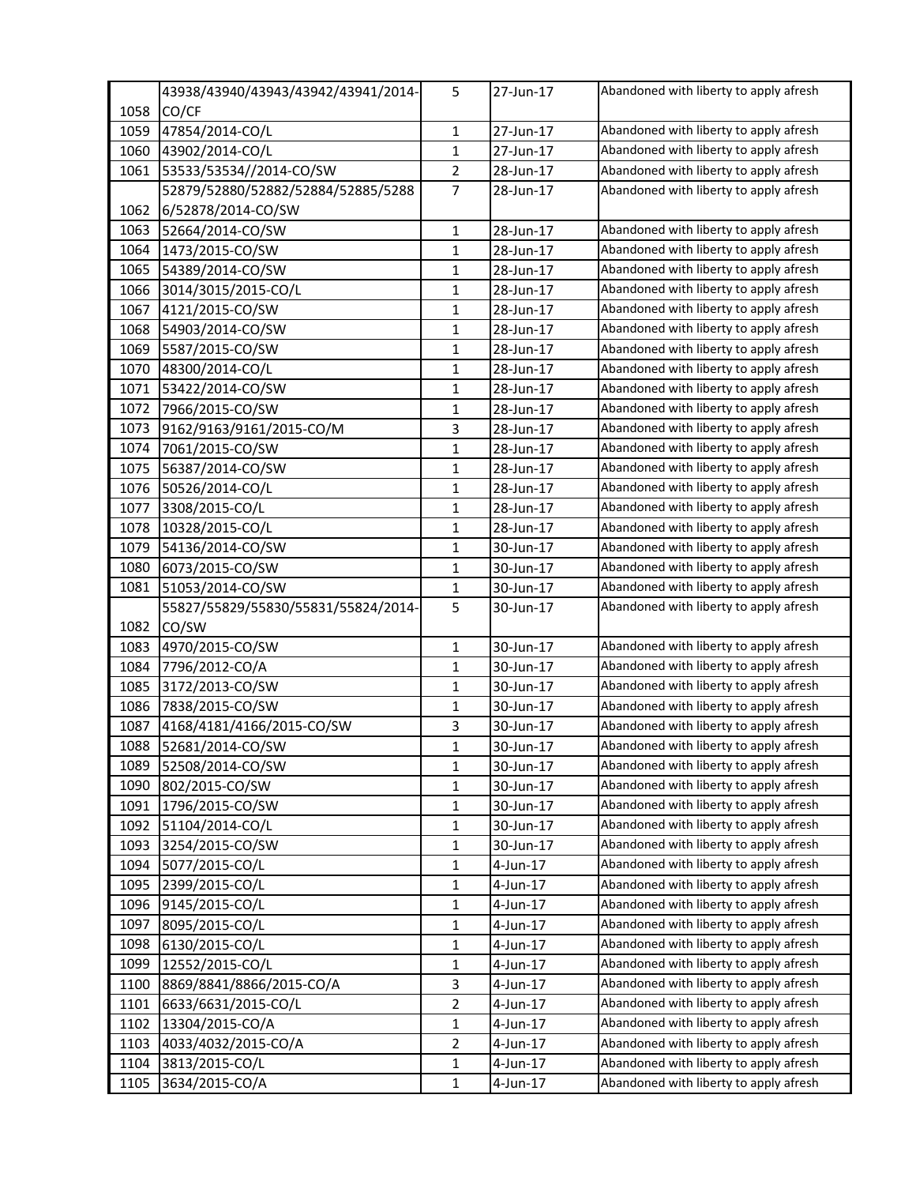| 1058 | 43938/43940/43943/43942/43941/2014-CO/CF | 5 | 27-Jun-17 | Abandoned with liberty to apply afresh |
|---|---|---|---|---|
| 1059 | 47854/2014-CO/L | 1 | 27-Jun-17 | Abandoned with liberty to apply afresh |
| 1060 | 43902/2014-CO/L | 1 | 27-Jun-17 | Abandoned with liberty to apply afresh |
| 1061 | 53533/53534//2014-CO/SW | 2 | 28-Jun-17 | Abandoned with liberty to apply afresh |
| 1062 | 52879/52880/52882/52884/52885/52886/52878/2014-CO/SW | 7 | 28-Jun-17 | Abandoned with liberty to apply afresh |
| 1063 | 52664/2014-CO/SW | 1 | 28-Jun-17 | Abandoned with liberty to apply afresh |
| 1064 | 1473/2015-CO/SW | 1 | 28-Jun-17 | Abandoned with liberty to apply afresh |
| 1065 | 54389/2014-CO/SW | 1 | 28-Jun-17 | Abandoned with liberty to apply afresh |
| 1066 | 3014/3015/2015-CO/L | 1 | 28-Jun-17 | Abandoned with liberty to apply afresh |
| 1067 | 4121/2015-CO/SW | 1 | 28-Jun-17 | Abandoned with liberty to apply afresh |
| 1068 | 54903/2014-CO/SW | 1 | 28-Jun-17 | Abandoned with liberty to apply afresh |
| 1069 | 5587/2015-CO/SW | 1 | 28-Jun-17 | Abandoned with liberty to apply afresh |
| 1070 | 48300/2014-CO/L | 1 | 28-Jun-17 | Abandoned with liberty to apply afresh |
| 1071 | 53422/2014-CO/SW | 1 | 28-Jun-17 | Abandoned with liberty to apply afresh |
| 1072 | 7966/2015-CO/SW | 1 | 28-Jun-17 | Abandoned with liberty to apply afresh |
| 1073 | 9162/9163/9161/2015-CO/M | 3 | 28-Jun-17 | Abandoned with liberty to apply afresh |
| 1074 | 7061/2015-CO/SW | 1 | 28-Jun-17 | Abandoned with liberty to apply afresh |
| 1075 | 56387/2014-CO/SW | 1 | 28-Jun-17 | Abandoned with liberty to apply afresh |
| 1076 | 50526/2014-CO/L | 1 | 28-Jun-17 | Abandoned with liberty to apply afresh |
| 1077 | 3308/2015-CO/L | 1 | 28-Jun-17 | Abandoned with liberty to apply afresh |
| 1078 | 10328/2015-CO/L | 1 | 28-Jun-17 | Abandoned with liberty to apply afresh |
| 1079 | 54136/2014-CO/SW | 1 | 30-Jun-17 | Abandoned with liberty to apply afresh |
| 1080 | 6073/2015-CO/SW | 1 | 30-Jun-17 | Abandoned with liberty to apply afresh |
| 1081 | 51053/2014-CO/SW | 1 | 30-Jun-17 | Abandoned with liberty to apply afresh |
| 1082 | 55827/55829/55830/55831/55824/2014-CO/SW | 5 | 30-Jun-17 | Abandoned with liberty to apply afresh |
| 1083 | 4970/2015-CO/SW | 1 | 30-Jun-17 | Abandoned with liberty to apply afresh |
| 1084 | 7796/2012-CO/A | 1 | 30-Jun-17 | Abandoned with liberty to apply afresh |
| 1085 | 3172/2013-CO/SW | 1 | 30-Jun-17 | Abandoned with liberty to apply afresh |
| 1086 | 7838/2015-CO/SW | 1 | 30-Jun-17 | Abandoned with liberty to apply afresh |
| 1087 | 4168/4181/4166/2015-CO/SW | 3 | 30-Jun-17 | Abandoned with liberty to apply afresh |
| 1088 | 52681/2014-CO/SW | 1 | 30-Jun-17 | Abandoned with liberty to apply afresh |
| 1089 | 52508/2014-CO/SW | 1 | 30-Jun-17 | Abandoned with liberty to apply afresh |
| 1090 | 802/2015-CO/SW | 1 | 30-Jun-17 | Abandoned with liberty to apply afresh |
| 1091 | 1796/2015-CO/SW | 1 | 30-Jun-17 | Abandoned with liberty to apply afresh |
| 1092 | 51104/2014-CO/L | 1 | 30-Jun-17 | Abandoned with liberty to apply afresh |
| 1093 | 3254/2015-CO/SW | 1 | 30-Jun-17 | Abandoned with liberty to apply afresh |
| 1094 | 5077/2015-CO/L | 1 | 4-Jun-17 | Abandoned with liberty to apply afresh |
| 1095 | 2399/2015-CO/L | 1 | 4-Jun-17 | Abandoned with liberty to apply afresh |
| 1096 | 9145/2015-CO/L | 1 | 4-Jun-17 | Abandoned with liberty to apply afresh |
| 1097 | 8095/2015-CO/L | 1 | 4-Jun-17 | Abandoned with liberty to apply afresh |
| 1098 | 6130/2015-CO/L | 1 | 4-Jun-17 | Abandoned with liberty to apply afresh |
| 1099 | 12552/2015-CO/L | 1 | 4-Jun-17 | Abandoned with liberty to apply afresh |
| 1100 | 8869/8841/8866/2015-CO/A | 3 | 4-Jun-17 | Abandoned with liberty to apply afresh |
| 1101 | 6633/6631/2015-CO/L | 2 | 4-Jun-17 | Abandoned with liberty to apply afresh |
| 1102 | 13304/2015-CO/A | 1 | 4-Jun-17 | Abandoned with liberty to apply afresh |
| 1103 | 4033/4032/2015-CO/A | 2 | 4-Jun-17 | Abandoned with liberty to apply afresh |
| 1104 | 3813/2015-CO/L | 1 | 4-Jun-17 | Abandoned with liberty to apply afresh |
| 1105 | 3634/2015-CO/A | 1 | 4-Jun-17 | Abandoned with liberty to apply afresh |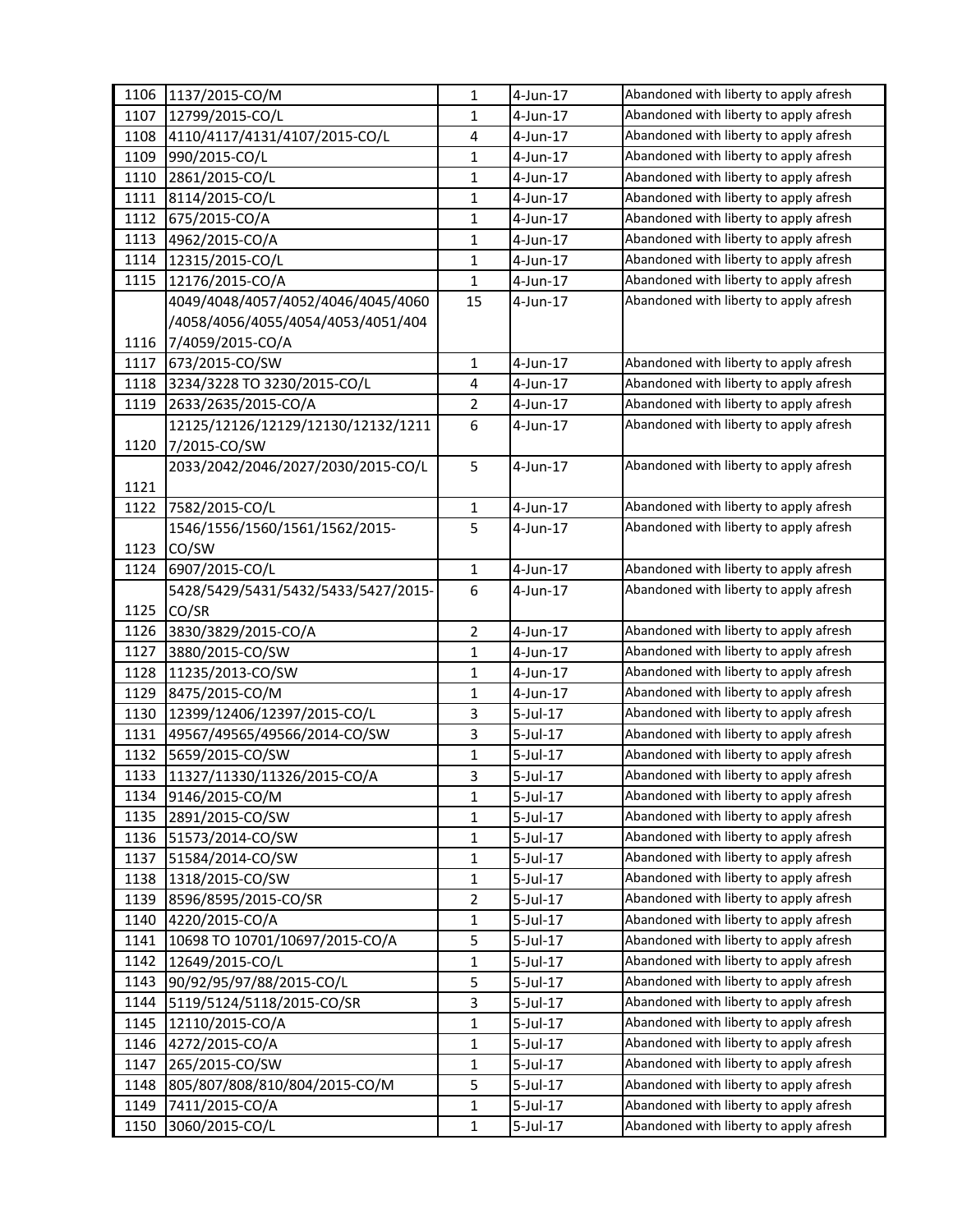| | | | | |
|---|---|---|---|---|
| 1106 | 1137/2015-CO/M | 1 | 4-Jun-17 | Abandoned with liberty to apply afresh |
| 1107 | 12799/2015-CO/L | 1 | 4-Jun-17 | Abandoned with liberty to apply afresh |
| 1108 | 4110/4117/4131/4107/2015-CO/L | 4 | 4-Jun-17 | Abandoned with liberty to apply afresh |
| 1109 | 990/2015-CO/L | 1 | 4-Jun-17 | Abandoned with liberty to apply afresh |
| 1110 | 2861/2015-CO/L | 1 | 4-Jun-17 | Abandoned with liberty to apply afresh |
| 1111 | 8114/2015-CO/L | 1 | 4-Jun-17 | Abandoned with liberty to apply afresh |
| 1112 | 675/2015-CO/A | 1 | 4-Jun-17 | Abandoned with liberty to apply afresh |
| 1113 | 4962/2015-CO/A | 1 | 4-Jun-17 | Abandoned with liberty to apply afresh |
| 1114 | 12315/2015-CO/L | 1 | 4-Jun-17 | Abandoned with liberty to apply afresh |
| 1115 | 12176/2015-CO/A | 1 | 4-Jun-17 | Abandoned with liberty to apply afresh |
| 1116 | 4049/4048/4057/4052/4046/4045/4060/4058/4056/4055/4054/4053/4051/4047/4059/2015-CO/A | 15 | 4-Jun-17 | Abandoned with liberty to apply afresh |
| 1117 | 673/2015-CO/SW | 1 | 4-Jun-17 | Abandoned with liberty to apply afresh |
| 1118 | 3234/3228 TO 3230/2015-CO/L | 4 | 4-Jun-17 | Abandoned with liberty to apply afresh |
| 1119 | 2633/2635/2015-CO/A | 2 | 4-Jun-17 | Abandoned with liberty to apply afresh |
| 1120 | 12125/12126/12129/12130/12132/12117/2015-CO/SW | 6 | 4-Jun-17 | Abandoned with liberty to apply afresh |
| 1121 | 2033/2042/2046/2027/2030/2015-CO/L | 5 | 4-Jun-17 | Abandoned with liberty to apply afresh |
| 1122 | 7582/2015-CO/L | 1 | 4-Jun-17 | Abandoned with liberty to apply afresh |
| 1123 | 1546/1556/1560/1561/1562/2015-CO/SW | 5 | 4-Jun-17 | Abandoned with liberty to apply afresh |
| 1124 | 6907/2015-CO/L | 1 | 4-Jun-17 | Abandoned with liberty to apply afresh |
| 1125 | 5428/5429/5431/5432/5433/5427/2015-CO/SR | 6 | 4-Jun-17 | Abandoned with liberty to apply afresh |
| 1126 | 3830/3829/2015-CO/A | 2 | 4-Jun-17 | Abandoned with liberty to apply afresh |
| 1127 | 3880/2015-CO/SW | 1 | 4-Jun-17 | Abandoned with liberty to apply afresh |
| 1128 | 11235/2013-CO/SW | 1 | 4-Jun-17 | Abandoned with liberty to apply afresh |
| 1129 | 8475/2015-CO/M | 1 | 4-Jun-17 | Abandoned with liberty to apply afresh |
| 1130 | 12399/12406/12397/2015-CO/L | 3 | 5-Jul-17 | Abandoned with liberty to apply afresh |
| 1131 | 49567/49565/49566/2014-CO/SW | 3 | 5-Jul-17 | Abandoned with liberty to apply afresh |
| 1132 | 5659/2015-CO/SW | 1 | 5-Jul-17 | Abandoned with liberty to apply afresh |
| 1133 | 11327/11330/11326/2015-CO/A | 3 | 5-Jul-17 | Abandoned with liberty to apply afresh |
| 1134 | 9146/2015-CO/M | 1 | 5-Jul-17 | Abandoned with liberty to apply afresh |
| 1135 | 2891/2015-CO/SW | 1 | 5-Jul-17 | Abandoned with liberty to apply afresh |
| 1136 | 51573/2014-CO/SW | 1 | 5-Jul-17 | Abandoned with liberty to apply afresh |
| 1137 | 51584/2014-CO/SW | 1 | 5-Jul-17 | Abandoned with liberty to apply afresh |
| 1138 | 1318/2015-CO/SW | 1 | 5-Jul-17 | Abandoned with liberty to apply afresh |
| 1139 | 8596/8595/2015-CO/SR | 2 | 5-Jul-17 | Abandoned with liberty to apply afresh |
| 1140 | 4220/2015-CO/A | 1 | 5-Jul-17 | Abandoned with liberty to apply afresh |
| 1141 | 10698 TO 10701/10697/2015-CO/A | 5 | 5-Jul-17 | Abandoned with liberty to apply afresh |
| 1142 | 12649/2015-CO/L | 1 | 5-Jul-17 | Abandoned with liberty to apply afresh |
| 1143 | 90/92/95/97/88/2015-CO/L | 5 | 5-Jul-17 | Abandoned with liberty to apply afresh |
| 1144 | 5119/5124/5118/2015-CO/SR | 3 | 5-Jul-17 | Abandoned with liberty to apply afresh |
| 1145 | 12110/2015-CO/A | 1 | 5-Jul-17 | Abandoned with liberty to apply afresh |
| 1146 | 4272/2015-CO/A | 1 | 5-Jul-17 | Abandoned with liberty to apply afresh |
| 1147 | 265/2015-CO/SW | 1 | 5-Jul-17 | Abandoned with liberty to apply afresh |
| 1148 | 805/807/808/810/804/2015-CO/M | 5 | 5-Jul-17 | Abandoned with liberty to apply afresh |
| 1149 | 7411/2015-CO/A | 1 | 5-Jul-17 | Abandoned with liberty to apply afresh |
| 1150 | 3060/2015-CO/L | 1 | 5-Jul-17 | Abandoned with liberty to apply afresh |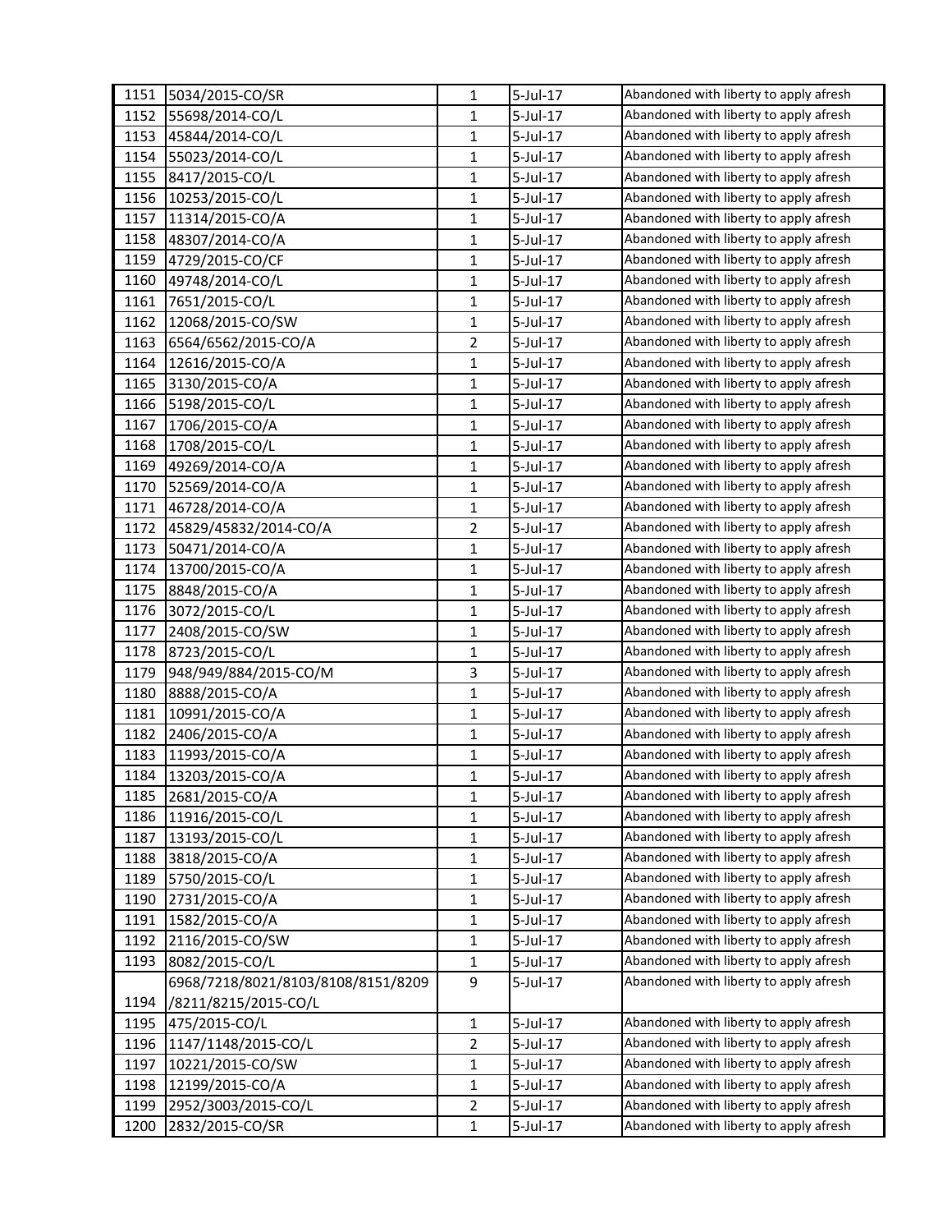| | | | | |
|---|---|---|---|---|
| 1151 | 5034/2015-CO/SR | 1 | 5-Jul-17 | Abandoned with liberty to apply afresh |
| 1152 | 55698/2014-CO/L | 1 | 5-Jul-17 | Abandoned with liberty to apply afresh |
| 1153 | 45844/2014-CO/L | 1 | 5-Jul-17 | Abandoned with liberty to apply afresh |
| 1154 | 55023/2014-CO/L | 1 | 5-Jul-17 | Abandoned with liberty to apply afresh |
| 1155 | 8417/2015-CO/L | 1 | 5-Jul-17 | Abandoned with liberty to apply afresh |
| 1156 | 10253/2015-CO/L | 1 | 5-Jul-17 | Abandoned with liberty to apply afresh |
| 1157 | 11314/2015-CO/A | 1 | 5-Jul-17 | Abandoned with liberty to apply afresh |
| 1158 | 48307/2014-CO/A | 1 | 5-Jul-17 | Abandoned with liberty to apply afresh |
| 1159 | 4729/2015-CO/CF | 1 | 5-Jul-17 | Abandoned with liberty to apply afresh |
| 1160 | 49748/2014-CO/L | 1 | 5-Jul-17 | Abandoned with liberty to apply afresh |
| 1161 | 7651/2015-CO/L | 1 | 5-Jul-17 | Abandoned with liberty to apply afresh |
| 1162 | 12068/2015-CO/SW | 1 | 5-Jul-17 | Abandoned with liberty to apply afresh |
| 1163 | 6564/6562/2015-CO/A | 2 | 5-Jul-17 | Abandoned with liberty to apply afresh |
| 1164 | 12616/2015-CO/A | 1 | 5-Jul-17 | Abandoned with liberty to apply afresh |
| 1165 | 3130/2015-CO/A | 1 | 5-Jul-17 | Abandoned with liberty to apply afresh |
| 1166 | 5198/2015-CO/L | 1 | 5-Jul-17 | Abandoned with liberty to apply afresh |
| 1167 | 1706/2015-CO/A | 1 | 5-Jul-17 | Abandoned with liberty to apply afresh |
| 1168 | 1708/2015-CO/L | 1 | 5-Jul-17 | Abandoned with liberty to apply afresh |
| 1169 | 49269/2014-CO/A | 1 | 5-Jul-17 | Abandoned with liberty to apply afresh |
| 1170 | 52569/2014-CO/A | 1 | 5-Jul-17 | Abandoned with liberty to apply afresh |
| 1171 | 46728/2014-CO/A | 1 | 5-Jul-17 | Abandoned with liberty to apply afresh |
| 1172 | 45829/45832/2014-CO/A | 2 | 5-Jul-17 | Abandoned with liberty to apply afresh |
| 1173 | 50471/2014-CO/A | 1 | 5-Jul-17 | Abandoned with liberty to apply afresh |
| 1174 | 13700/2015-CO/A | 1 | 5-Jul-17 | Abandoned with liberty to apply afresh |
| 1175 | 8848/2015-CO/A | 1 | 5-Jul-17 | Abandoned with liberty to apply afresh |
| 1176 | 3072/2015-CO/L | 1 | 5-Jul-17 | Abandoned with liberty to apply afresh |
| 1177 | 2408/2015-CO/SW | 1 | 5-Jul-17 | Abandoned with liberty to apply afresh |
| 1178 | 8723/2015-CO/L | 1 | 5-Jul-17 | Abandoned with liberty to apply afresh |
| 1179 | 948/949/884/2015-CO/M | 3 | 5-Jul-17 | Abandoned with liberty to apply afresh |
| 1180 | 8888/2015-CO/A | 1 | 5-Jul-17 | Abandoned with liberty to apply afresh |
| 1181 | 10991/2015-CO/A | 1 | 5-Jul-17 | Abandoned with liberty to apply afresh |
| 1182 | 2406/2015-CO/A | 1 | 5-Jul-17 | Abandoned with liberty to apply afresh |
| 1183 | 11993/2015-CO/A | 1 | 5-Jul-17 | Abandoned with liberty to apply afresh |
| 1184 | 13203/2015-CO/A | 1 | 5-Jul-17 | Abandoned with liberty to apply afresh |
| 1185 | 2681/2015-CO/A | 1 | 5-Jul-17 | Abandoned with liberty to apply afresh |
| 1186 | 11916/2015-CO/L | 1 | 5-Jul-17 | Abandoned with liberty to apply afresh |
| 1187 | 13193/2015-CO/L | 1 | 5-Jul-17 | Abandoned with liberty to apply afresh |
| 1188 | 3818/2015-CO/A | 1 | 5-Jul-17 | Abandoned with liberty to apply afresh |
| 1189 | 5750/2015-CO/L | 1 | 5-Jul-17 | Abandoned with liberty to apply afresh |
| 1190 | 2731/2015-CO/A | 1 | 5-Jul-17 | Abandoned with liberty to apply afresh |
| 1191 | 1582/2015-CO/A | 1 | 5-Jul-17 | Abandoned with liberty to apply afresh |
| 1192 | 2116/2015-CO/SW | 1 | 5-Jul-17 | Abandoned with liberty to apply afresh |
| 1193 | 8082/2015-CO/L | 1 | 5-Jul-17 | Abandoned with liberty to apply afresh |
| 1194 | 6968/7218/8021/8103/8108/8151/8209 /8211/8215/2015-CO/L | 9 | 5-Jul-17 | Abandoned with liberty to apply afresh |
| 1195 | 475/2015-CO/L | 1 | 5-Jul-17 | Abandoned with liberty to apply afresh |
| 1196 | 1147/1148/2015-CO/L | 2 | 5-Jul-17 | Abandoned with liberty to apply afresh |
| 1197 | 10221/2015-CO/SW | 1 | 5-Jul-17 | Abandoned with liberty to apply afresh |
| 1198 | 12199/2015-CO/A | 1 | 5-Jul-17 | Abandoned with liberty to apply afresh |
| 1199 | 2952/3003/2015-CO/L | 2 | 5-Jul-17 | Abandoned with liberty to apply afresh |
| 1200 | 2832/2015-CO/SR | 1 | 5-Jul-17 | Abandoned with liberty to apply afresh |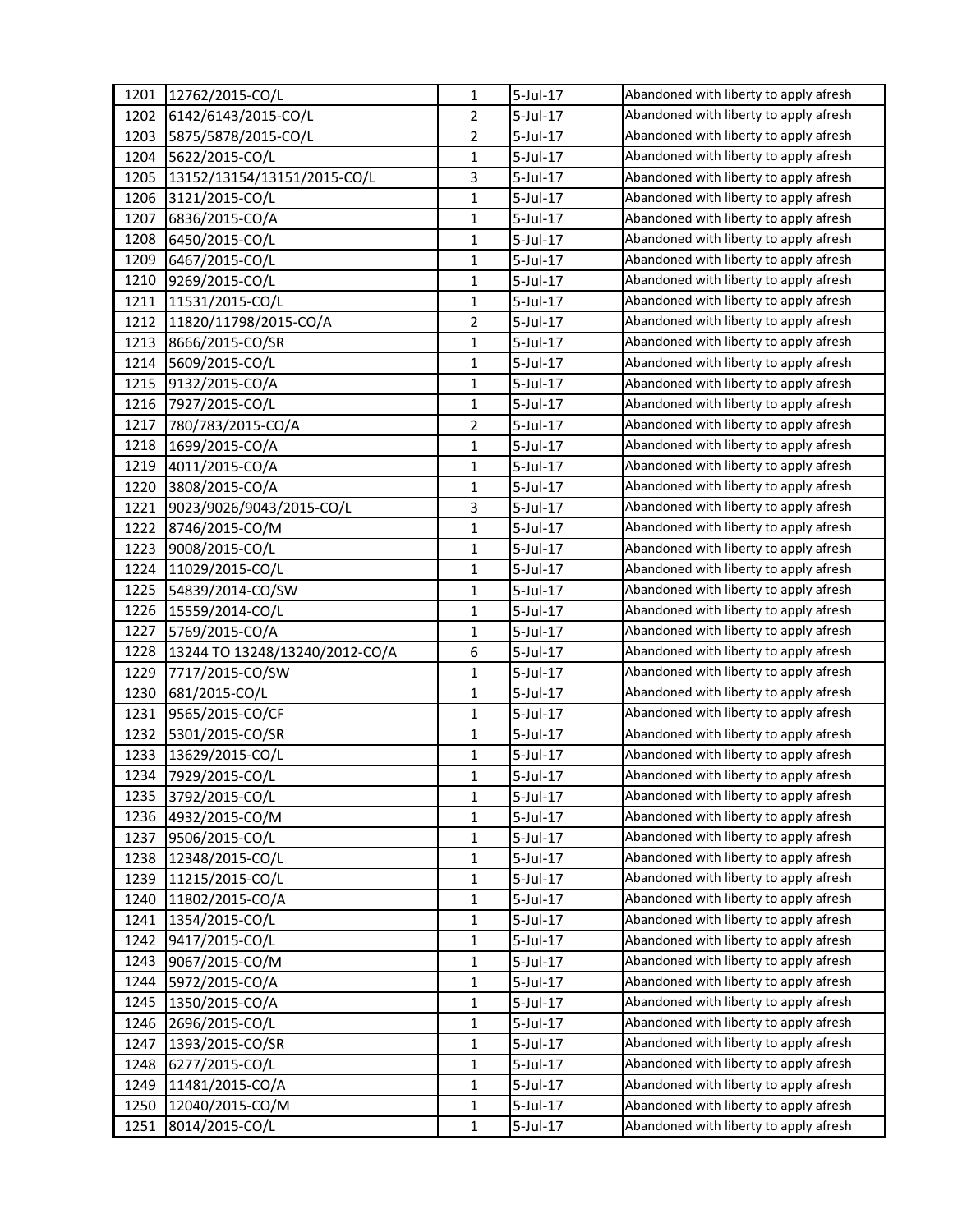| 1201 | 12762/2015-CO/L | 1 | 5-Jul-17 | Abandoned with liberty to apply afresh |
|---|---|---|---|---|
| 1202 | 6142/6143/2015-CO/L | 2 | 5-Jul-17 | Abandoned with liberty to apply afresh |
| 1203 | 5875/5878/2015-CO/L | 2 | 5-Jul-17 | Abandoned with liberty to apply afresh |
| 1204 | 5622/2015-CO/L | 1 | 5-Jul-17 | Abandoned with liberty to apply afresh |
| 1205 | 13152/13154/13151/2015-CO/L | 3 | 5-Jul-17 | Abandoned with liberty to apply afresh |
| 1206 | 3121/2015-CO/L | 1 | 5-Jul-17 | Abandoned with liberty to apply afresh |
| 1207 | 6836/2015-CO/A | 1 | 5-Jul-17 | Abandoned with liberty to apply afresh |
| 1208 | 6450/2015-CO/L | 1 | 5-Jul-17 | Abandoned with liberty to apply afresh |
| 1209 | 6467/2015-CO/L | 1 | 5-Jul-17 | Abandoned with liberty to apply afresh |
| 1210 | 9269/2015-CO/L | 1 | 5-Jul-17 | Abandoned with liberty to apply afresh |
| 1211 | 11531/2015-CO/L | 1 | 5-Jul-17 | Abandoned with liberty to apply afresh |
| 1212 | 11820/11798/2015-CO/A | 2 | 5-Jul-17 | Abandoned with liberty to apply afresh |
| 1213 | 8666/2015-CO/SR | 1 | 5-Jul-17 | Abandoned with liberty to apply afresh |
| 1214 | 5609/2015-CO/L | 1 | 5-Jul-17 | Abandoned with liberty to apply afresh |
| 1215 | 9132/2015-CO/A | 1 | 5-Jul-17 | Abandoned with liberty to apply afresh |
| 1216 | 7927/2015-CO/L | 1 | 5-Jul-17 | Abandoned with liberty to apply afresh |
| 1217 | 780/783/2015-CO/A | 2 | 5-Jul-17 | Abandoned with liberty to apply afresh |
| 1218 | 1699/2015-CO/A | 1 | 5-Jul-17 | Abandoned with liberty to apply afresh |
| 1219 | 4011/2015-CO/A | 1 | 5-Jul-17 | Abandoned with liberty to apply afresh |
| 1220 | 3808/2015-CO/A | 1 | 5-Jul-17 | Abandoned with liberty to apply afresh |
| 1221 | 9023/9026/9043/2015-CO/L | 3 | 5-Jul-17 | Abandoned with liberty to apply afresh |
| 1222 | 8746/2015-CO/M | 1 | 5-Jul-17 | Abandoned with liberty to apply afresh |
| 1223 | 9008/2015-CO/L | 1 | 5-Jul-17 | Abandoned with liberty to apply afresh |
| 1224 | 11029/2015-CO/L | 1 | 5-Jul-17 | Abandoned with liberty to apply afresh |
| 1225 | 54839/2014-CO/SW | 1 | 5-Jul-17 | Abandoned with liberty to apply afresh |
| 1226 | 15559/2014-CO/L | 1 | 5-Jul-17 | Abandoned with liberty to apply afresh |
| 1227 | 5769/2015-CO/A | 1 | 5-Jul-17 | Abandoned with liberty to apply afresh |
| 1228 | 13244 TO 13248/13240/2012-CO/A | 6 | 5-Jul-17 | Abandoned with liberty to apply afresh |
| 1229 | 7717/2015-CO/SW | 1 | 5-Jul-17 | Abandoned with liberty to apply afresh |
| 1230 | 681/2015-CO/L | 1 | 5-Jul-17 | Abandoned with liberty to apply afresh |
| 1231 | 9565/2015-CO/CF | 1 | 5-Jul-17 | Abandoned with liberty to apply afresh |
| 1232 | 5301/2015-CO/SR | 1 | 5-Jul-17 | Abandoned with liberty to apply afresh |
| 1233 | 13629/2015-CO/L | 1 | 5-Jul-17 | Abandoned with liberty to apply afresh |
| 1234 | 7929/2015-CO/L | 1 | 5-Jul-17 | Abandoned with liberty to apply afresh |
| 1235 | 3792/2015-CO/L | 1 | 5-Jul-17 | Abandoned with liberty to apply afresh |
| 1236 | 4932/2015-CO/M | 1 | 5-Jul-17 | Abandoned with liberty to apply afresh |
| 1237 | 9506/2015-CO/L | 1 | 5-Jul-17 | Abandoned with liberty to apply afresh |
| 1238 | 12348/2015-CO/L | 1 | 5-Jul-17 | Abandoned with liberty to apply afresh |
| 1239 | 11215/2015-CO/L | 1 | 5-Jul-17 | Abandoned with liberty to apply afresh |
| 1240 | 11802/2015-CO/A | 1 | 5-Jul-17 | Abandoned with liberty to apply afresh |
| 1241 | 1354/2015-CO/L | 1 | 5-Jul-17 | Abandoned with liberty to apply afresh |
| 1242 | 9417/2015-CO/L | 1 | 5-Jul-17 | Abandoned with liberty to apply afresh |
| 1243 | 9067/2015-CO/M | 1 | 5-Jul-17 | Abandoned with liberty to apply afresh |
| 1244 | 5972/2015-CO/A | 1 | 5-Jul-17 | Abandoned with liberty to apply afresh |
| 1245 | 1350/2015-CO/A | 1 | 5-Jul-17 | Abandoned with liberty to apply afresh |
| 1246 | 2696/2015-CO/L | 1 | 5-Jul-17 | Abandoned with liberty to apply afresh |
| 1247 | 1393/2015-CO/SR | 1 | 5-Jul-17 | Abandoned with liberty to apply afresh |
| 1248 | 6277/2015-CO/L | 1 | 5-Jul-17 | Abandoned with liberty to apply afresh |
| 1249 | 11481/2015-CO/A | 1 | 5-Jul-17 | Abandoned with liberty to apply afresh |
| 1250 | 12040/2015-CO/M | 1 | 5-Jul-17 | Abandoned with liberty to apply afresh |
| 1251 | 8014/2015-CO/L | 1 | 5-Jul-17 | Abandoned with liberty to apply afresh |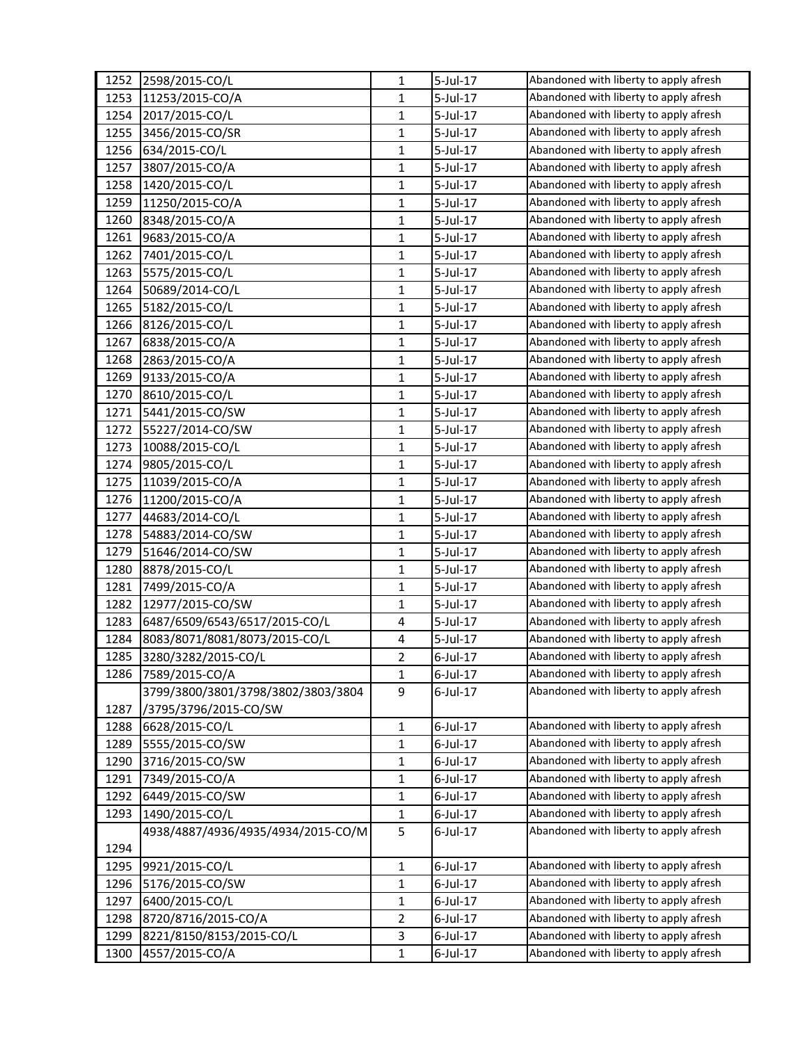| | | | | |
|---|---|---|---|---|
| 1252 | 2598/2015-CO/L | 1 | 5-Jul-17 | Abandoned with liberty to apply afresh |
| 1253 | 11253/2015-CO/A | 1 | 5-Jul-17 | Abandoned with liberty to apply afresh |
| 1254 | 2017/2015-CO/L | 1 | 5-Jul-17 | Abandoned with liberty to apply afresh |
| 1255 | 3456/2015-CO/SR | 1 | 5-Jul-17 | Abandoned with liberty to apply afresh |
| 1256 | 634/2015-CO/L | 1 | 5-Jul-17 | Abandoned with liberty to apply afresh |
| 1257 | 3807/2015-CO/A | 1 | 5-Jul-17 | Abandoned with liberty to apply afresh |
| 1258 | 1420/2015-CO/L | 1 | 5-Jul-17 | Abandoned with liberty to apply afresh |
| 1259 | 11250/2015-CO/A | 1 | 5-Jul-17 | Abandoned with liberty to apply afresh |
| 1260 | 8348/2015-CO/A | 1 | 5-Jul-17 | Abandoned with liberty to apply afresh |
| 1261 | 9683/2015-CO/A | 1 | 5-Jul-17 | Abandoned with liberty to apply afresh |
| 1262 | 7401/2015-CO/L | 1 | 5-Jul-17 | Abandoned with liberty to apply afresh |
| 1263 | 5575/2015-CO/L | 1 | 5-Jul-17 | Abandoned with liberty to apply afresh |
| 1264 | 50689/2014-CO/L | 1 | 5-Jul-17 | Abandoned with liberty to apply afresh |
| 1265 | 5182/2015-CO/L | 1 | 5-Jul-17 | Abandoned with liberty to apply afresh |
| 1266 | 8126/2015-CO/L | 1 | 5-Jul-17 | Abandoned with liberty to apply afresh |
| 1267 | 6838/2015-CO/A | 1 | 5-Jul-17 | Abandoned with liberty to apply afresh |
| 1268 | 2863/2015-CO/A | 1 | 5-Jul-17 | Abandoned with liberty to apply afresh |
| 1269 | 9133/2015-CO/A | 1 | 5-Jul-17 | Abandoned with liberty to apply afresh |
| 1270 | 8610/2015-CO/L | 1 | 5-Jul-17 | Abandoned with liberty to apply afresh |
| 1271 | 5441/2015-CO/SW | 1 | 5-Jul-17 | Abandoned with liberty to apply afresh |
| 1272 | 55227/2014-CO/SW | 1 | 5-Jul-17 | Abandoned with liberty to apply afresh |
| 1273 | 10088/2015-CO/L | 1 | 5-Jul-17 | Abandoned with liberty to apply afresh |
| 1274 | 9805/2015-CO/L | 1 | 5-Jul-17 | Abandoned with liberty to apply afresh |
| 1275 | 11039/2015-CO/A | 1 | 5-Jul-17 | Abandoned with liberty to apply afresh |
| 1276 | 11200/2015-CO/A | 1 | 5-Jul-17 | Abandoned with liberty to apply afresh |
| 1277 | 44683/2014-CO/L | 1 | 5-Jul-17 | Abandoned with liberty to apply afresh |
| 1278 | 54883/2014-CO/SW | 1 | 5-Jul-17 | Abandoned with liberty to apply afresh |
| 1279 | 51646/2014-CO/SW | 1 | 5-Jul-17 | Abandoned with liberty to apply afresh |
| 1280 | 8878/2015-CO/L | 1 | 5-Jul-17 | Abandoned with liberty to apply afresh |
| 1281 | 7499/2015-CO/A | 1 | 5-Jul-17 | Abandoned with liberty to apply afresh |
| 1282 | 12977/2015-CO/SW | 1 | 5-Jul-17 | Abandoned with liberty to apply afresh |
| 1283 | 6487/6509/6543/6517/2015-CO/L | 4 | 5-Jul-17 | Abandoned with liberty to apply afresh |
| 1284 | 8083/8071/8081/8073/2015-CO/L | 4 | 5-Jul-17 | Abandoned with liberty to apply afresh |
| 1285 | 3280/3282/2015-CO/L | 2 | 6-Jul-17 | Abandoned with liberty to apply afresh |
| 1286 | 7589/2015-CO/A | 1 | 6-Jul-17 | Abandoned with liberty to apply afresh |
| 1287 | 3799/3800/3801/3798/3802/3803/3804/3795/3796/2015-CO/SW | 9 | 6-Jul-17 | Abandoned with liberty to apply afresh |
| 1288 | 6628/2015-CO/L | 1 | 6-Jul-17 | Abandoned with liberty to apply afresh |
| 1289 | 5555/2015-CO/SW | 1 | 6-Jul-17 | Abandoned with liberty to apply afresh |
| 1290 | 3716/2015-CO/SW | 1 | 6-Jul-17 | Abandoned with liberty to apply afresh |
| 1291 | 7349/2015-CO/A | 1 | 6-Jul-17 | Abandoned with liberty to apply afresh |
| 1292 | 6449/2015-CO/SW | 1 | 6-Jul-17 | Abandoned with liberty to apply afresh |
| 1293 | 1490/2015-CO/L | 1 | 6-Jul-17 | Abandoned with liberty to apply afresh |
| 1294 | 4938/4887/4936/4935/4934/2015-CO/M | 5 | 6-Jul-17 | Abandoned with liberty to apply afresh |
| 1295 | 9921/2015-CO/L | 1 | 6-Jul-17 | Abandoned with liberty to apply afresh |
| 1296 | 5176/2015-CO/SW | 1 | 6-Jul-17 | Abandoned with liberty to apply afresh |
| 1297 | 6400/2015-CO/L | 1 | 6-Jul-17 | Abandoned with liberty to apply afresh |
| 1298 | 8720/8716/2015-CO/A | 2 | 6-Jul-17 | Abandoned with liberty to apply afresh |
| 1299 | 8221/8150/8153/2015-CO/L | 3 | 6-Jul-17 | Abandoned with liberty to apply afresh |
| 1300 | 4557/2015-CO/A | 1 | 6-Jul-17 | Abandoned with liberty to apply afresh |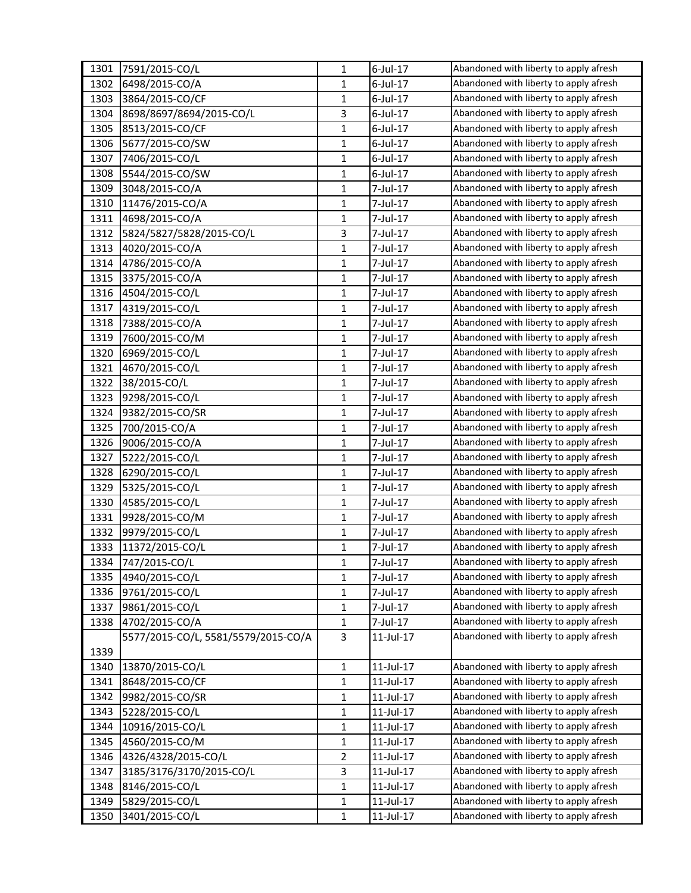| | | | | |
|---|---|---|---|---|
| 1301 | 7591/2015-CO/L | 1 | 6-Jul-17 | Abandoned with liberty to apply afresh |
| 1302 | 6498/2015-CO/A | 1 | 6-Jul-17 | Abandoned with liberty to apply afresh |
| 1303 | 3864/2015-CO/CF | 1 | 6-Jul-17 | Abandoned with liberty to apply afresh |
| 1304 | 8698/8697/8694/2015-CO/L | 3 | 6-Jul-17 | Abandoned with liberty to apply afresh |
| 1305 | 8513/2015-CO/CF | 1 | 6-Jul-17 | Abandoned with liberty to apply afresh |
| 1306 | 5677/2015-CO/SW | 1 | 6-Jul-17 | Abandoned with liberty to apply afresh |
| 1307 | 7406/2015-CO/L | 1 | 6-Jul-17 | Abandoned with liberty to apply afresh |
| 1308 | 5544/2015-CO/SW | 1 | 6-Jul-17 | Abandoned with liberty to apply afresh |
| 1309 | 3048/2015-CO/A | 1 | 7-Jul-17 | Abandoned with liberty to apply afresh |
| 1310 | 11476/2015-CO/A | 1 | 7-Jul-17 | Abandoned with liberty to apply afresh |
| 1311 | 4698/2015-CO/A | 1 | 7-Jul-17 | Abandoned with liberty to apply afresh |
| 1312 | 5824/5827/5828/2015-CO/L | 3 | 7-Jul-17 | Abandoned with liberty to apply afresh |
| 1313 | 4020/2015-CO/A | 1 | 7-Jul-17 | Abandoned with liberty to apply afresh |
| 1314 | 4786/2015-CO/A | 1 | 7-Jul-17 | Abandoned with liberty to apply afresh |
| 1315 | 3375/2015-CO/A | 1 | 7-Jul-17 | Abandoned with liberty to apply afresh |
| 1316 | 4504/2015-CO/L | 1 | 7-Jul-17 | Abandoned with liberty to apply afresh |
| 1317 | 4319/2015-CO/L | 1 | 7-Jul-17 | Abandoned with liberty to apply afresh |
| 1318 | 7388/2015-CO/A | 1 | 7-Jul-17 | Abandoned with liberty to apply afresh |
| 1319 | 7600/2015-CO/M | 1 | 7-Jul-17 | Abandoned with liberty to apply afresh |
| 1320 | 6969/2015-CO/L | 1 | 7-Jul-17 | Abandoned with liberty to apply afresh |
| 1321 | 4670/2015-CO/L | 1 | 7-Jul-17 | Abandoned with liberty to apply afresh |
| 1322 | 38/2015-CO/L | 1 | 7-Jul-17 | Abandoned with liberty to apply afresh |
| 1323 | 9298/2015-CO/L | 1 | 7-Jul-17 | Abandoned with liberty to apply afresh |
| 1324 | 9382/2015-CO/SR | 1 | 7-Jul-17 | Abandoned with liberty to apply afresh |
| 1325 | 700/2015-CO/A | 1 | 7-Jul-17 | Abandoned with liberty to apply afresh |
| 1326 | 9006/2015-CO/A | 1 | 7-Jul-17 | Abandoned with liberty to apply afresh |
| 1327 | 5222/2015-CO/L | 1 | 7-Jul-17 | Abandoned with liberty to apply afresh |
| 1328 | 6290/2015-CO/L | 1 | 7-Jul-17 | Abandoned with liberty to apply afresh |
| 1329 | 5325/2015-CO/L | 1 | 7-Jul-17 | Abandoned with liberty to apply afresh |
| 1330 | 4585/2015-CO/L | 1 | 7-Jul-17 | Abandoned with liberty to apply afresh |
| 1331 | 9928/2015-CO/M | 1 | 7-Jul-17 | Abandoned with liberty to apply afresh |
| 1332 | 9979/2015-CO/L | 1 | 7-Jul-17 | Abandoned with liberty to apply afresh |
| 1333 | 11372/2015-CO/L | 1 | 7-Jul-17 | Abandoned with liberty to apply afresh |
| 1334 | 747/2015-CO/L | 1 | 7-Jul-17 | Abandoned with liberty to apply afresh |
| 1335 | 4940/2015-CO/L | 1 | 7-Jul-17 | Abandoned with liberty to apply afresh |
| 1336 | 9761/2015-CO/L | 1 | 7-Jul-17 | Abandoned with liberty to apply afresh |
| 1337 | 9861/2015-CO/L | 1 | 7-Jul-17 | Abandoned with liberty to apply afresh |
| 1338 | 4702/2015-CO/A | 1 | 7-Jul-17 | Abandoned with liberty to apply afresh |
| 1339 | 5577/2015-CO/L, 5581/5579/2015-CO/A | 3 | 11-Jul-17 | Abandoned with liberty to apply afresh |
| 1340 | 13870/2015-CO/L | 1 | 11-Jul-17 | Abandoned with liberty to apply afresh |
| 1341 | 8648/2015-CO/CF | 1 | 11-Jul-17 | Abandoned with liberty to apply afresh |
| 1342 | 9982/2015-CO/SR | 1 | 11-Jul-17 | Abandoned with liberty to apply afresh |
| 1343 | 5228/2015-CO/L | 1 | 11-Jul-17 | Abandoned with liberty to apply afresh |
| 1344 | 10916/2015-CO/L | 1 | 11-Jul-17 | Abandoned with liberty to apply afresh |
| 1345 | 4560/2015-CO/M | 1 | 11-Jul-17 | Abandoned with liberty to apply afresh |
| 1346 | 4326/4328/2015-CO/L | 2 | 11-Jul-17 | Abandoned with liberty to apply afresh |
| 1347 | 3185/3176/3170/2015-CO/L | 3 | 11-Jul-17 | Abandoned with liberty to apply afresh |
| 1348 | 8146/2015-CO/L | 1 | 11-Jul-17 | Abandoned with liberty to apply afresh |
| 1349 | 5829/2015-CO/L | 1 | 11-Jul-17 | Abandoned with liberty to apply afresh |
| 1350 | 3401/2015-CO/L | 1 | 11-Jul-17 | Abandoned with liberty to apply afresh |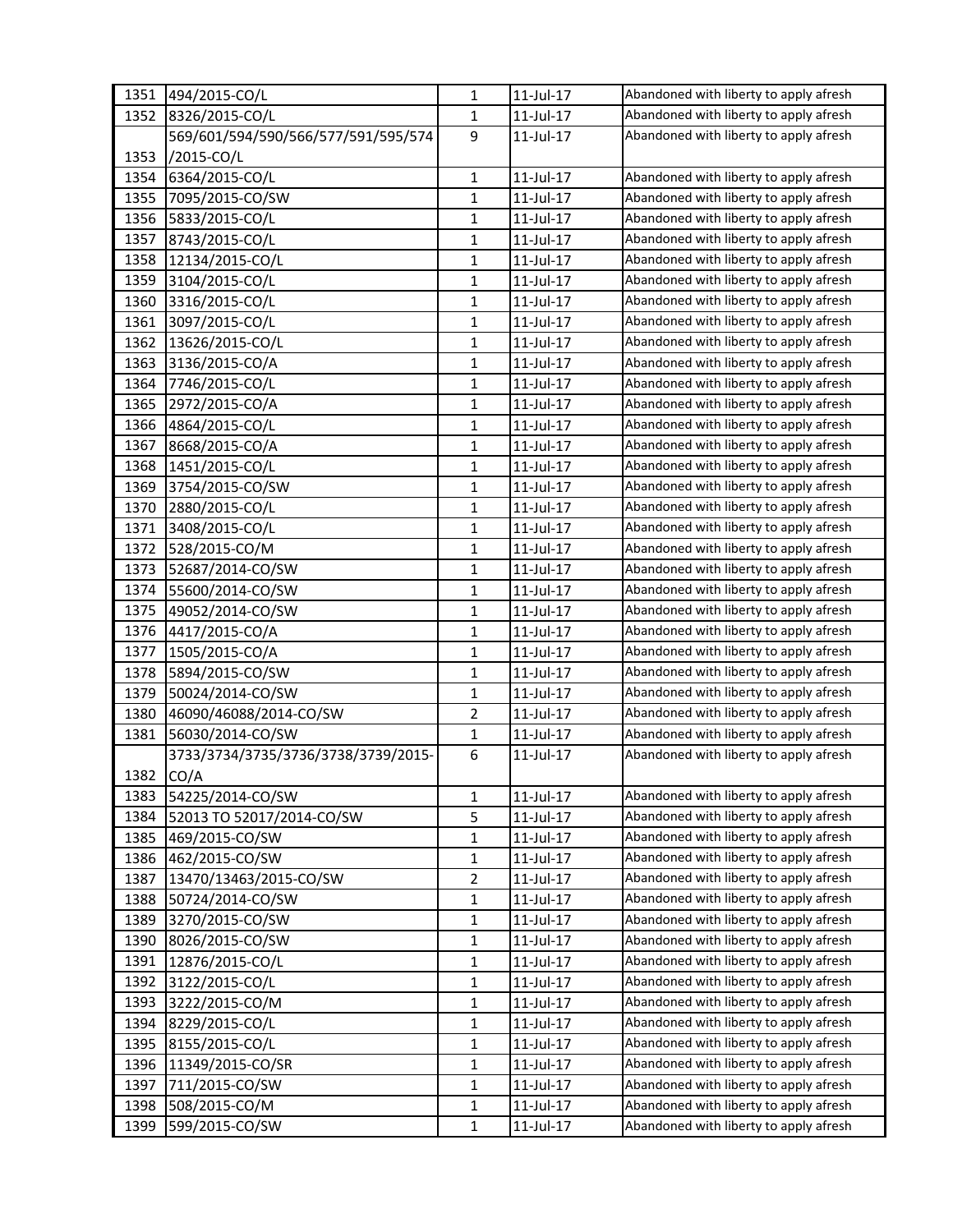| | | | | |
|---|---|---|---|---|
| 1351 | 494/2015-CO/L | 1 | 11-Jul-17 | Abandoned with liberty to apply afresh |
| 1352 | 8326/2015-CO/L | 1 | 11-Jul-17 | Abandoned with liberty to apply afresh |
| 1353 | 569/601/594/590/566/577/591/595/574/2015-CO/L | 9 | 11-Jul-17 | Abandoned with liberty to apply afresh |
| 1354 | 6364/2015-CO/L | 1 | 11-Jul-17 | Abandoned with liberty to apply afresh |
| 1355 | 7095/2015-CO/SW | 1 | 11-Jul-17 | Abandoned with liberty to apply afresh |
| 1356 | 5833/2015-CO/L | 1 | 11-Jul-17 | Abandoned with liberty to apply afresh |
| 1357 | 8743/2015-CO/L | 1 | 11-Jul-17 | Abandoned with liberty to apply afresh |
| 1358 | 12134/2015-CO/L | 1 | 11-Jul-17 | Abandoned with liberty to apply afresh |
| 1359 | 3104/2015-CO/L | 1 | 11-Jul-17 | Abandoned with liberty to apply afresh |
| 1360 | 3316/2015-CO/L | 1 | 11-Jul-17 | Abandoned with liberty to apply afresh |
| 1361 | 3097/2015-CO/L | 1 | 11-Jul-17 | Abandoned with liberty to apply afresh |
| 1362 | 13626/2015-CO/L | 1 | 11-Jul-17 | Abandoned with liberty to apply afresh |
| 1363 | 3136/2015-CO/A | 1 | 11-Jul-17 | Abandoned with liberty to apply afresh |
| 1364 | 7746/2015-CO/L | 1 | 11-Jul-17 | Abandoned with liberty to apply afresh |
| 1365 | 2972/2015-CO/A | 1 | 11-Jul-17 | Abandoned with liberty to apply afresh |
| 1366 | 4864/2015-CO/L | 1 | 11-Jul-17 | Abandoned with liberty to apply afresh |
| 1367 | 8668/2015-CO/A | 1 | 11-Jul-17 | Abandoned with liberty to apply afresh |
| 1368 | 1451/2015-CO/L | 1 | 11-Jul-17 | Abandoned with liberty to apply afresh |
| 1369 | 3754/2015-CO/SW | 1 | 11-Jul-17 | Abandoned with liberty to apply afresh |
| 1370 | 2880/2015-CO/L | 1 | 11-Jul-17 | Abandoned with liberty to apply afresh |
| 1371 | 3408/2015-CO/L | 1 | 11-Jul-17 | Abandoned with liberty to apply afresh |
| 1372 | 528/2015-CO/M | 1 | 11-Jul-17 | Abandoned with liberty to apply afresh |
| 1373 | 52687/2014-CO/SW | 1 | 11-Jul-17 | Abandoned with liberty to apply afresh |
| 1374 | 55600/2014-CO/SW | 1 | 11-Jul-17 | Abandoned with liberty to apply afresh |
| 1375 | 49052/2014-CO/SW | 1 | 11-Jul-17 | Abandoned with liberty to apply afresh |
| 1376 | 4417/2015-CO/A | 1 | 11-Jul-17 | Abandoned with liberty to apply afresh |
| 1377 | 1505/2015-CO/A | 1 | 11-Jul-17 | Abandoned with liberty to apply afresh |
| 1378 | 5894/2015-CO/SW | 1 | 11-Jul-17 | Abandoned with liberty to apply afresh |
| 1379 | 50024/2014-CO/SW | 1 | 11-Jul-17 | Abandoned with liberty to apply afresh |
| 1380 | 46090/46088/2014-CO/SW | 2 | 11-Jul-17 | Abandoned with liberty to apply afresh |
| 1381 | 56030/2014-CO/SW | 1 | 11-Jul-17 | Abandoned with liberty to apply afresh |
| 1382 | 3733/3734/3735/3736/3738/3739/2015-CO/A | 6 | 11-Jul-17 | Abandoned with liberty to apply afresh |
| 1383 | 54225/2014-CO/SW | 1 | 11-Jul-17 | Abandoned with liberty to apply afresh |
| 1384 | 52013 TO 52017/2014-CO/SW | 5 | 11-Jul-17 | Abandoned with liberty to apply afresh |
| 1385 | 469/2015-CO/SW | 1 | 11-Jul-17 | Abandoned with liberty to apply afresh |
| 1386 | 462/2015-CO/SW | 1 | 11-Jul-17 | Abandoned with liberty to apply afresh |
| 1387 | 13470/13463/2015-CO/SW | 2 | 11-Jul-17 | Abandoned with liberty to apply afresh |
| 1388 | 50724/2014-CO/SW | 1 | 11-Jul-17 | Abandoned with liberty to apply afresh |
| 1389 | 3270/2015-CO/SW | 1 | 11-Jul-17 | Abandoned with liberty to apply afresh |
| 1390 | 8026/2015-CO/SW | 1 | 11-Jul-17 | Abandoned with liberty to apply afresh |
| 1391 | 12876/2015-CO/L | 1 | 11-Jul-17 | Abandoned with liberty to apply afresh |
| 1392 | 3122/2015-CO/L | 1 | 11-Jul-17 | Abandoned with liberty to apply afresh |
| 1393 | 3222/2015-CO/M | 1 | 11-Jul-17 | Abandoned with liberty to apply afresh |
| 1394 | 8229/2015-CO/L | 1 | 11-Jul-17 | Abandoned with liberty to apply afresh |
| 1395 | 8155/2015-CO/L | 1 | 11-Jul-17 | Abandoned with liberty to apply afresh |
| 1396 | 11349/2015-CO/SR | 1 | 11-Jul-17 | Abandoned with liberty to apply afresh |
| 1397 | 711/2015-CO/SW | 1 | 11-Jul-17 | Abandoned with liberty to apply afresh |
| 1398 | 508/2015-CO/M | 1 | 11-Jul-17 | Abandoned with liberty to apply afresh |
| 1399 | 599/2015-CO/SW | 1 | 11-Jul-17 | Abandoned with liberty to apply afresh |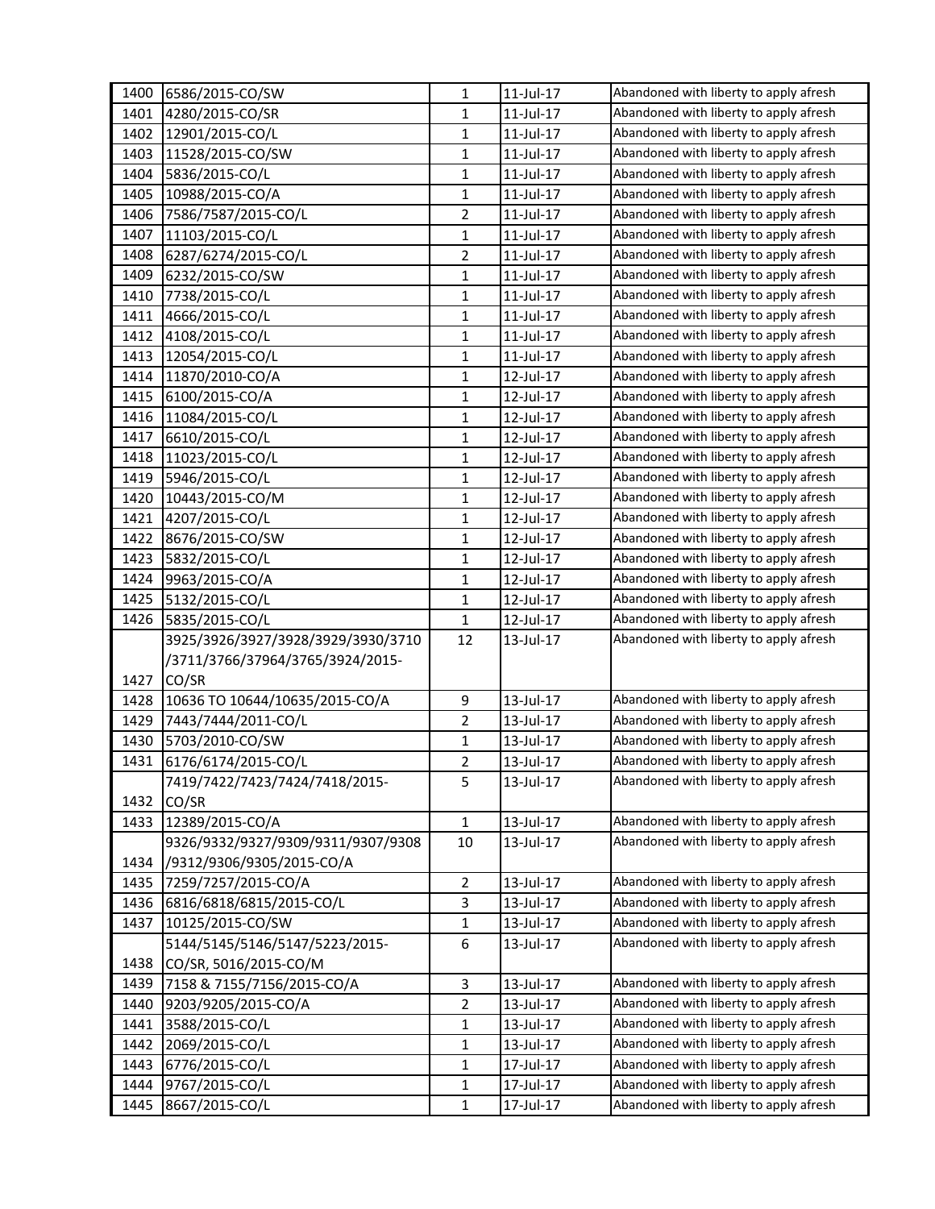| | | | | |
|---|---|---|---|---|
| 1400 | 6586/2015-CO/SW | 1 | 11-Jul-17 | Abandoned with liberty to apply afresh |
| 1401 | 4280/2015-CO/SR | 1 | 11-Jul-17 | Abandoned with liberty to apply afresh |
| 1402 | 12901/2015-CO/L | 1 | 11-Jul-17 | Abandoned with liberty to apply afresh |
| 1403 | 11528/2015-CO/SW | 1 | 11-Jul-17 | Abandoned with liberty to apply afresh |
| 1404 | 5836/2015-CO/L | 1 | 11-Jul-17 | Abandoned with liberty to apply afresh |
| 1405 | 10988/2015-CO/A | 1 | 11-Jul-17 | Abandoned with liberty to apply afresh |
| 1406 | 7586/7587/2015-CO/L | 2 | 11-Jul-17 | Abandoned with liberty to apply afresh |
| 1407 | 11103/2015-CO/L | 1 | 11-Jul-17 | Abandoned with liberty to apply afresh |
| 1408 | 6287/6274/2015-CO/L | 2 | 11-Jul-17 | Abandoned with liberty to apply afresh |
| 1409 | 6232/2015-CO/SW | 1 | 11-Jul-17 | Abandoned with liberty to apply afresh |
| 1410 | 7738/2015-CO/L | 1 | 11-Jul-17 | Abandoned with liberty to apply afresh |
| 1411 | 4666/2015-CO/L | 1 | 11-Jul-17 | Abandoned with liberty to apply afresh |
| 1412 | 4108/2015-CO/L | 1 | 11-Jul-17 | Abandoned with liberty to apply afresh |
| 1413 | 12054/2015-CO/L | 1 | 11-Jul-17 | Abandoned with liberty to apply afresh |
| 1414 | 11870/2010-CO/A | 1 | 12-Jul-17 | Abandoned with liberty to apply afresh |
| 1415 | 6100/2015-CO/A | 1 | 12-Jul-17 | Abandoned with liberty to apply afresh |
| 1416 | 11084/2015-CO/L | 1 | 12-Jul-17 | Abandoned with liberty to apply afresh |
| 1417 | 6610/2015-CO/L | 1 | 12-Jul-17 | Abandoned with liberty to apply afresh |
| 1418 | 11023/2015-CO/L | 1 | 12-Jul-17 | Abandoned with liberty to apply afresh |
| 1419 | 5946/2015-CO/L | 1 | 12-Jul-17 | Abandoned with liberty to apply afresh |
| 1420 | 10443/2015-CO/M | 1 | 12-Jul-17 | Abandoned with liberty to apply afresh |
| 1421 | 4207/2015-CO/L | 1 | 12-Jul-17 | Abandoned with liberty to apply afresh |
| 1422 | 8676/2015-CO/SW | 1 | 12-Jul-17 | Abandoned with liberty to apply afresh |
| 1423 | 5832/2015-CO/L | 1 | 12-Jul-17 | Abandoned with liberty to apply afresh |
| 1424 | 9963/2015-CO/A | 1 | 12-Jul-17 | Abandoned with liberty to apply afresh |
| 1425 | 5132/2015-CO/L | 1 | 12-Jul-17 | Abandoned with liberty to apply afresh |
| 1426 | 5835/2015-CO/L | 1 | 12-Jul-17 | Abandoned with liberty to apply afresh |
| 1427 | 3925/3926/3927/3928/3929/3930/3710 /3711/3766/37964/3765/3924/2015-CO/SR | 12 | 13-Jul-17 | Abandoned with liberty to apply afresh |
| 1428 | 10636 TO 10644/10635/2015-CO/A | 9 | 13-Jul-17 | Abandoned with liberty to apply afresh |
| 1429 | 7443/7444/2011-CO/L | 2 | 13-Jul-17 | Abandoned with liberty to apply afresh |
| 1430 | 5703/2010-CO/SW | 1 | 13-Jul-17 | Abandoned with liberty to apply afresh |
| 1431 | 6176/6174/2015-CO/L | 2 | 13-Jul-17 | Abandoned with liberty to apply afresh |
| 1432 | 7419/7422/7423/7424/7418/2015-CO/SR | 5 | 13-Jul-17 | Abandoned with liberty to apply afresh |
| 1433 | 12389/2015-CO/A | 1 | 13-Jul-17 | Abandoned with liberty to apply afresh |
| 1434 | 9326/9332/9327/9309/9311/9307/9308 /9312/9306/9305/2015-CO/A | 10 | 13-Jul-17 | Abandoned with liberty to apply afresh |
| 1435 | 7259/7257/2015-CO/A | 2 | 13-Jul-17 | Abandoned with liberty to apply afresh |
| 1436 | 6816/6818/6815/2015-CO/L | 3 | 13-Jul-17 | Abandoned with liberty to apply afresh |
| 1437 | 10125/2015-CO/SW | 1 | 13-Jul-17 | Abandoned with liberty to apply afresh |
| 1438 | 5144/5145/5146/5147/5223/2015-CO/SR, 5016/2015-CO/M | 6 | 13-Jul-17 | Abandoned with liberty to apply afresh |
| 1439 | 7158 & 7155/7156/2015-CO/A | 3 | 13-Jul-17 | Abandoned with liberty to apply afresh |
| 1440 | 9203/9205/2015-CO/A | 2 | 13-Jul-17 | Abandoned with liberty to apply afresh |
| 1441 | 3588/2015-CO/L | 1 | 13-Jul-17 | Abandoned with liberty to apply afresh |
| 1442 | 2069/2015-CO/L | 1 | 13-Jul-17 | Abandoned with liberty to apply afresh |
| 1443 | 6776/2015-CO/L | 1 | 17-Jul-17 | Abandoned with liberty to apply afresh |
| 1444 | 9767/2015-CO/L | 1 | 17-Jul-17 | Abandoned with liberty to apply afresh |
| 1445 | 8667/2015-CO/L | 1 | 17-Jul-17 | Abandoned with liberty to apply afresh |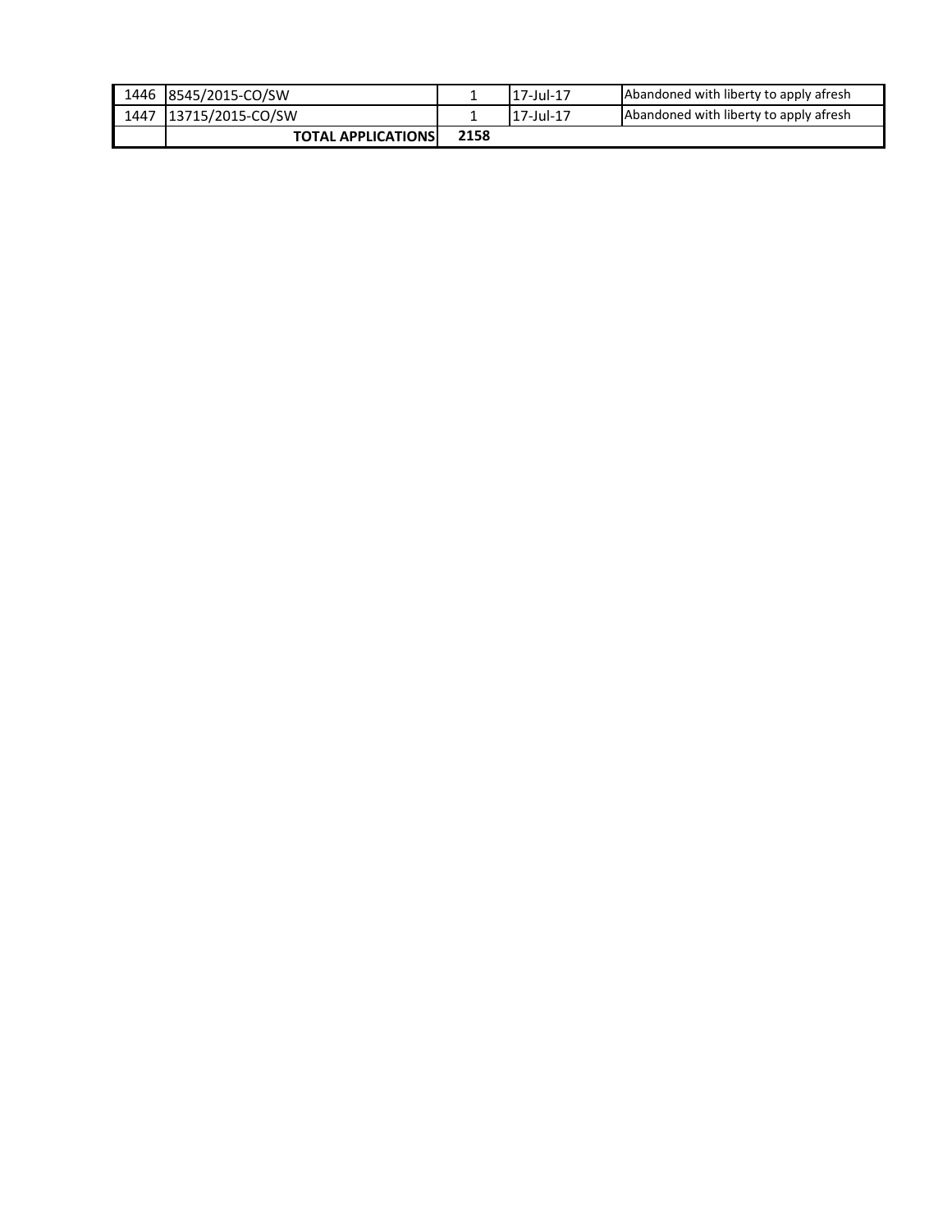| | | | | |
|---|---|---|---|---|
| 1446 | 8545/2015-CO/SW | 1 | 17-Jul-17 | Abandoned with liberty to apply afresh |
| 1447 | 13715/2015-CO/SW | 1 | 17-Jul-17 | Abandoned with liberty to apply afresh |
| | **TOTAL APPLICATIONS** | **2158** | | |